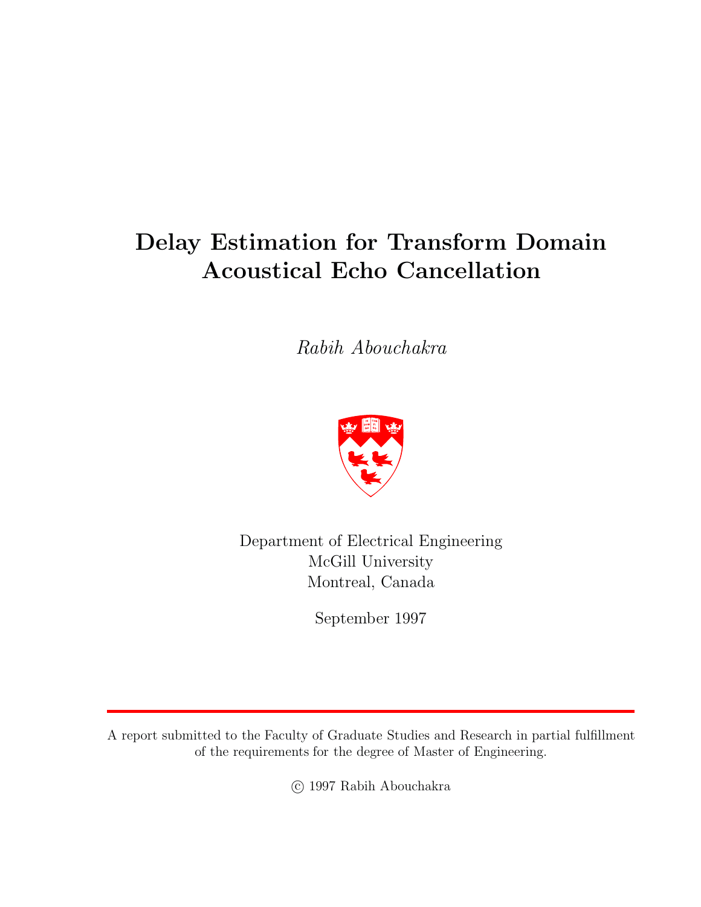# Delay Estimation for Transform Domain Acoustical Echo Cancellation

*Rabih Abouchakra*

Department of Electrical Engineering
McGill University
Montreal, Canada

September 1997

A report submitted to the Faculty of Graduate Studies and Research in partial fulfillment of the requirements for the degree of Master of Engineering.

© 1997 Rabih Abouchakra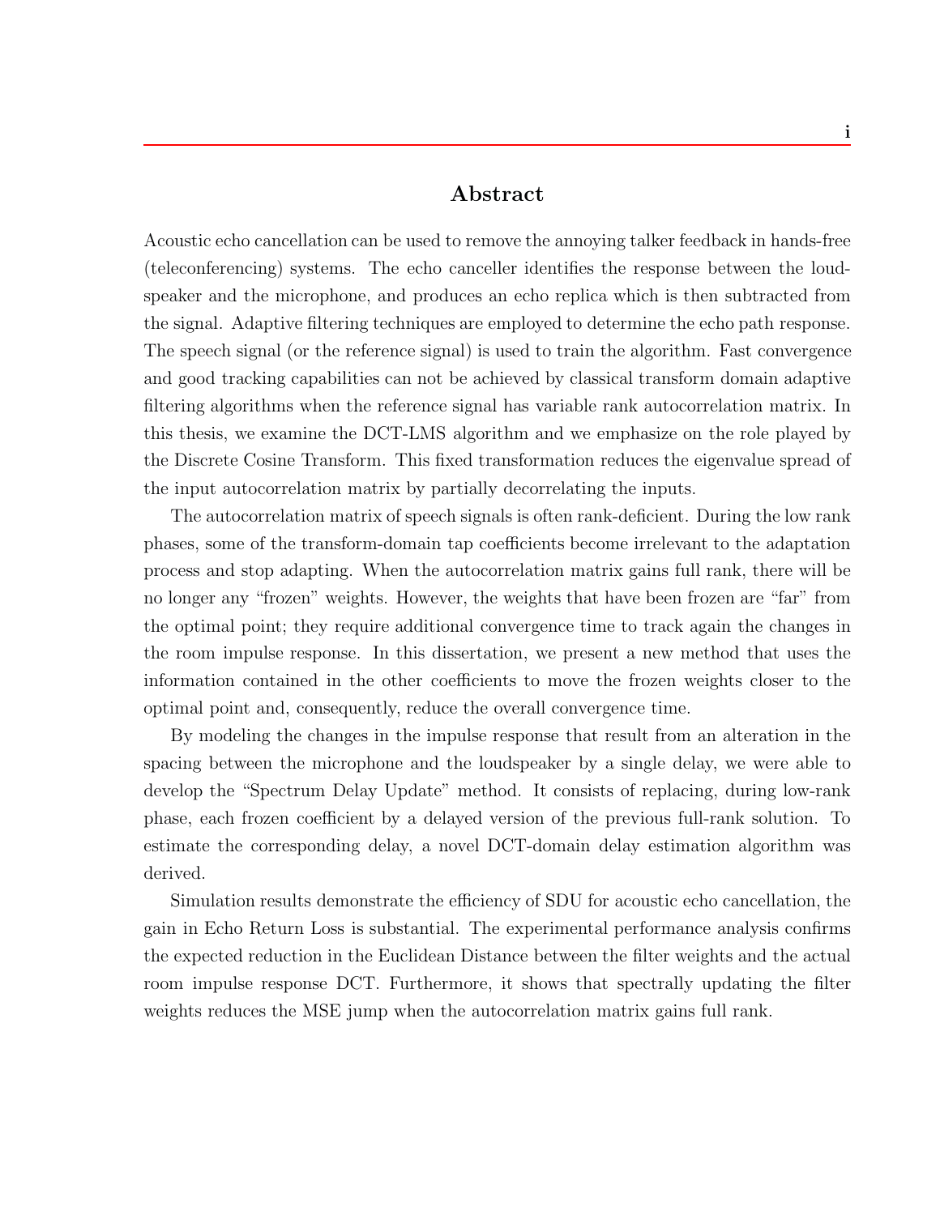## Abstract

Acoustic echo cancellation can be used to remove the annoying talker feedback in hands-free (teleconferencing) systems. The echo canceller identifies the response between the loudspeaker and the microphone, and produces an echo replica which is then subtracted from the signal. Adaptive filtering techniques are employed to determine the echo path response. The speech signal (or the reference signal) is used to train the algorithm. Fast convergence and good tracking capabilities can not be achieved by classical transform domain adaptive filtering algorithms when the reference signal has variable rank autocorrelation matrix. In this thesis, we examine the DCT-LMS algorithm and we emphasize on the role played by the Discrete Cosine Transform. This fixed transformation reduces the eigenvalue spread of the input autocorrelation matrix by partially decorrelating the inputs.

The autocorrelation matrix of speech signals is often rank-deficient. During the low rank phases, some of the transform-domain tap coefficients become irrelevant to the adaptation process and stop adapting. When the autocorrelation matrix gains full rank, there will be no longer any "frozen" weights. However, the weights that have been frozen are "far" from the optimal point; they require additional convergence time to track again the changes in the room impulse response. In this dissertation, we present a new method that uses the information contained in the other coefficients to move the frozen weights closer to the optimal point and, consequently, reduce the overall convergence time.

By modeling the changes in the impulse response that result from an alteration in the spacing between the microphone and the loudspeaker by a single delay, we were able to develop the "Spectrum Delay Update" method. It consists of replacing, during low-rank phase, each frozen coefficient by a delayed version of the previous full-rank solution. To estimate the corresponding delay, a novel DCT-domain delay estimation algorithm was derived.

Simulation results demonstrate the efficiency of SDU for acoustic echo cancellation, the gain in Echo Return Loss is substantial. The experimental performance analysis confirms the expected reduction in the Euclidean Distance between the filter weights and the actual room impulse response DCT. Furthermore, it shows that spectrally updating the filter weights reduces the MSE jump when the autocorrelation matrix gains full rank.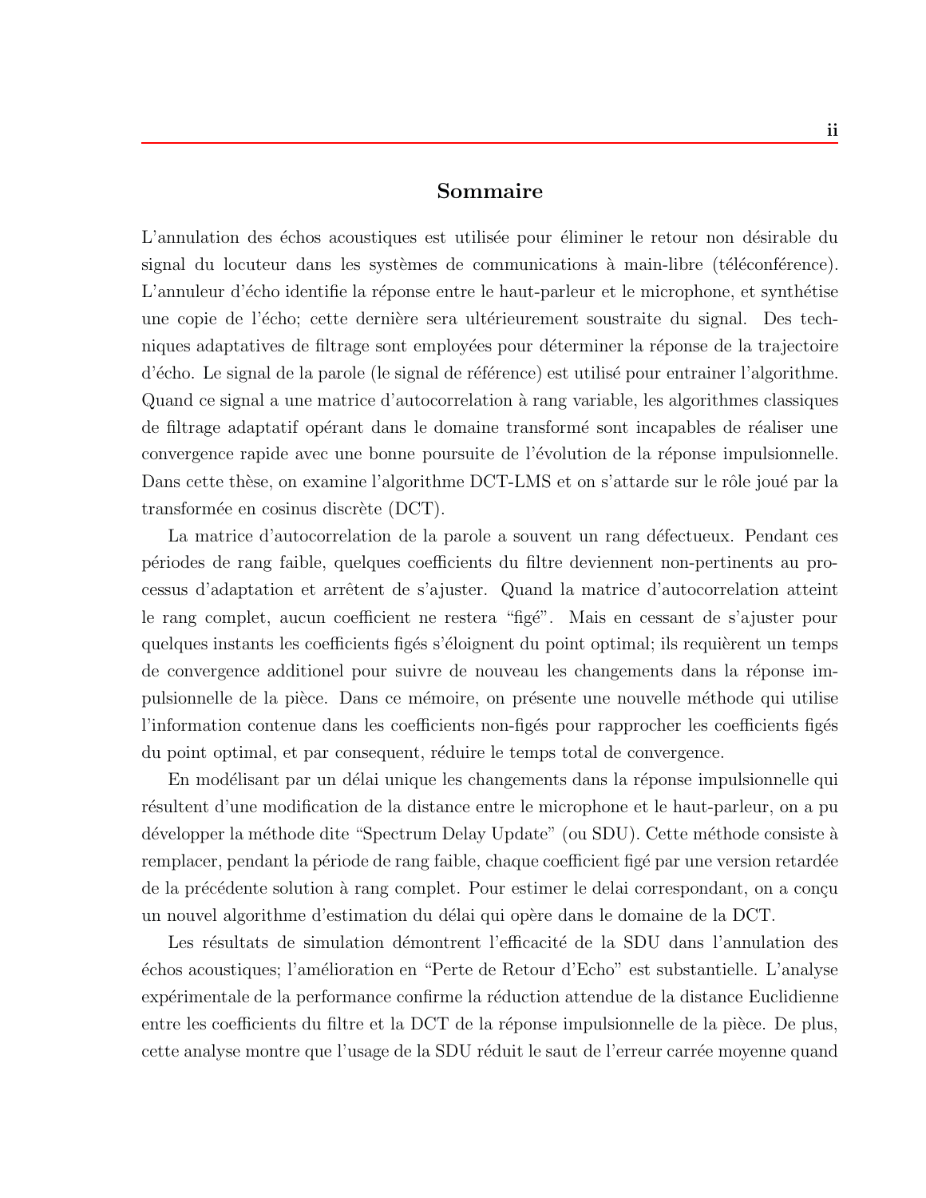## Sommaire

L'annulation des échos acoustiques est utilisée pour éliminer le retour non désirable du signal du locuteur dans les systèmes de communications à main-libre (téléconférence). L'annuleur d'écho identifie la réponse entre le haut-parleur et le microphone, et synthétise une copie de l'écho; cette dernière sera ultérieurement soustraite du signal. Des techniques adaptatives de filtrage sont employées pour déterminer la réponse de la trajectoire d'écho. Le signal de la parole (le signal de référence) est utilisé pour entrainer l'algorithme. Quand ce signal a une matrice d'autocorrelation à rang variable, les algorithmes classiques de filtrage adaptatif opérant dans le domaine transformé sont incapables de réaliser une convergence rapide avec une bonne poursuite de l'évolution de la réponse impulsionnelle. Dans cette thèse, on examine l'algorithme DCT-LMS et on s'attarde sur le rôle joué par la transformée en cosinus discrète (DCT).

La matrice d'autocorrelation de la parole a souvent un rang défectueux. Pendant ces périodes de rang faible, quelques coefficients du filtre deviennent non-pertinents au processus d'adaptation et arrêtent de s'ajuster. Quand la matrice d'autocorrelation atteint le rang complet, aucun coefficient ne restera "figé". Mais en cessant de s'ajuster pour quelques instants les coefficients figés s'éloignent du point optimal; ils requièrent un temps de convergence additionel pour suivre de nouveau les changements dans la réponse impulsionnelle de la pièce. Dans ce mémoire, on présente une nouvelle méthode qui utilise l'information contenue dans les coefficients non-figés pour rapprocher les coefficients figés du point optimal, et par consequent, réduire le temps total de convergence.

En modélisant par un délai unique les changements dans la réponse impulsionnelle qui résultent d'une modification de la distance entre le microphone et le haut-parleur, on a pu développer la méthode dite "Spectrum Delay Update" (ou SDU). Cette méthode consiste à remplacer, pendant la période de rang faible, chaque coefficient figé par une version retardée de la précédente solution à rang complet. Pour estimer le delai correspondant, on a conçu un nouvel algorithme d'estimation du délai qui opère dans le domaine de la DCT.

Les résultats de simulation démontrent l'efficacité de la SDU dans l'annulation des échos acoustiques; l'amélioration en "Perte de Retour d'Echo" est substantielle. L'analyse expérimentale de la performance confirme la réduction attendue de la distance Euclidienne entre les coefficients du filtre et la DCT de la réponse impulsionnelle de la pièce. De plus, cette analyse montre que l'usage de la SDU réduit le saut de l'erreur carrée moyenne quand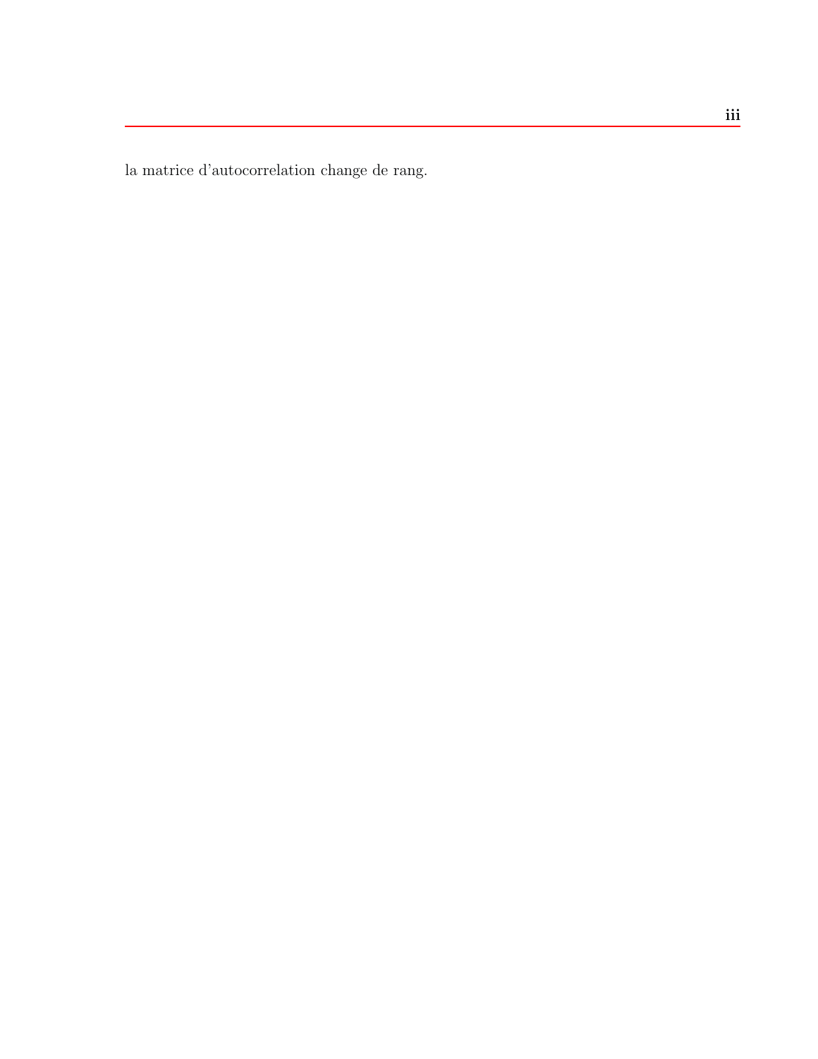la matrice d'autocorrelation change de rang.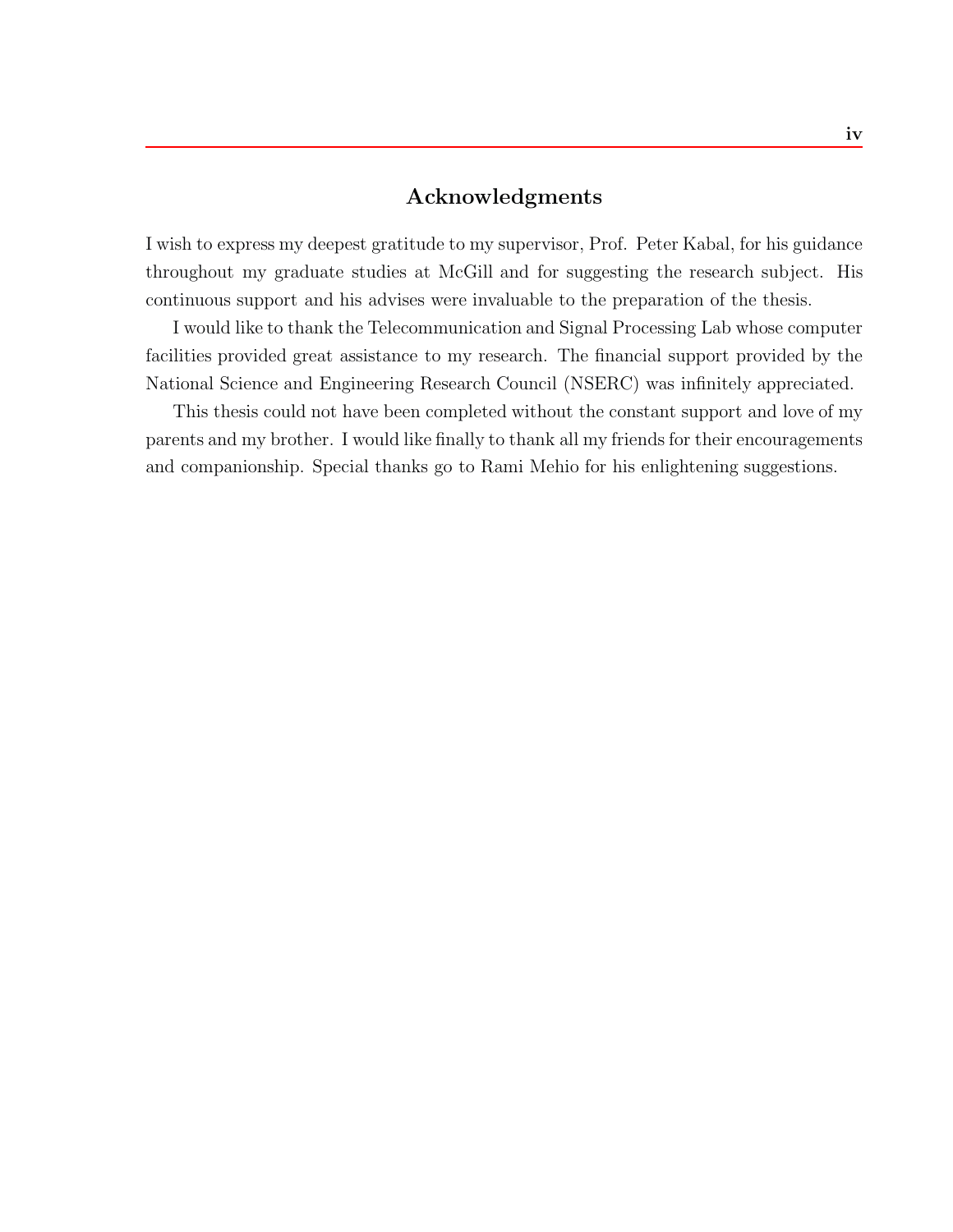# Acknowledgments

I wish to express my deepest gratitude to my supervisor, Prof. Peter Kabal, for his guidance throughout my graduate studies at McGill and for suggesting the research subject. His continuous support and his advises were invaluable to the preparation of the thesis.

I would like to thank the Telecommunication and Signal Processing Lab whose computer facilities provided great assistance to my research. The financial support provided by the National Science and Engineering Research Council (NSERC) was infinitely appreciated.

This thesis could not have been completed without the constant support and love of my parents and my brother. I would like finally to thank all my friends for their encouragements and companionship. Special thanks go to Rami Mehio for his enlightening suggestions.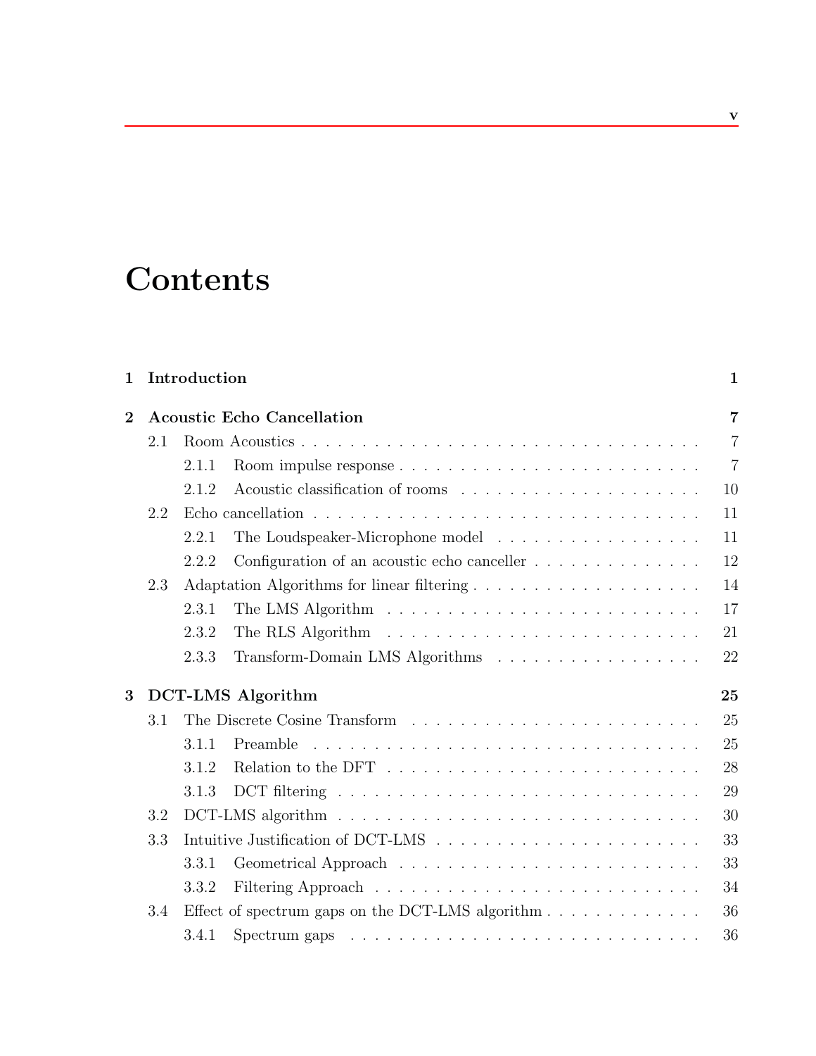# Contents

**1 Introduction** **1**

**2 Acoustic Echo Cancellation** **7**

- 2.1 Room Acoustics . . . 7
  - 2.1.1 Room impulse response . . . 7
  - 2.1.2 Acoustic classification of rooms . . . 10
- 2.2 Echo cancellation . . . 11
  - 2.2.1 The Loudspeaker-Microphone model . . . 11
  - 2.2.2 Configuration of an acoustic echo canceller . . . 12
- 2.3 Adaptation Algorithms for linear filtering . . . 14
  - 2.3.1 The LMS Algorithm . . . 17
  - 2.3.2 The RLS Algorithm . . . 21
  - 2.3.3 Transform-Domain LMS Algorithms . . . 22

**3 DCT-LMS Algorithm** **25**

- 3.1 The Discrete Cosine Transform . . . 25
  - 3.1.1 Preamble . . . 25
  - 3.1.2 Relation to the DFT . . . 28
  - 3.1.3 DCT filtering . . . 29
- 3.2 DCT-LMS algorithm . . . 30
- 3.3 Intuitive Justification of DCT-LMS . . . 33
  - 3.3.1 Geometrical Approach . . . 33
  - 3.3.2 Filtering Approach . . . 34
- 3.4 Effect of spectrum gaps on the DCT-LMS algorithm . . . 36
  - 3.4.1 Spectrum gaps . . . 36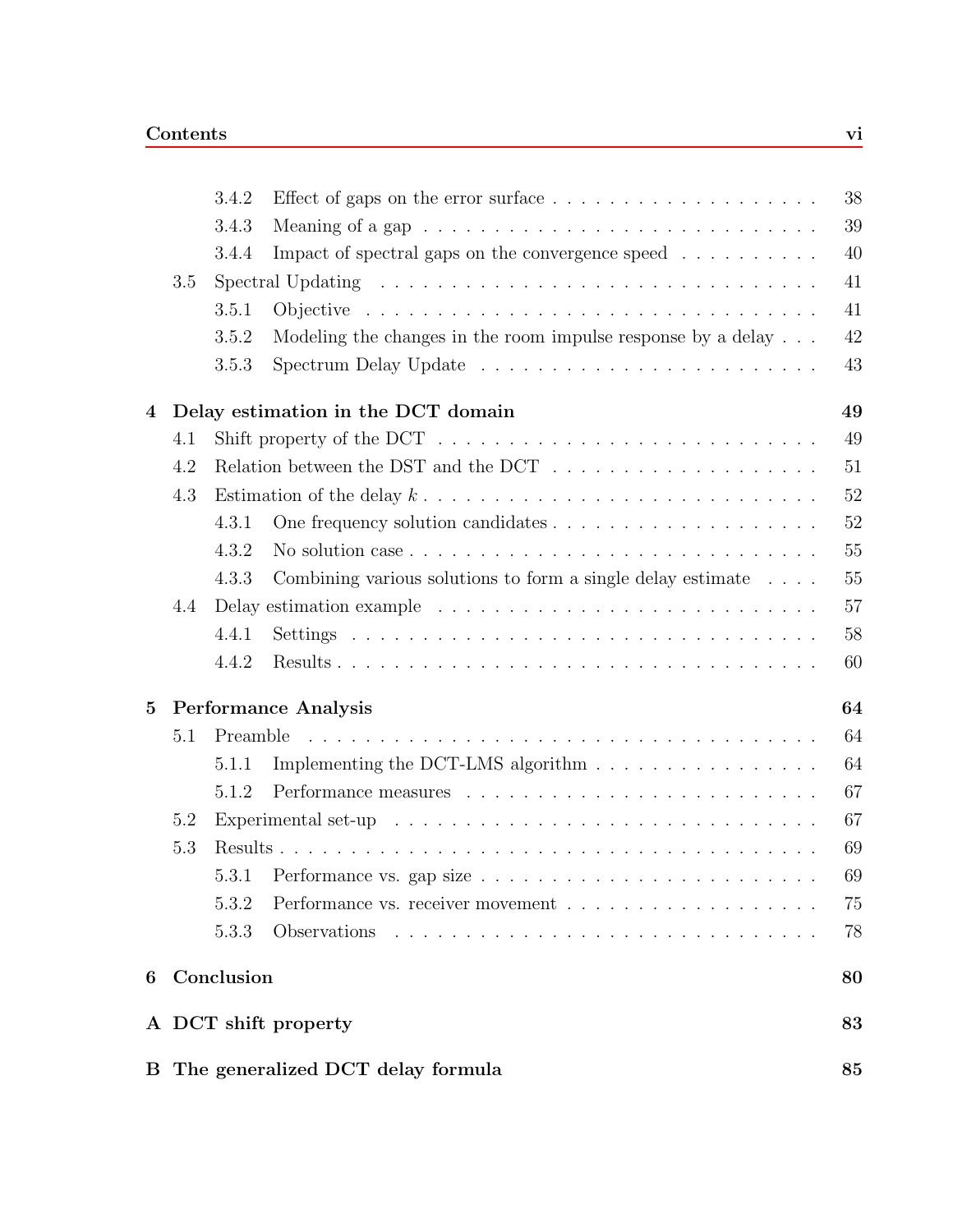- 3.4.2 Effect of gaps on the error surface . . . 38
- 3.4.3 Meaning of a gap . . . 39
- 3.4.4 Impact of spectral gaps on the convergence speed . . . 40
- 3.5 Spectral Updating . . . 41
  - 3.5.1 Objective . . . 41
  - 3.5.2 Modeling the changes in the room impulse response by a delay . . . 42
  - 3.5.3 Spectrum Delay Update . . . 43

**4 Delay estimation in the DCT domain** **49**

- 4.1 Shift property of the DCT . . . 49
- 4.2 Relation between the DST and the DCT . . . 51
- 4.3 Estimation of the delay $k$ . . . 52
  - 4.3.1 One frequency solution candidates . . . 52
  - 4.3.2 No solution case . . . 55
  - 4.3.3 Combining various solutions to form a single delay estimate . . . 55
- 4.4 Delay estimation example . . . 57
  - 4.4.1 Settings . . . 58
  - 4.4.2 Results . . . 60

**5 Performance Analysis** **64**

- 5.1 Preamble . . . 64
  - 5.1.1 Implementing the DCT-LMS algorithm . . . 64
  - 5.1.2 Performance measures . . . 67
- 5.2 Experimental set-up . . . 67
- 5.3 Results . . . 69
  - 5.3.1 Performance vs. gap size . . . 69
  - 5.3.2 Performance vs. receiver movement . . . 75
  - 5.3.3 Observations . . . 78

**6 Conclusion** **80**

**A DCT shift property** **83**

**B The generalized DCT delay formula** **85**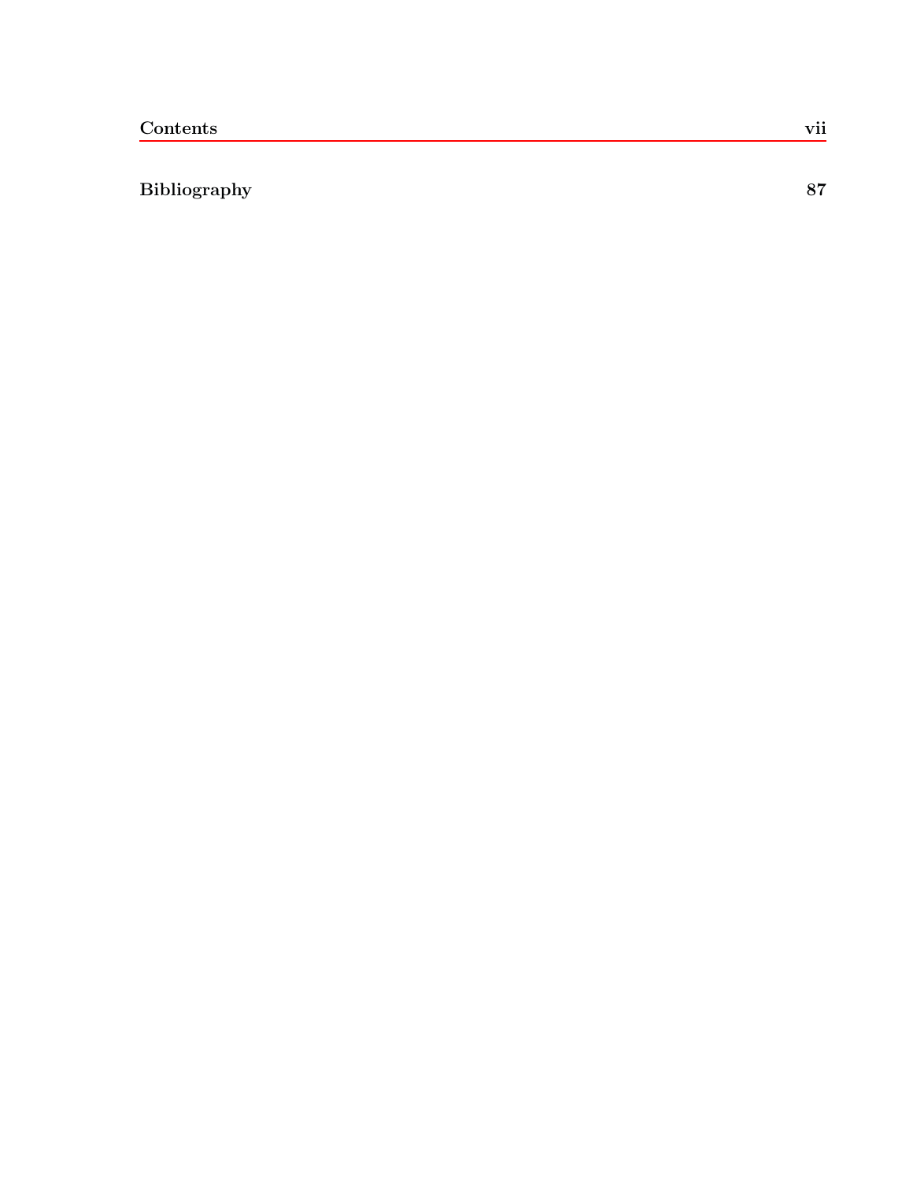**Bibliography** **87**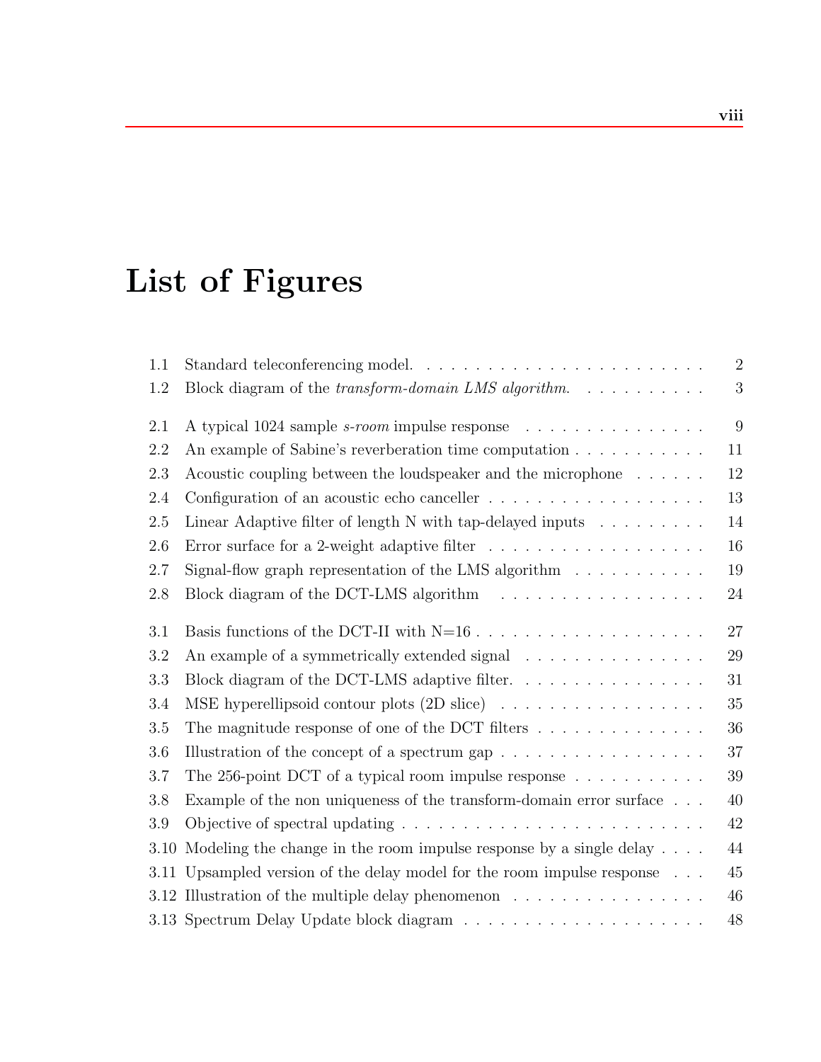# List of Figures

| | | |
|---|---|---|
| 1.1 | Standard teleconferencing model. | 2 |
| 1.2 | Block diagram of the *transform-domain LMS algorithm*. | 3 |
| 2.1 | A typical 1024 sample *s-room* impulse response | 9 |
| 2.2 | An example of Sabine's reverberation time computation | 11 |
| 2.3 | Acoustic coupling between the loudspeaker and the microphone | 12 |
| 2.4 | Configuration of an acoustic echo canceller | 13 |
| 2.5 | Linear Adaptive filter of length N with tap-delayed inputs | 14 |
| 2.6 | Error surface for a 2-weight adaptive filter | 16 |
| 2.7 | Signal-flow graph representation of the LMS algorithm | 19 |
| 2.8 | Block diagram of the DCT-LMS algorithm | 24 |
| 3.1 | Basis functions of the DCT-II with N=16 | 27 |
| 3.2 | An example of a symmetrically extended signal | 29 |
| 3.3 | Block diagram of the DCT-LMS adaptive filter. | 31 |
| 3.4 | MSE hyperellipsoid contour plots (2D slice) | 35 |
| 3.5 | The magnitude response of one of the DCT filters | 36 |
| 3.6 | Illustration of the concept of a spectrum gap | 37 |
| 3.7 | The 256-point DCT of a typical room impulse response | 39 |
| 3.8 | Example of the non uniqueness of the transform-domain error surface | 40 |
| 3.9 | Objective of spectral updating | 42 |
| 3.10 | Modeling the change in the room impulse response by a single delay | 44 |
| 3.11 | Upsampled version of the delay model for the room impulse response | 45 |
| 3.12 | Illustration of the multiple delay phenomenon | 46 |
| 3.13 | Spectrum Delay Update block diagram | 48 |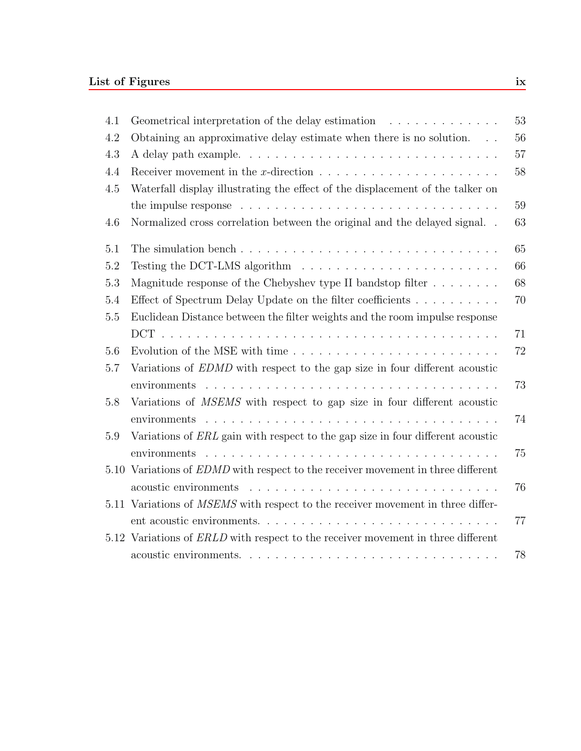| | | |
|---|---|---|
| 4.1 | Geometrical interpretation of the delay estimation | 53 |
| 4.2 | Obtaining an approximative delay estimate when there is no solution. | 56 |
| 4.3 | A delay path example. | 57 |
| 4.4 | Receiver movement in the $x$-direction | 58 |
| 4.5 | Waterfall display illustrating the effect of the displacement of the talker on the impulse response | 59 |
| 4.6 | Normalized cross correlation between the original and the delayed signal. | 63 |
| 5.1 | The simulation bench | 65 |
| 5.2 | Testing the DCT-LMS algorithm | 66 |
| 5.3 | Magnitude response of the Chebyshev type II bandstop filter | 68 |
| 5.4 | Effect of Spectrum Delay Update on the filter coefficients | 70 |
| 5.5 | Euclidean Distance between the filter weights and the room impulse response DCT | 71 |
| 5.6 | Evolution of the MSE with time | 72 |
| 5.7 | Variations of *EDMD* with respect to the gap size in four different acoustic environments | 73 |
| 5.8 | Variations of *MSEMS* with respect to gap size in four different acoustic environments | 74 |
| 5.9 | Variations of *ERL* gain with respect to the gap size in four different acoustic environments | 75 |
| 5.10 | Variations of *EDMD* with respect to the receiver movement in three different acoustic environments | 76 |
| 5.11 | Variations of *MSEMS* with respect to the receiver movement in three different acoustic environments. | 77 |
| 5.12 | Variations of *ERLD* with respect to the receiver movement in three different acoustic environments. | 78 |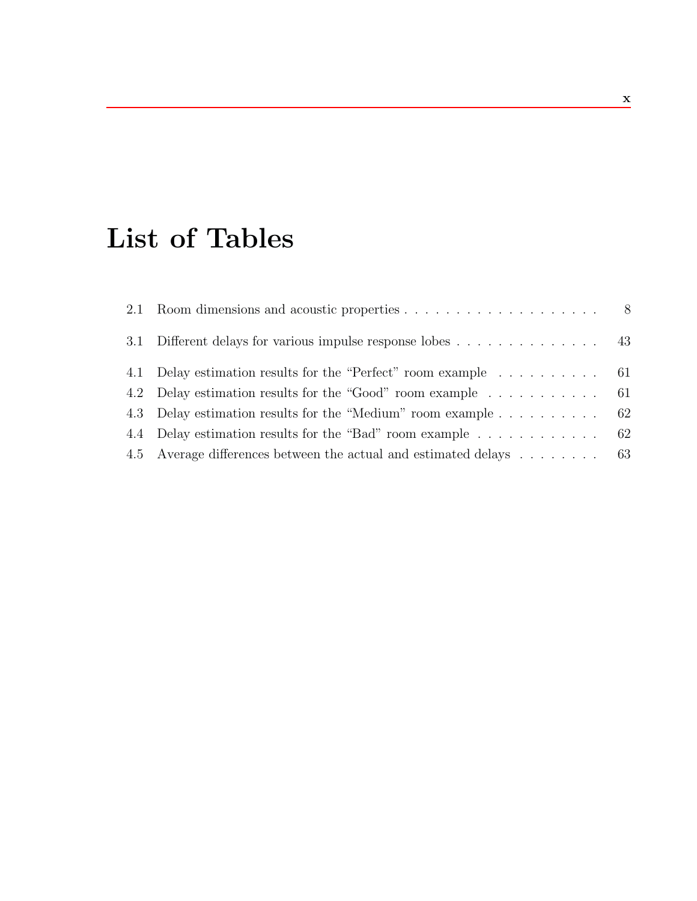# List of Tables

| | | |
|---|---|---|
| 2.1 | Room dimensions and acoustic properties | 8 |
| 3.1 | Different delays for various impulse response lobes | 43 |
| 4.1 | Delay estimation results for the "Perfect" room example | 61 |
| 4.2 | Delay estimation results for the "Good" room example | 61 |
| 4.3 | Delay estimation results for the "Medium" room example | 62 |
| 4.4 | Delay estimation results for the "Bad" room example | 62 |
| 4.5 | Average differences between the actual and estimated delays | 63 |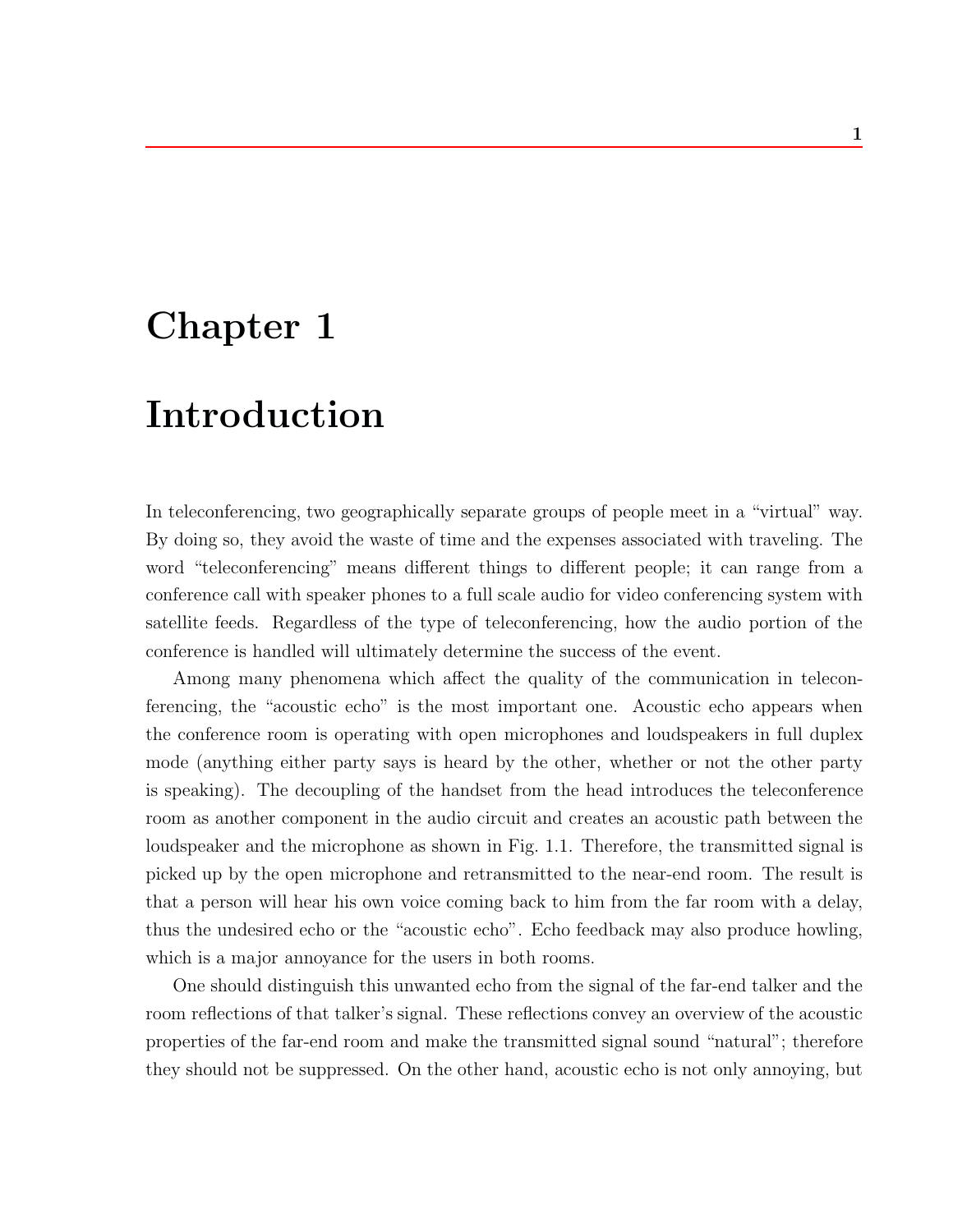# Chapter 1

# Introduction

In teleconferencing, two geographically separate groups of people meet in a "virtual" way. By doing so, they avoid the waste of time and the expenses associated with traveling. The word "teleconferencing" means different things to different people; it can range from a conference call with speaker phones to a full scale audio for video conferencing system with satellite feeds. Regardless of the type of teleconferencing, how the audio portion of the conference is handled will ultimately determine the success of the event.

Among many phenomena which affect the quality of the communication in teleconferencing, the "acoustic echo" is the most important one. Acoustic echo appears when the conference room is operating with open microphones and loudspeakers in full duplex mode (anything either party says is heard by the other, whether or not the other party is speaking). The decoupling of the handset from the head introduces the teleconference room as another component in the audio circuit and creates an acoustic path between the loudspeaker and the microphone as shown in Fig. 1.1. Therefore, the transmitted signal is picked up by the open microphone and retransmitted to the near-end room. The result is that a person will hear his own voice coming back to him from the far room with a delay, thus the undesired echo or the "acoustic echo". Echo feedback may also produce howling, which is a major annoyance for the users in both rooms.

One should distinguish this unwanted echo from the signal of the far-end talker and the room reflections of that talker's signal. These reflections convey an overview of the acoustic properties of the far-end room and make the transmitted signal sound "natural"; therefore they should not be suppressed. On the other hand, acoustic echo is not only annoying, but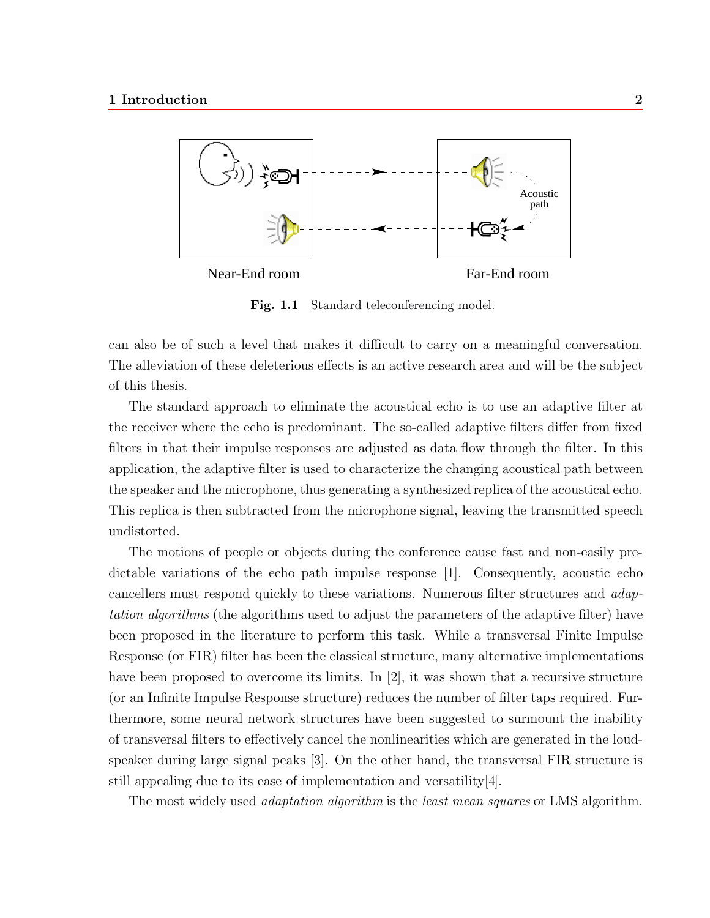Near-End room

Far-End room

Acoustic path

**Fig. 1.1** Standard teleconferencing model.

can also be of such a level that makes it difficult to carry on a meaningful conversation. The alleviation of these deleterious effects is an active research area and will be the subject of this thesis.

The standard approach to eliminate the acoustical echo is to use an adaptive filter at the receiver where the echo is predominant. The so-called adaptive filters differ from fixed filters in that their impulse responses are adjusted as data flow through the filter. In this application, the adaptive filter is used to characterize the changing acoustical path between the speaker and the microphone, thus generating a synthesized replica of the acoustical echo. This replica is then subtracted from the microphone signal, leaving the transmitted speech undistorted.

The motions of people or objects during the conference cause fast and non-easily predictable variations of the echo path impulse response [1]. Consequently, acoustic echo cancellers must respond quickly to these variations. Numerous filter structures and *adaptation algorithms* (the algorithms used to adjust the parameters of the adaptive filter) have been proposed in the literature to perform this task. While a transversal Finite Impulse Response (or FIR) filter has been the classical structure, many alternative implementations have been proposed to overcome its limits. In [2], it was shown that a recursive structure (or an Infinite Impulse Response structure) reduces the number of filter taps required. Furthermore, some neural network structures have been suggested to surmount the inability of transversal filters to effectively cancel the nonlinearities which are generated in the loudspeaker during large signal peaks [3]. On the other hand, the transversal FIR structure is still appealing due to its ease of implementation and versatility[4].

The most widely used *adaptation algorithm* is the *least mean squares* or LMS algorithm.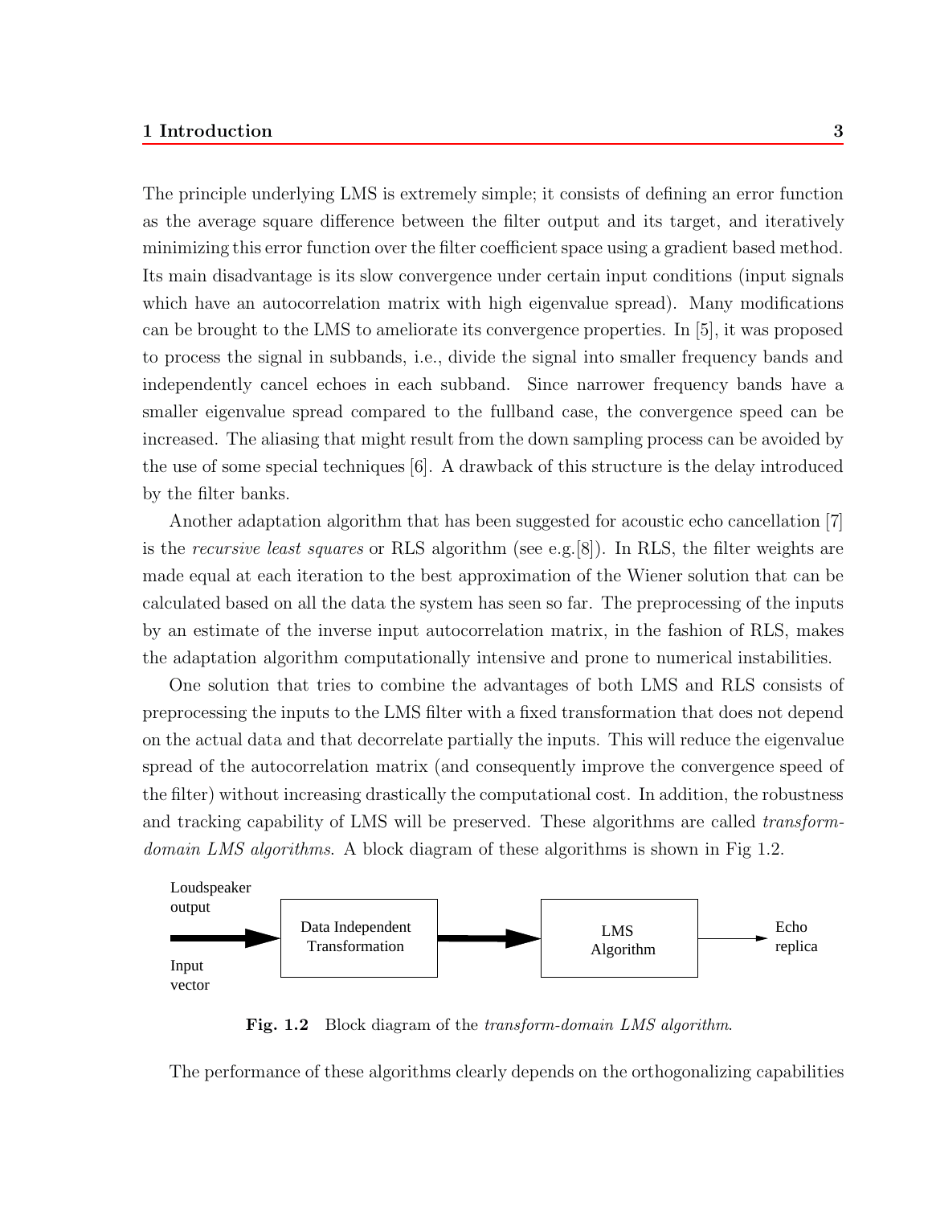The principle underlying LMS is extremely simple; it consists of defining an error function as the average square difference between the filter output and its target, and iteratively minimizing this error function over the filter coefficient space using a gradient based method. Its main disadvantage is its slow convergence under certain input conditions (input signals which have an autocorrelation matrix with high eigenvalue spread). Many modifications can be brought to the LMS to ameliorate its convergence properties. In [5], it was proposed to process the signal in subbands, i.e., divide the signal into smaller frequency bands and independently cancel echoes in each subband. Since narrower frequency bands have a smaller eigenvalue spread compared to the fullband case, the convergence speed can be increased. The aliasing that might result from the down sampling process can be avoided by the use of some special techniques [6]. A drawback of this structure is the delay introduced by the filter banks.

Another adaptation algorithm that has been suggested for acoustic echo cancellation [7] is the *recursive least squares* or RLS algorithm (see e.g.[8]). In RLS, the filter weights are made equal at each iteration to the best approximation of the Wiener solution that can be calculated based on all the data the system has seen so far. The preprocessing of the inputs by an estimate of the inverse input autocorrelation matrix, in the fashion of RLS, makes the adaptation algorithm computationally intensive and prone to numerical instabilities.

One solution that tries to combine the advantages of both LMS and RLS consists of preprocessing the inputs to the LMS filter with a fixed transformation that does not depend on the actual data and that decorrelate partially the inputs. This will reduce the eigenvalue spread of the autocorrelation matrix (and consequently improve the convergence speed of the filter) without increasing drastically the computational cost. In addition, the robustness and tracking capability of LMS will be preserved. These algorithms are called *transform-domain LMS algorithms*. A block diagram of these algorithms is shown in Fig 1.2.

Loudspeaker output — Input vector → Data Independent Transformation → LMS Algorithm → Echo replica

**Fig. 1.2** Block diagram of the *transform-domain LMS algorithm*.

The performance of these algorithms clearly depends on the orthogonalizing capabilities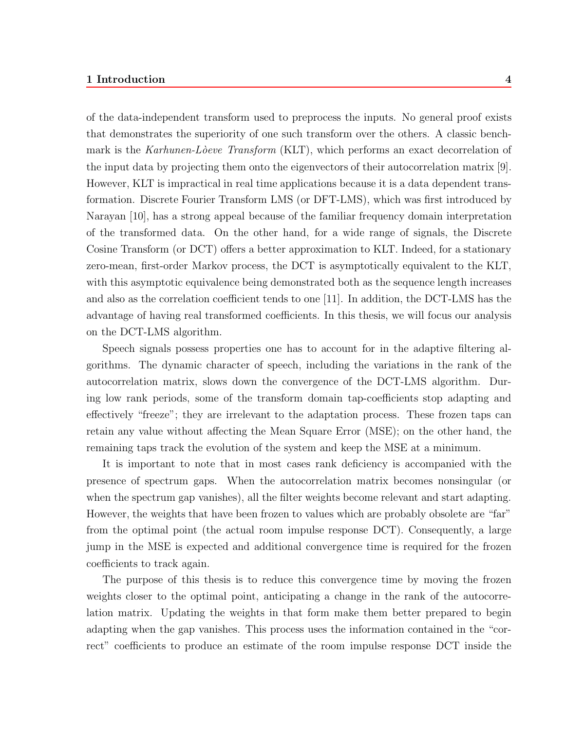of the data-independent transform used to preprocess the inputs. No general proof exists that demonstrates the superiority of one such transform over the others. A classic benchmark is the *Karhunen-Lòeve Transform* (KLT), which performs an exact decorrelation of the input data by projecting them onto the eigenvectors of their autocorrelation matrix [9]. However, KLT is impractical in real time applications because it is a data dependent transformation. Discrete Fourier Transform LMS (or DFT-LMS), which was first introduced by Narayan [10], has a strong appeal because of the familiar frequency domain interpretation of the transformed data. On the other hand, for a wide range of signals, the Discrete Cosine Transform (or DCT) offers a better approximation to KLT. Indeed, for a stationary zero-mean, first-order Markov process, the DCT is asymptotically equivalent to the KLT, with this asymptotic equivalence being demonstrated both as the sequence length increases and also as the correlation coefficient tends to one [11]. In addition, the DCT-LMS has the advantage of having real transformed coefficients. In this thesis, we will focus our analysis on the DCT-LMS algorithm.

Speech signals possess properties one has to account for in the adaptive filtering algorithms. The dynamic character of speech, including the variations in the rank of the autocorrelation matrix, slows down the convergence of the DCT-LMS algorithm. During low rank periods, some of the transform domain tap-coefficients stop adapting and effectively "freeze"; they are irrelevant to the adaptation process. These frozen taps can retain any value without affecting the Mean Square Error (MSE); on the other hand, the remaining taps track the evolution of the system and keep the MSE at a minimum.

It is important to note that in most cases rank deficiency is accompanied with the presence of spectrum gaps. When the autocorrelation matrix becomes nonsingular (or when the spectrum gap vanishes), all the filter weights become relevant and start adapting. However, the weights that have been frozen to values which are probably obsolete are "far" from the optimal point (the actual room impulse response DCT). Consequently, a large jump in the MSE is expected and additional convergence time is required for the frozen coefficients to track again.

The purpose of this thesis is to reduce this convergence time by moving the frozen weights closer to the optimal point, anticipating a change in the rank of the autocorrelation matrix. Updating the weights in that form make them better prepared to begin adapting when the gap vanishes. This process uses the information contained in the "correct" coefficients to produce an estimate of the room impulse response DCT inside the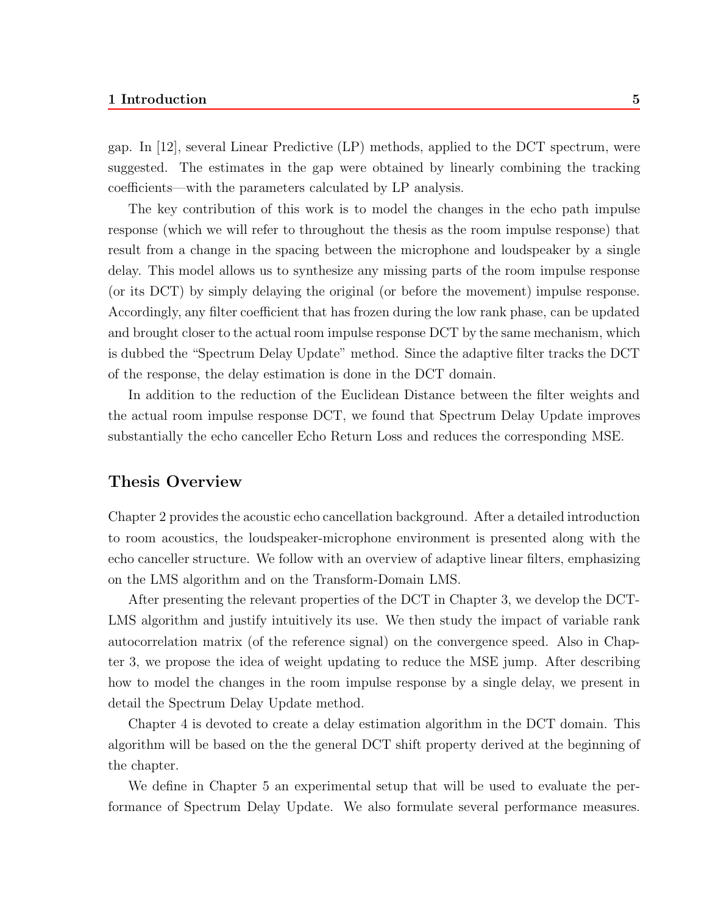gap. In [12], several Linear Predictive (LP) methods, applied to the DCT spectrum, were suggested. The estimates in the gap were obtained by linearly combining the tracking coefficients—with the parameters calculated by LP analysis.

The key contribution of this work is to model the changes in the echo path impulse response (which we will refer to throughout the thesis as the room impulse response) that result from a change in the spacing between the microphone and loudspeaker by a single delay. This model allows us to synthesize any missing parts of the room impulse response (or its DCT) by simply delaying the original (or before the movement) impulse response. Accordingly, any filter coefficient that has frozen during the low rank phase, can be updated and brought closer to the actual room impulse response DCT by the same mechanism, which is dubbed the "Spectrum Delay Update" method. Since the adaptive filter tracks the DCT of the response, the delay estimation is done in the DCT domain.

In addition to the reduction of the Euclidean Distance between the filter weights and the actual room impulse response DCT, we found that Spectrum Delay Update improves substantially the echo canceller Echo Return Loss and reduces the corresponding MSE.

## Thesis Overview

Chapter 2 provides the acoustic echo cancellation background. After a detailed introduction to room acoustics, the loudspeaker-microphone environment is presented along with the echo canceller structure. We follow with an overview of adaptive linear filters, emphasizing on the LMS algorithm and on the Transform-Domain LMS.

After presenting the relevant properties of the DCT in Chapter 3, we develop the DCT-LMS algorithm and justify intuitively its use. We then study the impact of variable rank autocorrelation matrix (of the reference signal) on the convergence speed. Also in Chapter 3, we propose the idea of weight updating to reduce the MSE jump. After describing how to model the changes in the room impulse response by a single delay, we present in detail the Spectrum Delay Update method.

Chapter 4 is devoted to create a delay estimation algorithm in the DCT domain. This algorithm will be based on the the general DCT shift property derived at the beginning of the chapter.

We define in Chapter 5 an experimental setup that will be used to evaluate the performance of Spectrum Delay Update. We also formulate several performance measures.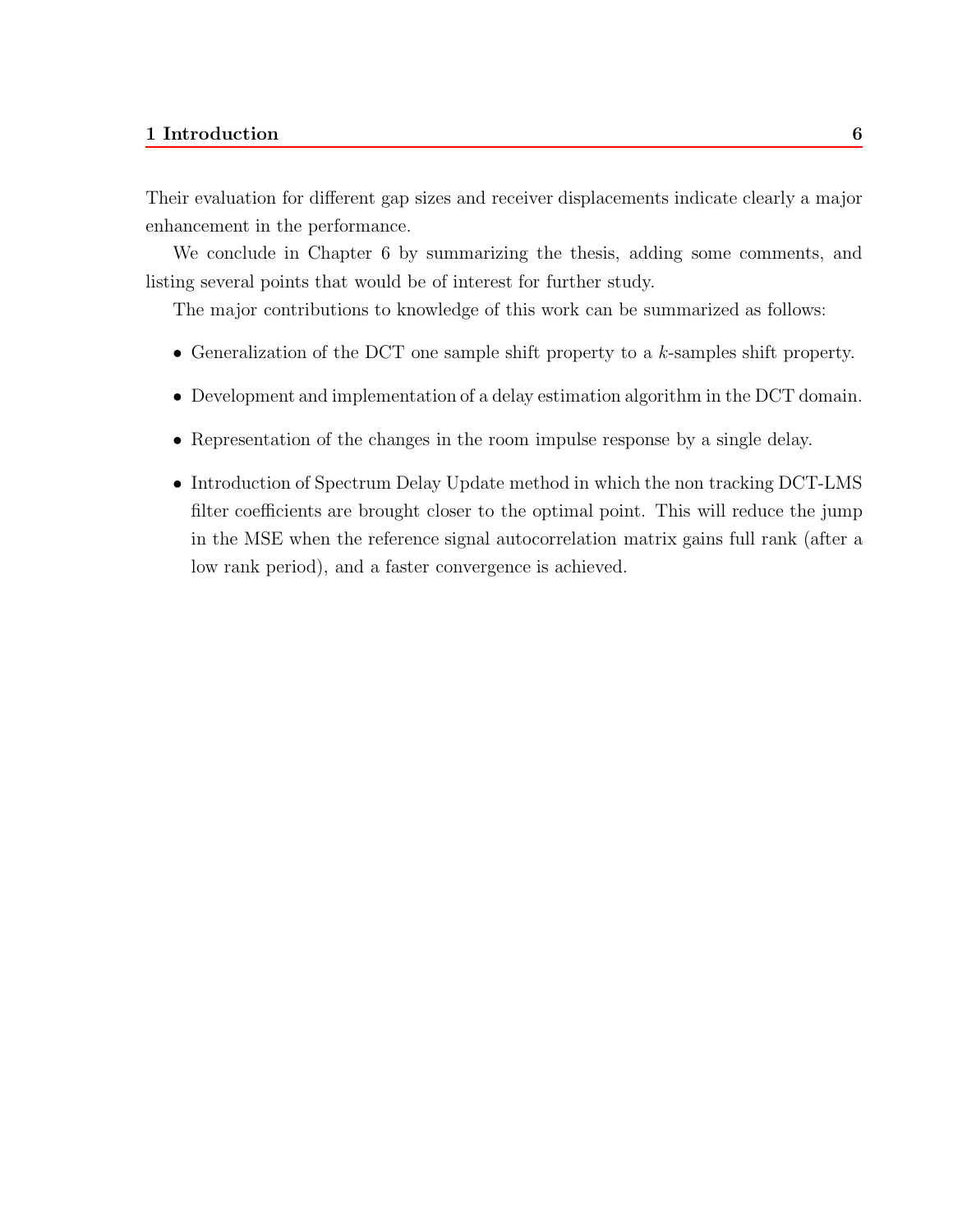Their evaluation for different gap sizes and receiver displacements indicate clearly a major enhancement in the performance.

We conclude in Chapter 6 by summarizing the thesis, adding some comments, and listing several points that would be of interest for further study.

The major contributions to knowledge of this work can be summarized as follows:

- Generalization of the DCT one sample shift property to a $k$-samples shift property.
- Development and implementation of a delay estimation algorithm in the DCT domain.
- Representation of the changes in the room impulse response by a single delay.
- Introduction of Spectrum Delay Update method in which the non tracking DCT-LMS filter coefficients are brought closer to the optimal point. This will reduce the jump in the MSE when the reference signal autocorrelation matrix gains full rank (after a low rank period), and a faster convergence is achieved.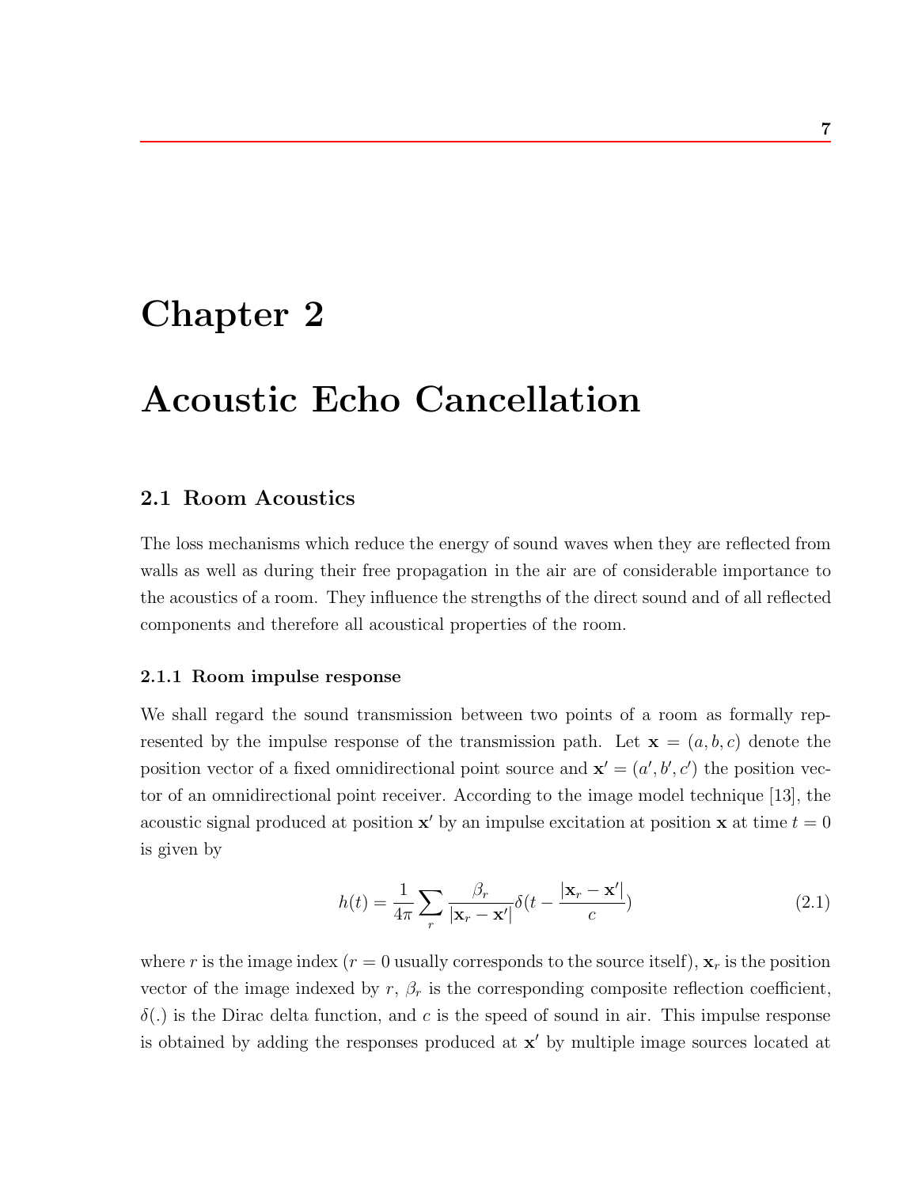# Chapter 2

# Acoustic Echo Cancellation

## 2.1 Room Acoustics

The loss mechanisms which reduce the energy of sound waves when they are reflected from walls as well as during their free propagation in the air are of considerable importance to the acoustics of a room. They influence the strengths of the direct sound and of all reflected components and therefore all acoustical properties of the room.

### 2.1.1 Room impulse response

We shall regard the sound transmission between two points of a room as formally represented by the impulse response of the transmission path. Let $\mathbf{x} = (a, b, c)$ denote the position vector of a fixed omnidirectional point source and $\mathbf{x}' = (a', b', c')$ the position vector of an omnidirectional point receiver. According to the image model technique [13], the acoustic signal produced at position $\mathbf{x}'$ by an impulse excitation at position $\mathbf{x}$ at time $t = 0$ is given by

$$h(t) = \frac{1}{4\pi} \sum_{r} \frac{\beta_r}{|\mathbf{x}_r - \mathbf{x}'|} \delta(t - \frac{|\mathbf{x}_r - \mathbf{x}'|}{c}) \tag{2.1}$$

where $r$ is the image index ($r = 0$ usually corresponds to the source itself), $\mathbf{x}_r$ is the position vector of the image indexed by $r$, $\beta_r$ is the corresponding composite reflection coefficient, $\delta(.)$ is the Dirac delta function, and $c$ is the speed of sound in air. This impulse response is obtained by adding the responses produced at $\mathbf{x}'$ by multiple image sources located at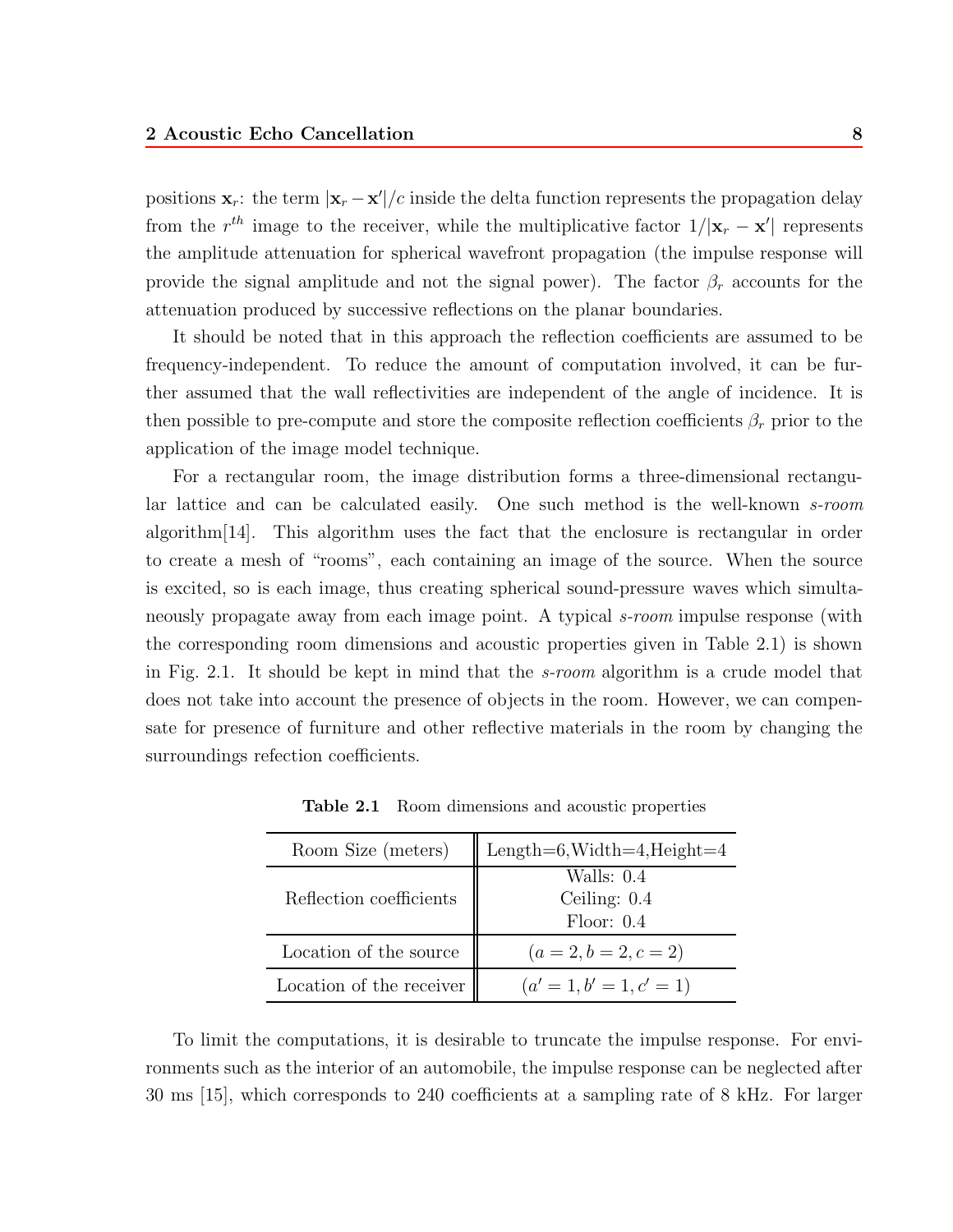positions $\mathbf{x}_r$: the term $|\mathbf{x}_r - \mathbf{x}'|/c$ inside the delta function represents the propagation delay from the $r^{th}$ image to the receiver, while the multiplicative factor $1/|\mathbf{x}_r - \mathbf{x}'|$ represents the amplitude attenuation for spherical wavefront propagation (the impulse response will provide the signal amplitude and not the signal power). The factor $\beta_r$ accounts for the attenuation produced by successive reflections on the planar boundaries.

It should be noted that in this approach the reflection coefficients are assumed to be frequency-independent. To reduce the amount of computation involved, it can be further assumed that the wall reflectivities are independent of the angle of incidence. It is then possible to pre-compute and store the composite reflection coefficients $\beta_r$ prior to the application of the image model technique.

For a rectangular room, the image distribution forms a three-dimensional rectangular lattice and can be calculated easily. One such method is the well-known *s-room* algorithm[14]. This algorithm uses the fact that the enclosure is rectangular in order to create a mesh of "rooms", each containing an image of the source. When the source is excited, so is each image, thus creating spherical sound-pressure waves which simultaneously propagate away from each image point. A typical *s-room* impulse response (with the corresponding room dimensions and acoustic properties given in Table 2.1) is shown in Fig. 2.1. It should be kept in mind that the *s-room* algorithm is a crude model that does not take into account the presence of objects in the room. However, we can compensate for presence of furniture and other reflective materials in the room by changing the surroundings refection coefficients.

**Table 2.1** Room dimensions and acoustic properties

| Room Size (meters) | Length=6,Width=4,Height=4 |
|---|---|
| Reflection coefficients | Walls: 0.4<br>Ceiling: 0.4<br>Floor: 0.4 |
| Location of the source | $(a = 2, b = 2, c = 2)$ |
| Location of the receiver | $(a' = 1, b' = 1, c' = 1)$ |

To limit the computations, it is desirable to truncate the impulse response. For environments such as the interior of an automobile, the impulse response can be neglected after 30 ms [15], which corresponds to 240 coefficients at a sampling rate of 8 kHz. For larger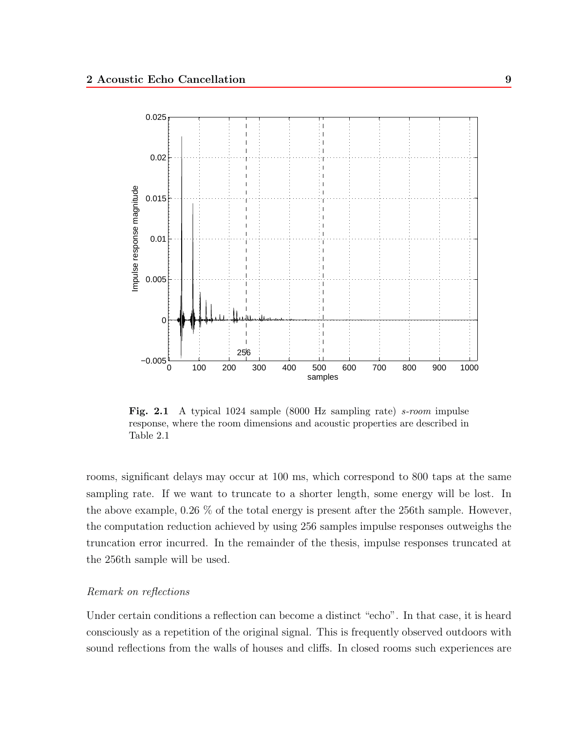**Fig. 2.1** A typical 1024 sample (8000 Hz sampling rate) *s-room* impulse response, where the room dimensions and acoustic properties are described in Table 2.1

rooms, significant delays may occur at 100 ms, which correspond to 800 taps at the same sampling rate. If we want to truncate to a shorter length, some energy will be lost. In the above example, 0.26 % of the total energy is present after the 256th sample. However, the computation reduction achieved by using 256 samples impulse responses outweighs the truncation error incurred. In the remainder of the thesis, impulse responses truncated at the 256th sample will be used.

*Remark on reflections*

Under certain conditions a reflection can become a distinct "echo". In that case, it is heard consciously as a repetition of the original signal. This is frequently observed outdoors with sound reflections from the walls of houses and cliffs. In closed rooms such experiences are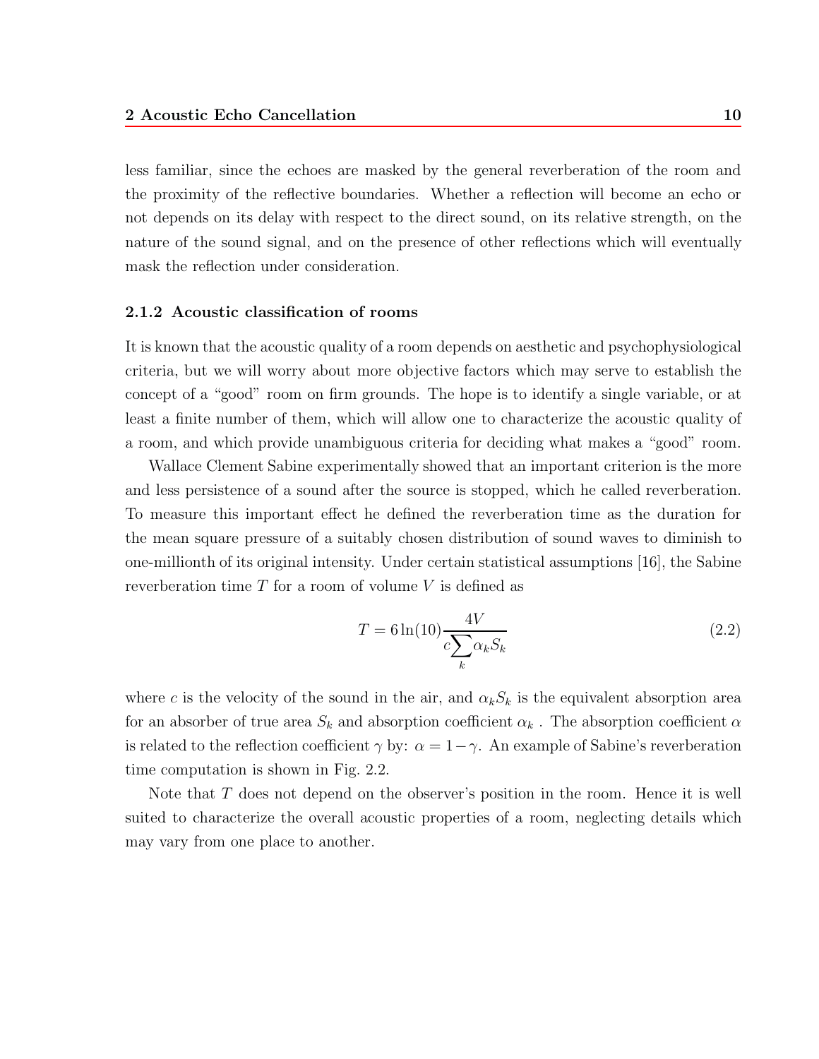less familiar, since the echoes are masked by the general reverberation of the room and the proximity of the reflective boundaries. Whether a reflection will become an echo or not depends on its delay with respect to the direct sound, on its relative strength, on the nature of the sound signal, and on the presence of other reflections which will eventually mask the reflection under consideration.

### 2.1.2 Acoustic classification of rooms

It is known that the acoustic quality of a room depends on aesthetic and psychophysiological criteria, but we will worry about more objective factors which may serve to establish the concept of a "good" room on firm grounds. The hope is to identify a single variable, or at least a finite number of them, which will allow one to characterize the acoustic quality of a room, and which provide unambiguous criteria for deciding what makes a "good" room.

Wallace Clement Sabine experimentally showed that an important criterion is the more and less persistence of a sound after the source is stopped, which he called reverberation. To measure this important effect he defined the reverberation time as the duration for the mean square pressure of a suitably chosen distribution of sound waves to diminish to one-millionth of its original intensity. Under certain statistical assumptions [16], the Sabine reverberation time $T$ for a room of volume $V$ is defined as

$$T = 6\ln(10)\frac{4V}{c\sum_k \alpha_k S_k} \tag{2.2}$$

where $c$ is the velocity of the sound in the air, and $\alpha_k S_k$ is the equivalent absorption area for an absorber of true area $S_k$ and absorption coefficient $\alpha_k$ . The absorption coefficient $\alpha$ is related to the reflection coefficient $\gamma$ by: $\alpha = 1-\gamma$. An example of Sabine's reverberation time computation is shown in Fig. 2.2.

Note that $T$ does not depend on the observer's position in the room. Hence it is well suited to characterize the overall acoustic properties of a room, neglecting details which may vary from one place to another.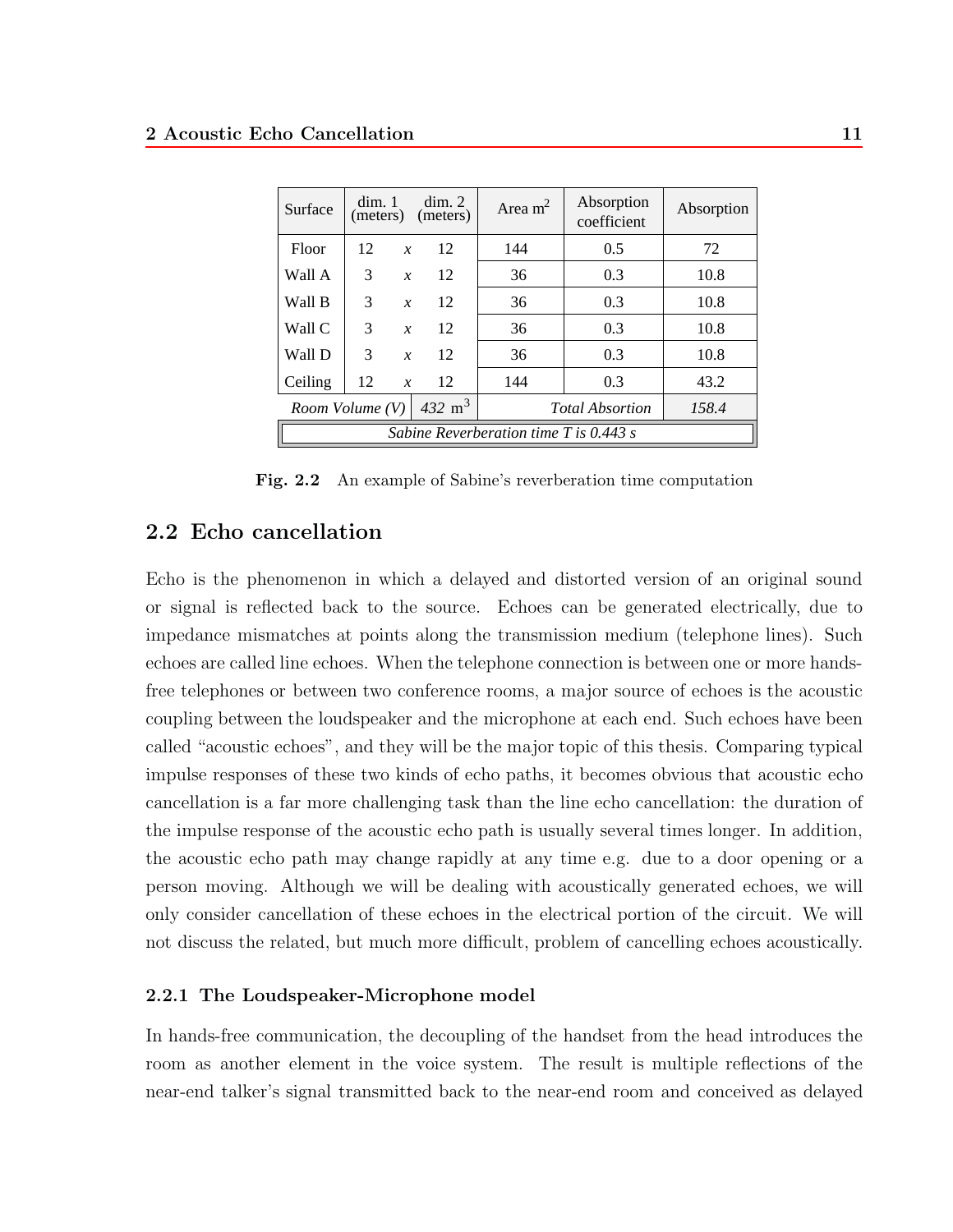| Surface | dim. 1 (meters) | | dim. 2 (meters) | Area m$^2$ | Absorption coefficient | Absorption |
|---|---|---|---|---|---|---|
| Floor | 12 | *x* | 12 | 144 | 0.5 | 72 |
| Wall A | 3 | *x* | 12 | 36 | 0.3 | 10.8 |
| Wall B | 3 | *x* | 12 | 36 | 0.3 | 10.8 |
| Wall C | 3 | *x* | 12 | 36 | 0.3 | 10.8 |
| Wall D | 3 | *x* | 12 | 36 | 0.3 | 10.8 |
| Ceiling | 12 | *x* | 12 | 144 | 0.3 | 43.2 |
| *Room Volume (V)* | | | *432* m$^3$ | *Total Absorption* | | *158.4* |
| *Sabine Reverberation time T is 0.443 s* | | | | | | |

**Fig. 2.2** An example of Sabine's reverberation time computation

## 2.2 Echo cancellation

Echo is the phenomenon in which a delayed and distorted version of an original sound or signal is reflected back to the source. Echoes can be generated electrically, due to impedance mismatches at points along the transmission medium (telephone lines). Such echoes are called line echoes. When the telephone connection is between one or more hands-free telephones or between two conference rooms, a major source of echoes is the acoustic coupling between the loudspeaker and the microphone at each end. Such echoes have been called "acoustic echoes", and they will be the major topic of this thesis. Comparing typical impulse responses of these two kinds of echo paths, it becomes obvious that acoustic echo cancellation is a far more challenging task than the line echo cancellation: the duration of the impulse response of the acoustic echo path is usually several times longer. In addition, the acoustic echo path may change rapidly at any time e.g. due to a door opening or a person moving. Although we will be dealing with acoustically generated echoes, we will only consider cancellation of these echoes in the electrical portion of the circuit. We will not discuss the related, but much more difficult, problem of cancelling echoes acoustically.

### 2.2.1 The Loudspeaker-Microphone model

In hands-free communication, the decoupling of the handset from the head introduces the room as another element in the voice system. The result is multiple reflections of the near-end talker's signal transmitted back to the near-end room and conceived as delayed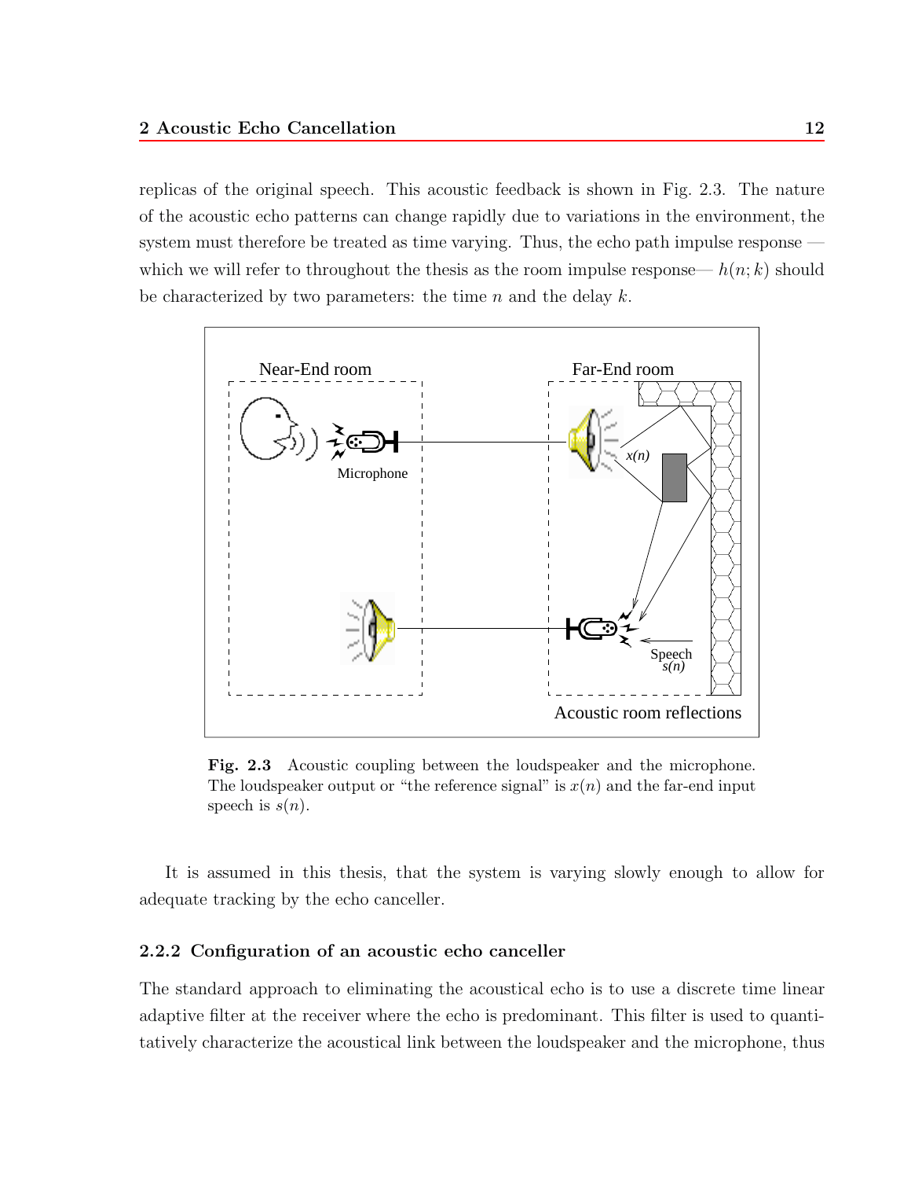replicas of the original speech. This acoustic feedback is shown in Fig. 2.3. The nature of the acoustic echo patterns can change rapidly due to variations in the environment, the system must therefore be treated as time varying. Thus, the echo path impulse response — which we will refer to throughout the thesis as the room impulse response— $h(n; k)$ should be characterized by two parameters: the time $n$ and the delay $k$.

**Fig. 2.3** Acoustic coupling between the loudspeaker and the microphone. The loudspeaker output or "the reference signal" is $x(n)$ and the far-end input speech is $s(n)$.

It is assumed in this thesis, that the system is varying slowly enough to allow for adequate tracking by the echo canceller.

### 2.2.2 Configuration of an acoustic echo canceller

The standard approach to eliminating the acoustical echo is to use a discrete time linear adaptive filter at the receiver where the echo is predominant. This filter is used to quantitatively characterize the acoustical link between the loudspeaker and the microphone, thus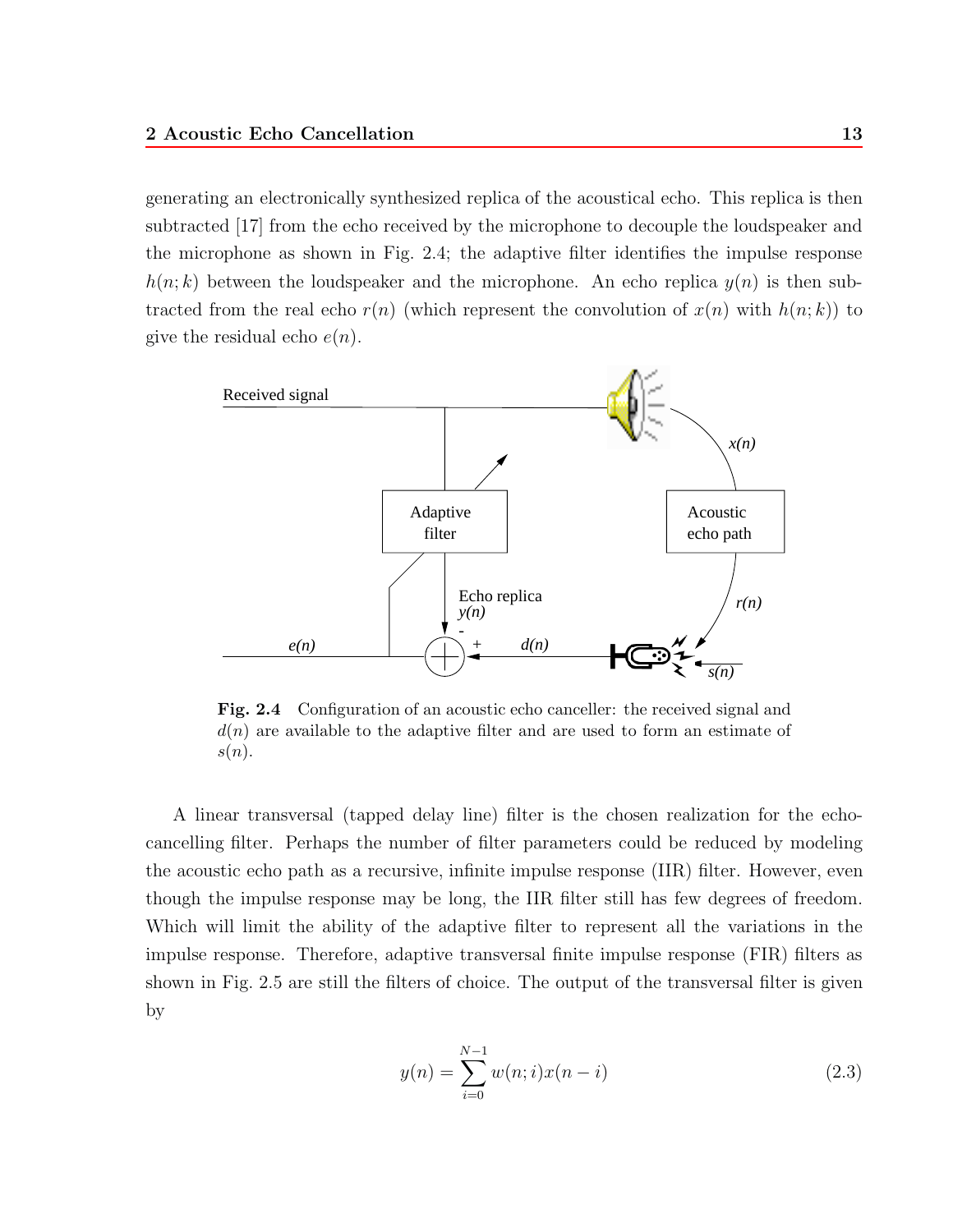generating an electronically synthesized replica of the acoustical echo. This replica is then subtracted [17] from the echo received by the microphone to decouple the loudspeaker and the microphone as shown in Fig. 2.4; the adaptive filter identifies the impulse response $h(n;k)$ between the loudspeaker and the microphone. An echo replica $y(n)$ is then subtracted from the real echo $r(n)$ (which represent the convolution of $x(n)$ with $h(n;k)$) to give the residual echo $e(n)$.

**Fig. 2.4** Configuration of an acoustic echo canceller: the received signal and $d(n)$ are available to the adaptive filter and are used to form an estimate of $s(n)$.

A linear transversal (tapped delay line) filter is the chosen realization for the echo-cancelling filter. Perhaps the number of filter parameters could be reduced by modeling the acoustic echo path as a recursive, infinite impulse response (IIR) filter. However, even though the impulse response may be long, the IIR filter still has few degrees of freedom. Which will limit the ability of the adaptive filter to represent all the variations in the impulse response. Therefore, adaptive transversal finite impulse response (FIR) filters as shown in Fig. 2.5 are still the filters of choice. The output of the transversal filter is given by

$$y(n) = \sum_{i=0}^{N-1} w(n;i)x(n-i) \tag{2.3}$$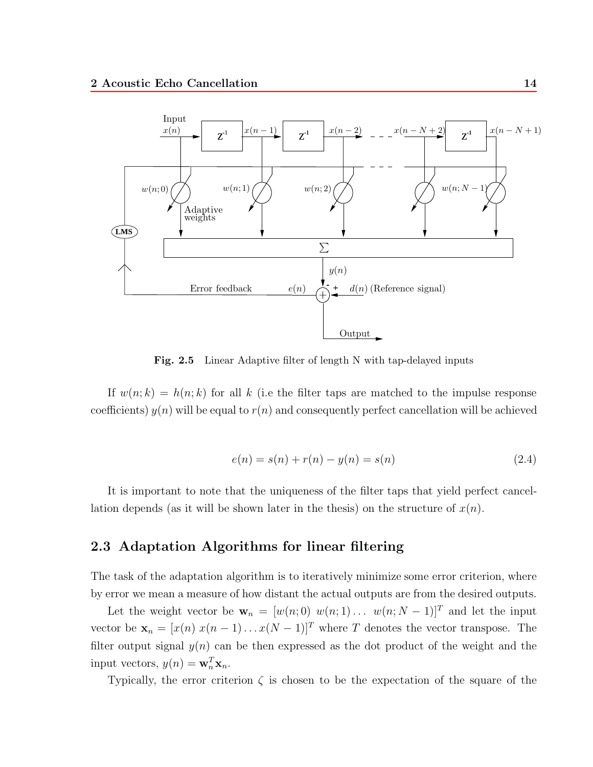**Fig. 2.5** Linear Adaptive filter of length N with tap-delayed inputs

If $w(n;k) = h(n;k)$ for all $k$ (i.e the filter taps are matched to the impulse response coefficients) $y(n)$ will be equal to $r(n)$ and consequently perfect cancellation will be achieved

$$e(n) = s(n) + r(n) - y(n) = s(n) \tag{2.4}$$

It is important to note that the uniqueness of the filter taps that yield perfect cancellation depends (as it will be shown later in the thesis) on the structure of $x(n)$.

## 2.3 Adaptation Algorithms for linear filtering

The task of the adaptation algorithm is to iteratively minimize some error criterion, where by error we mean a measure of how distant the actual outputs are from the desired outputs.

Let the weight vector be $\mathbf{w}_n = [w(n;0)\ w(n;1) \ldots\ w(n;N-1)]^T$ and let the input vector be $\mathbf{x}_n = [x(n)\ x(n-1) \ldots x(N-1)]^T$ where $T$ denotes the vector transpose. The filter output signal $y(n)$ can be then expressed as the dot product of the weight and the input vectors, $y(n) = \mathbf{w}_n^T \mathbf{x}_n$.

Typically, the error criterion $\zeta$ is chosen to be the expectation of the square of the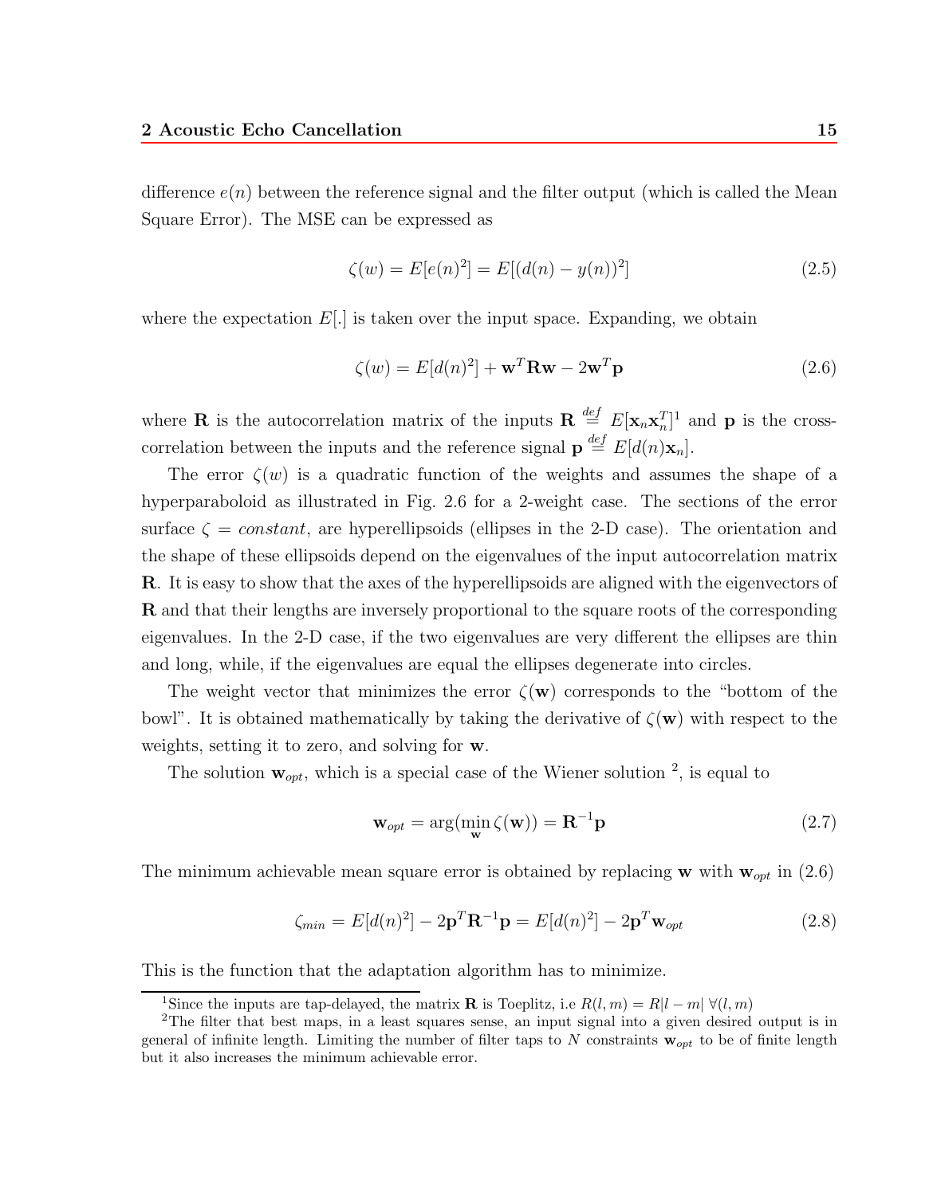difference $e(n)$ between the reference signal and the filter output (which is called the Mean Square Error). The MSE can be expressed as

$$\zeta(w) = E[e(n)^2] = E[(d(n) - y(n))^2] \tag{2.5}$$

where the expectation $E[.]$ is taken over the input space. Expanding, we obtain

$$\zeta(w) = E[d(n)^2] + \mathbf{w}^T\mathbf{R}\mathbf{w} - 2\mathbf{w}^T\mathbf{p} \tag{2.6}$$

where $\mathbf{R}$ is the autocorrelation matrix of the inputs $\mathbf{R} \stackrel{def}{=} E[\mathbf{x}_n\mathbf{x}_n^T]$[1] and $\mathbf{p}$ is the cross-correlation between the inputs and the reference signal $\mathbf{p} \stackrel{def}{=} E[d(n)\mathbf{x}_n]$.

The error $\zeta(w)$ is a quadratic function of the weights and assumes the shape of a hyperparaboloid as illustrated in Fig. 2.6 for a 2-weight case. The sections of the error surface $\zeta = constant$, are hyperellipsoids (ellipses in the 2-D case). The orientation and the shape of these ellipsoids depend on the eigenvalues of the input autocorrelation matrix $\mathbf{R}$. It is easy to show that the axes of the hyperellipsoids are aligned with the eigenvectors of $\mathbf{R}$ and that their lengths are inversely proportional to the square roots of the corresponding eigenvalues. In the 2-D case, if the two eigenvalues are very different the ellipses are thin and long, while, if the eigenvalues are equal the ellipses degenerate into circles.

The weight vector that minimizes the error $\zeta(\mathbf{w})$ corresponds to the "bottom of the bowl". It is obtained mathematically by taking the derivative of $\zeta(\mathbf{w})$ with respect to the weights, setting it to zero, and solving for $\mathbf{w}$.

The solution $\mathbf{w}_{opt}$, which is a special case of the Wiener solution [2], is equal to

$$\mathbf{w}_{opt} = \arg(\min_{\mathbf{w}} \zeta(\mathbf{w})) = \mathbf{R}^{-1}\mathbf{p} \tag{2.7}$$

The minimum achievable mean square error is obtained by replacing $\mathbf{w}$ with $\mathbf{w}_{opt}$ in (2.6)

$$\zeta_{min} = E[d(n)^2] - 2\mathbf{p}^T\mathbf{R}^{-1}\mathbf{p} = E[d(n)^2] - 2\mathbf{p}^T\mathbf{w}_{opt} \tag{2.8}$$

This is the function that the adaptation algorithm has to minimize.

---

[1] Since the inputs are tap-delayed, the matrix $\mathbf{R}$ is Toeplitz, i.e $R(l,m) = R|l-m| \; \forall (l,m)$

[2] The filter that best maps, in a least squares sense, an input signal into a given desired output is in general of infinite length. Limiting the number of filter taps to $N$ constraints $\mathbf{w}_{opt}$ to be of finite length but it also increases the minimum achievable error.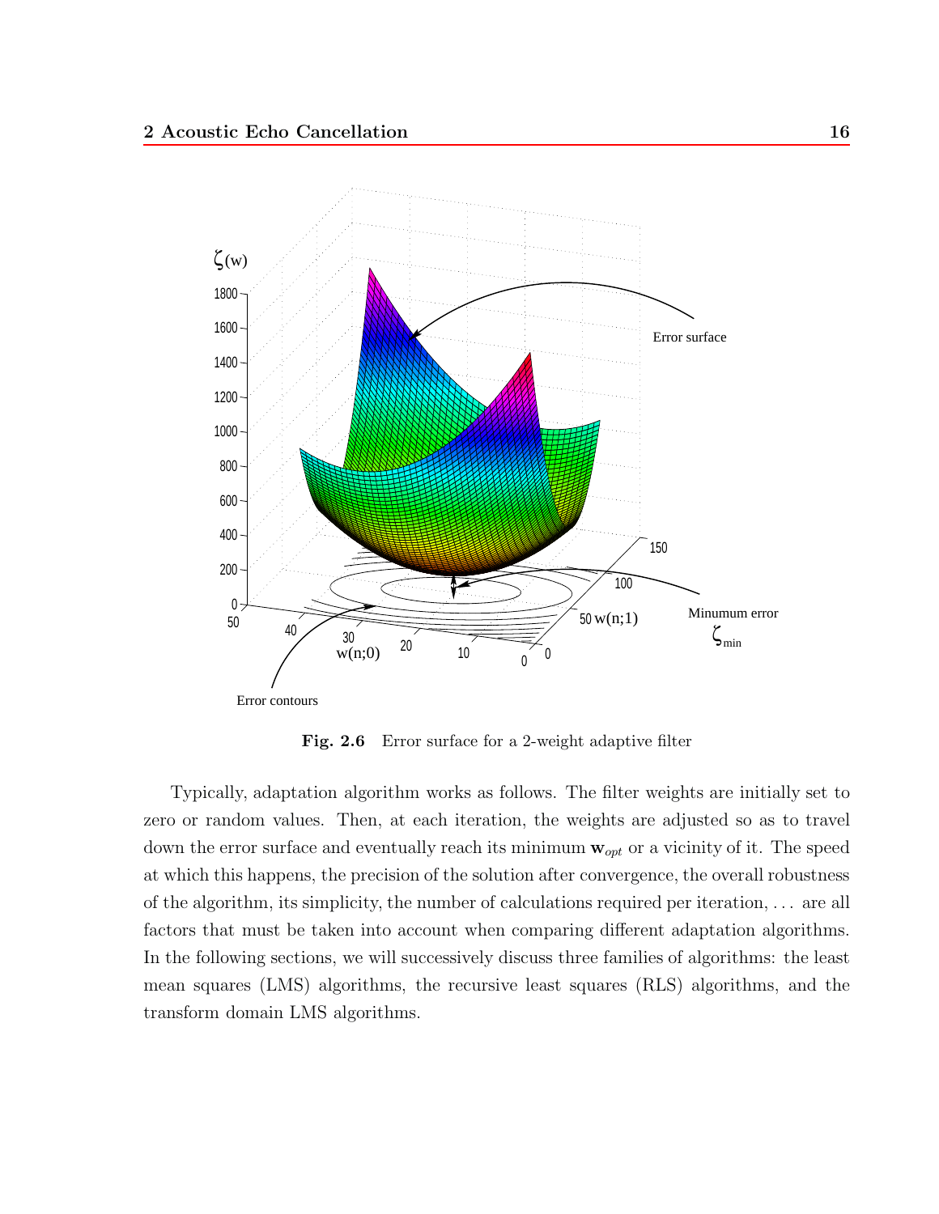**Fig. 2.6** Error surface for a 2-weight adaptive filter

Typically, adaptation algorithm works as follows. The filter weights are initially set to zero or random values. Then, at each iteration, the weights are adjusted so as to travel down the error surface and eventually reach its minimum $\mathbf{w}_{opt}$ or a vicinity of it. The speed at which this happens, the precision of the solution after convergence, the overall robustness of the algorithm, its simplicity, the number of calculations required per iteration, ... are all factors that must be taken into account when comparing different adaptation algorithms. In the following sections, we will successively discuss three families of algorithms: the least mean squares (LMS) algorithms, the recursive least squares (RLS) algorithms, and the transform domain LMS algorithms.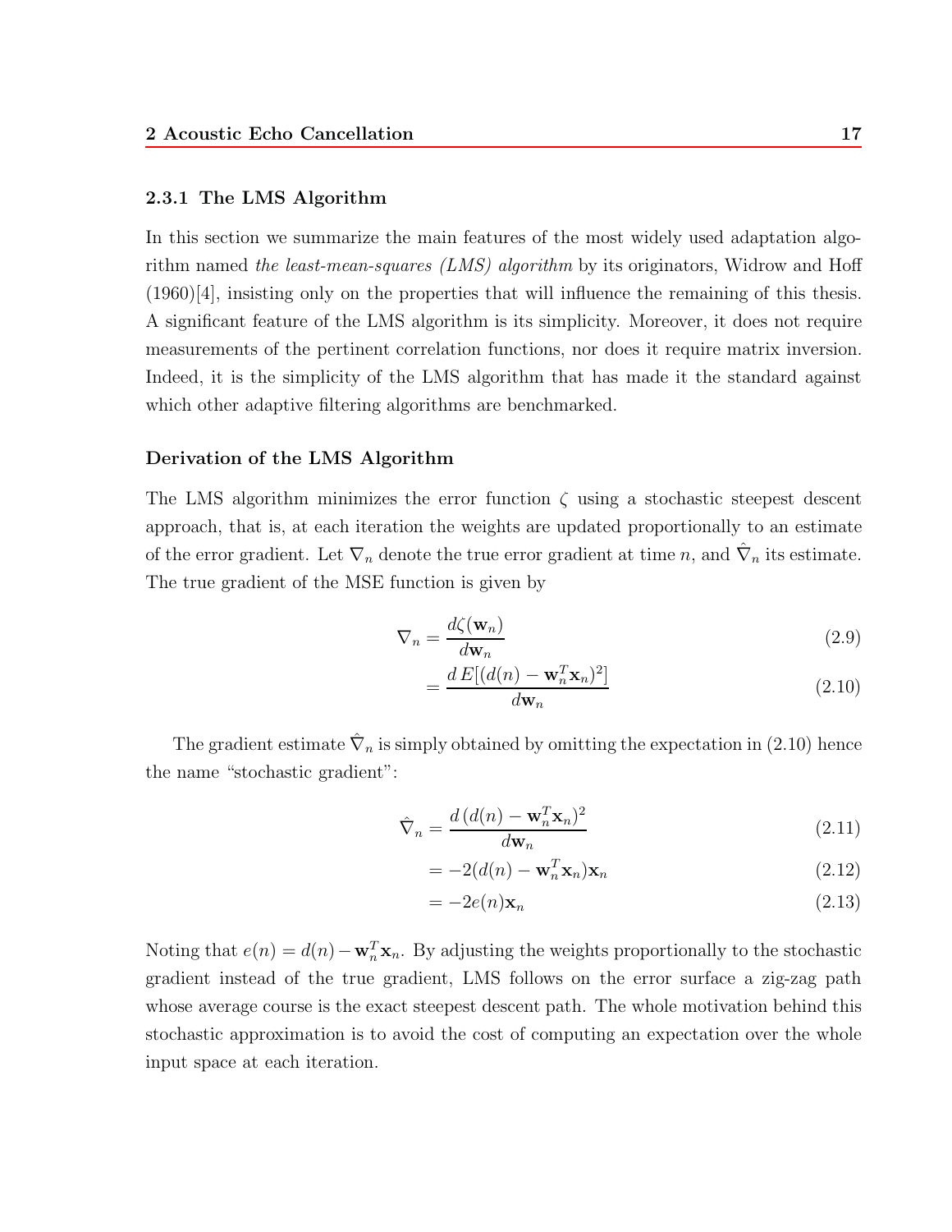### 2.3.1 The LMS Algorithm

In this section we summarize the main features of the most widely used adaptation algorithm named *the least-mean-squares (LMS) algorithm* by its originators, Widrow and Hoff (1960)[4], insisting only on the properties that will influence the remaining of this thesis. A significant feature of the LMS algorithm is its simplicity. Moreover, it does not require measurements of the pertinent correlation functions, nor does it require matrix inversion. Indeed, it is the simplicity of the LMS algorithm that has made it the standard against which other adaptive filtering algorithms are benchmarked.

#### Derivation of the LMS Algorithm

The LMS algorithm minimizes the error function $\zeta$ using a stochastic steepest descent approach, that is, at each iteration the weights are updated proportionally to an estimate of the error gradient. Let $\nabla_n$ denote the true error gradient at time $n$, and $\hat{\nabla}_n$ its estimate. The true gradient of the MSE function is given by

$$\nabla_n = \frac{d\zeta(\mathbf{w}_n)}{d\mathbf{w}_n} \tag{2.9}$$

$$= \frac{d\,E[(d(n) - \mathbf{w}_n^T \mathbf{x}_n)^2]}{d\mathbf{w}_n} \tag{2.10}$$

The gradient estimate $\hat{\nabla}_n$ is simply obtained by omitting the expectation in (2.10) hence the name "stochastic gradient":

$$\hat{\nabla}_n = \frac{d\,(d(n) - \mathbf{w}_n^T \mathbf{x}_n)^2}{d\mathbf{w}_n} \tag{2.11}$$

$$= -2(d(n) - \mathbf{w}_n^T \mathbf{x}_n)\mathbf{x}_n \tag{2.12}$$

$$= -2e(n)\mathbf{x}_n \tag{2.13}$$

Noting that $e(n) = d(n) - \mathbf{w}_n^T \mathbf{x}_n$. By adjusting the weights proportionally to the stochastic gradient instead of the true gradient, LMS follows on the error surface a zig-zag path whose average course is the exact steepest descent path. The whole motivation behind this stochastic approximation is to avoid the cost of computing an expectation over the whole input space at each iteration.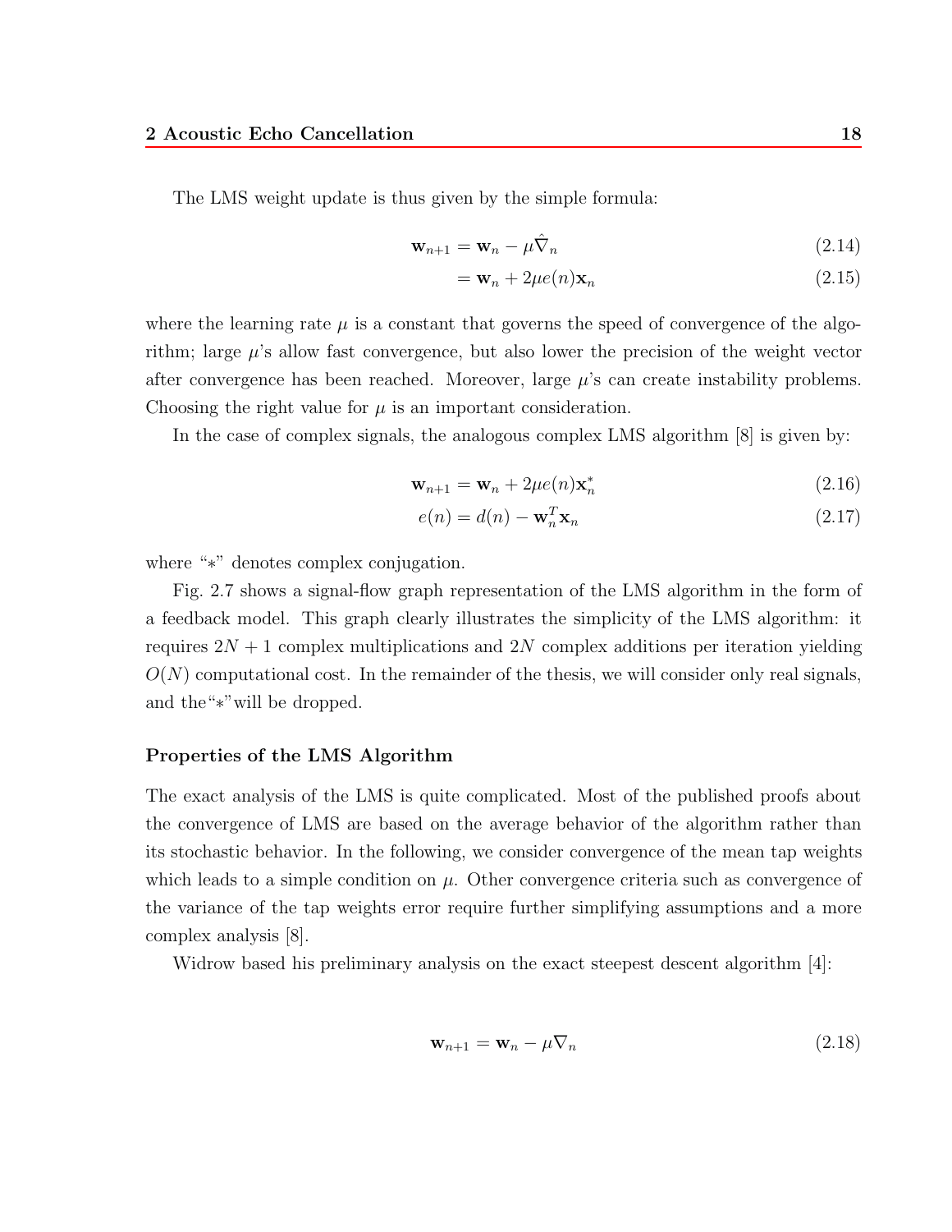The LMS weight update is thus given by the simple formula:

$$\mathbf{w}_{n+1} = \mathbf{w}_n - \mu\hat{\nabla}_n \tag{2.14}$$

$$= \mathbf{w}_n + 2\mu e(n)\mathbf{x}_n \tag{2.15}$$

where the learning rate $\mu$ is a constant that governs the speed of convergence of the algorithm; large $\mu$'s allow fast convergence, but also lower the precision of the weight vector after convergence has been reached. Moreover, large $\mu$'s can create instability problems. Choosing the right value for $\mu$ is an important consideration.

In the case of complex signals, the analogous complex LMS algorithm [8] is given by:

$$\mathbf{w}_{n+1} = \mathbf{w}_n + 2\mu e(n)\mathbf{x}_n^* \tag{2.16}$$

$$e(n) = d(n) - \mathbf{w}_n^T\mathbf{x}_n \tag{2.17}$$

where "$*$" denotes complex conjugation.

Fig. 2.7 shows a signal-flow graph representation of the LMS algorithm in the form of a feedback model. This graph clearly illustrates the simplicity of the LMS algorithm: it requires $2N + 1$ complex multiplications and $2N$ complex additions per iteration yielding $O(N)$ computational cost. In the remainder of the thesis, we will consider only real signals, and the "$*$" will be dropped.

### Properties of the LMS Algorithm

The exact analysis of the LMS is quite complicated. Most of the published proofs about the convergence of LMS are based on the average behavior of the algorithm rather than its stochastic behavior. In the following, we consider convergence of the mean tap weights which leads to a simple condition on $\mu$. Other convergence criteria such as convergence of the variance of the tap weights error require further simplifying assumptions and a more complex analysis [8].

Widrow based his preliminary analysis on the exact steepest descent algorithm [4]:

$$\mathbf{w}_{n+1} = \mathbf{w}_n - \mu\nabla_n \tag{2.18}$$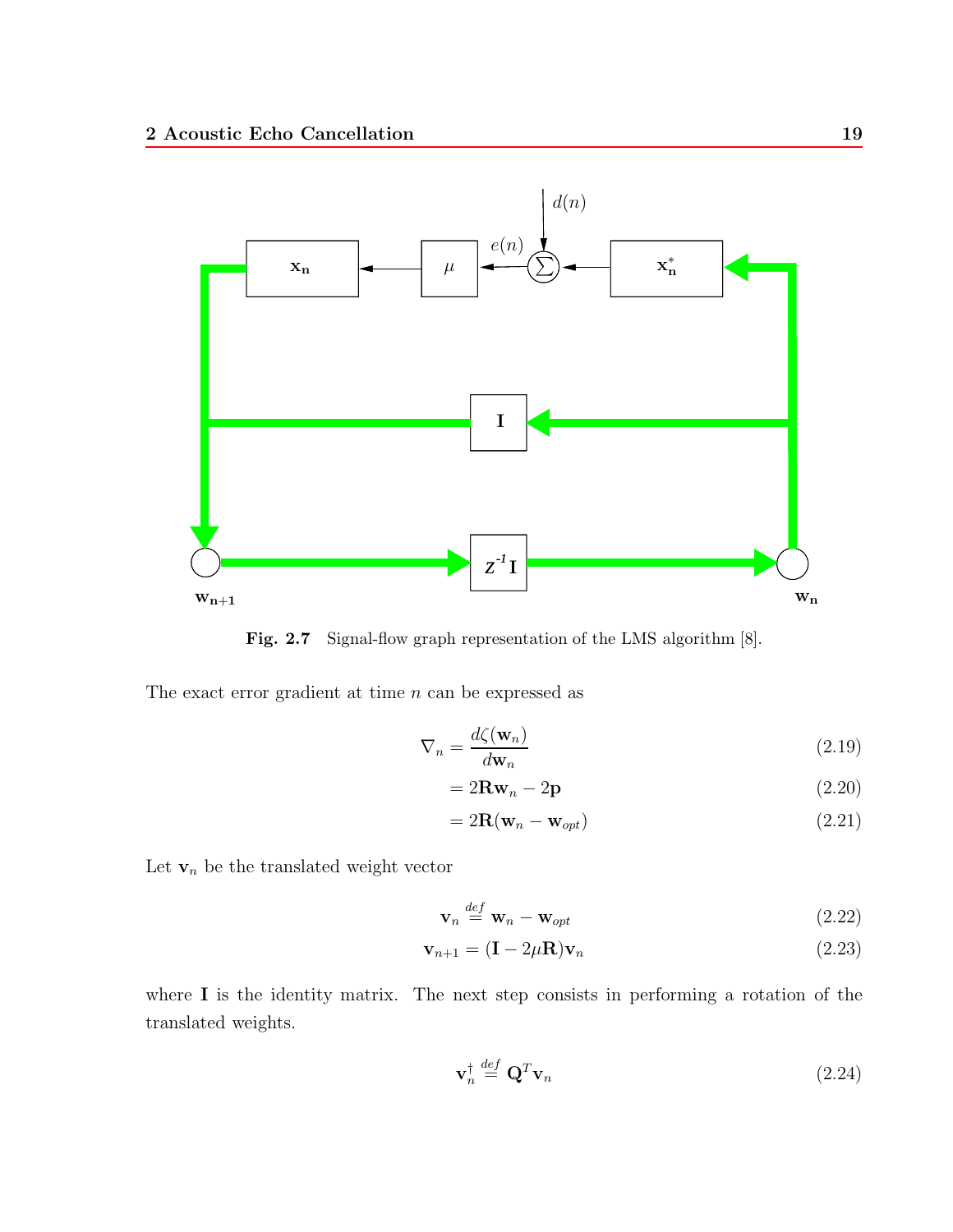**Fig. 2.7** Signal-flow graph representation of the LMS algorithm [8].

The exact error gradient at time $n$ can be expressed as

$$\nabla_n = \frac{d\zeta(\mathbf{w}_n)}{d\mathbf{w}_n} \tag{2.19}$$

$$= 2\mathbf{R}\mathbf{w}_n - 2\mathbf{p} \tag{2.20}$$

$$= 2\mathbf{R}(\mathbf{w}_n - \mathbf{w}_{opt}) \tag{2.21}$$

Let $\mathbf{v}_n$ be the translated weight vector

$$\mathbf{v}_n \stackrel{def}{=} \mathbf{w}_n - \mathbf{w}_{opt} \tag{2.22}$$

$$\mathbf{v}_{n+1} = (\mathbf{I} - 2\mu\mathbf{R})\mathbf{v}_n \tag{2.23}$$

where $\mathbf{I}$ is the identity matrix. The next step consists in performing a rotation of the translated weights.

$$\mathbf{v}_n^{\dagger} \stackrel{def}{=} \mathbf{Q}^T\mathbf{v}_n \tag{2.24}$$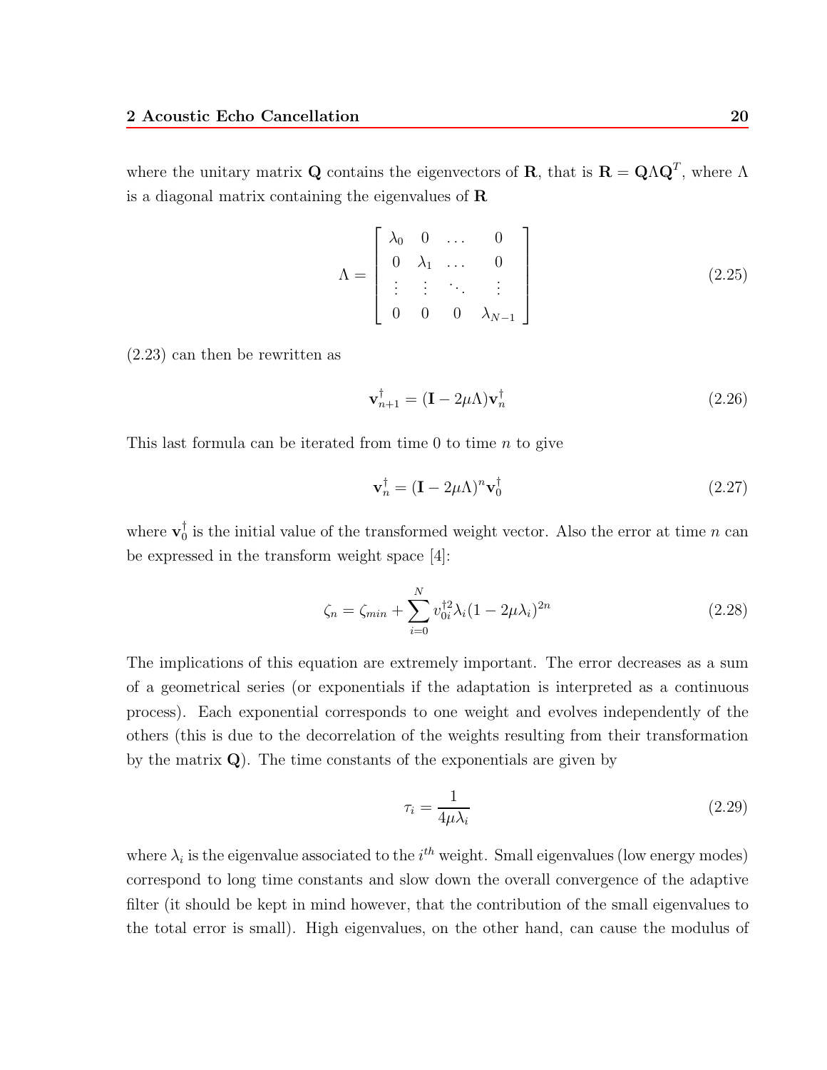where the unitary matrix $\mathbf{Q}$ contains the eigenvectors of $\mathbf{R}$, that is $\mathbf{R} = \mathbf{Q}\Lambda\mathbf{Q}^T$, where $\Lambda$ is a diagonal matrix containing the eigenvalues of $\mathbf{R}$

$$\Lambda = \begin{bmatrix} \lambda_0 & 0 & \dots & 0 \\ 0 & \lambda_1 & \dots & 0 \\ \vdots & \vdots & \ddots & \vdots \\ 0 & 0 & 0 & \lambda_{N-1} \end{bmatrix} \tag{2.25}$$

(2.23) can then be rewritten as

$$\mathbf{v}^{\dagger}_{n+1} = (\mathbf{I} - 2\mu\Lambda)\mathbf{v}^{\dagger}_{n} \tag{2.26}$$

This last formula can be iterated from time 0 to time $n$ to give

$$\mathbf{v}^{\dagger}_{n} = (\mathbf{I} - 2\mu\Lambda)^n\mathbf{v}^{\dagger}_{0} \tag{2.27}$$

where $\mathbf{v}^{\dagger}_{0}$ is the initial value of the transformed weight vector. Also the error at time $n$ can be expressed in the transform weight space [4]:

$$\zeta_n = \zeta_{min} + \sum_{i=0}^{N} v^{\dagger 2}_{0i}\lambda_i(1 - 2\mu\lambda_i)^{2n} \tag{2.28}$$

The implications of this equation are extremely important. The error decreases as a sum of a geometrical series (or exponentials if the adaptation is interpreted as a continuous process). Each exponential corresponds to one weight and evolves independently of the others (this is due to the decorrelation of the weights resulting from their transformation by the matrix $\mathbf{Q}$). The time constants of the exponentials are given by

$$\tau_i = \frac{1}{4\mu\lambda_i} \tag{2.29}$$

where $\lambda_i$ is the eigenvalue associated to the $i^{th}$ weight. Small eigenvalues (low energy modes) correspond to long time constants and slow down the overall convergence of the adaptive filter (it should be kept in mind however, that the contribution of the small eigenvalues to the total error is small). High eigenvalues, on the other hand, can cause the modulus of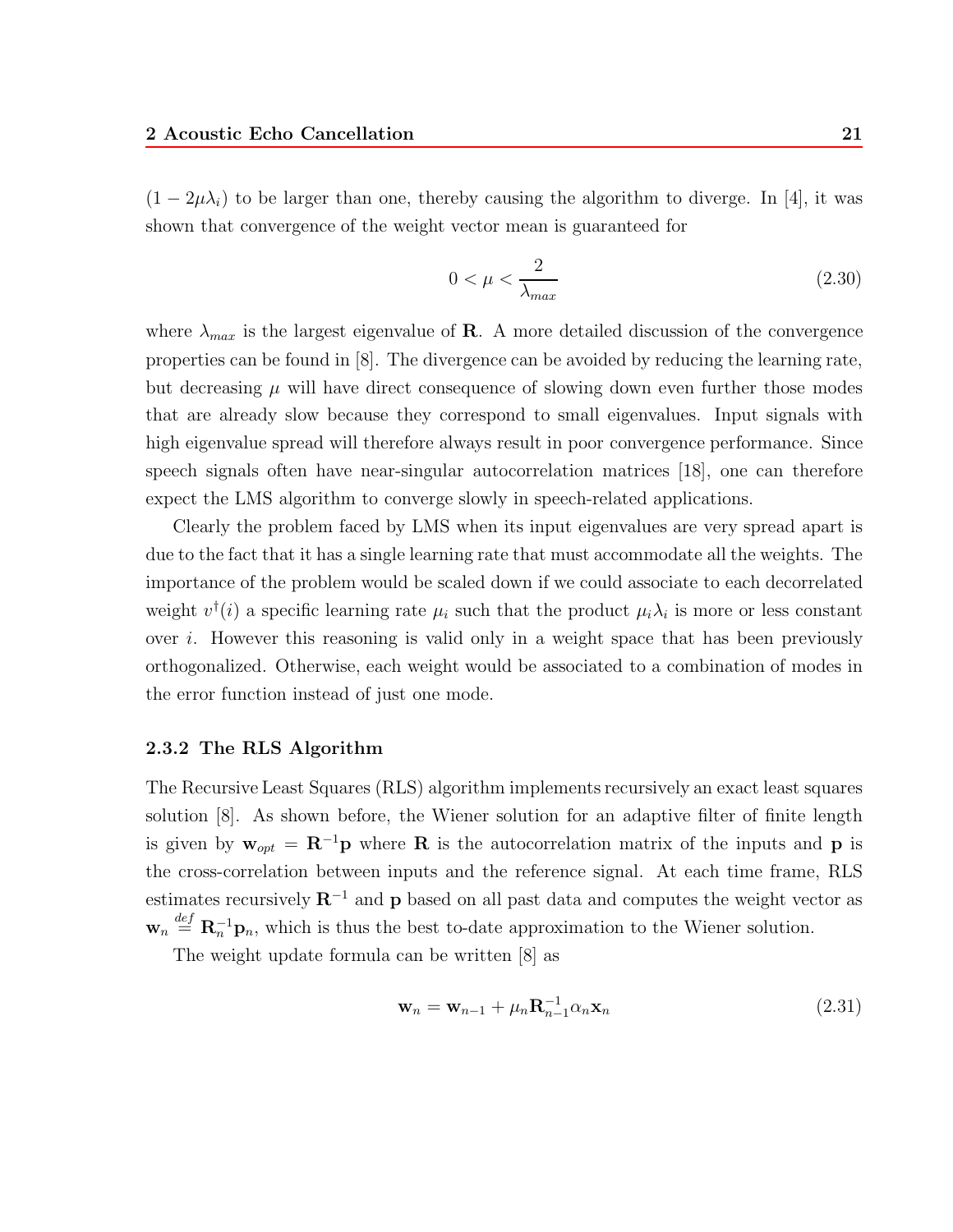$(1 - 2\mu\lambda_i)$ to be larger than one, thereby causing the algorithm to diverge. In [4], it was shown that convergence of the weight vector mean is guaranteed for

$$0 < \mu < \frac{2}{\lambda_{max}} \tag{2.30}$$

where $\lambda_{max}$ is the largest eigenvalue of $\mathbf{R}$. A more detailed discussion of the convergence properties can be found in [8]. The divergence can be avoided by reducing the learning rate, but decreasing $\mu$ will have direct consequence of slowing down even further those modes that are already slow because they correspond to small eigenvalues. Input signals with high eigenvalue spread will therefore always result in poor convergence performance. Since speech signals often have near-singular autocorrelation matrices [18], one can therefore expect the LMS algorithm to converge slowly in speech-related applications.

Clearly the problem faced by LMS when its input eigenvalues are very spread apart is due to the fact that it has a single learning rate that must accommodate all the weights. The importance of the problem would be scaled down if we could associate to each decorrelated weight $v^{\dagger}(i)$ a specific learning rate $\mu_i$ such that the product $\mu_i\lambda_i$ is more or less constant over $i$. However this reasoning is valid only in a weight space that has been previously orthogonalized. Otherwise, each weight would be associated to a combination of modes in the error function instead of just one mode.

### 2.3.2 The RLS Algorithm

The Recursive Least Squares (RLS) algorithm implements recursively an exact least squares solution [8]. As shown before, the Wiener solution for an adaptive filter of finite length is given by $\mathbf{w}_{opt} = \mathbf{R}^{-1}\mathbf{p}$ where $\mathbf{R}$ is the autocorrelation matrix of the inputs and $\mathbf{p}$ is the cross-correlation between inputs and the reference signal. At each time frame, RLS estimates recursively $\mathbf{R}^{-1}$ and $\mathbf{p}$ based on all past data and computes the weight vector as $\mathbf{w}_n \overset{def}{=} \mathbf{R}_n^{-1}\mathbf{p}_n$, which is thus the best to-date approximation to the Wiener solution.

The weight update formula can be written [8] as

$$\mathbf{w}_n = \mathbf{w}_{n-1} + \mu_n \mathbf{R}_{n-1}^{-1} \alpha_n \mathbf{x}_n \tag{2.31}$$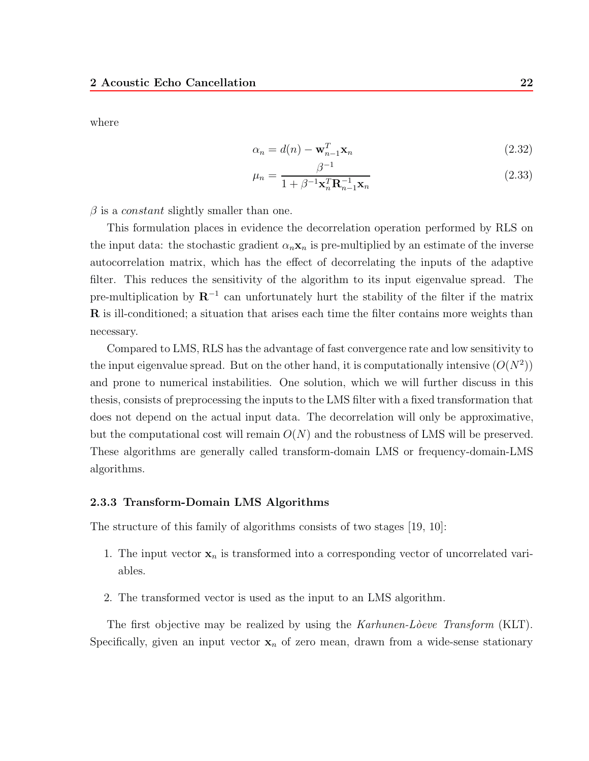where

$$\alpha_n = d(n) - \mathbf{w}_{n-1}^T \mathbf{x}_n \tag{2.32}$$

$$\mu_n = \frac{\beta^{-1}}{1 + \beta^{-1} \mathbf{x}_n^T \mathbf{R}_{n-1}^{-1} \mathbf{x}_n} \tag{2.33}$$

$\beta$ is a *constant* slightly smaller than one.

This formulation places in evidence the decorrelation operation performed by RLS on the input data: the stochastic gradient $\alpha_n \mathbf{x}_n$ is pre-multiplied by an estimate of the inverse autocorrelation matrix, which has the effect of decorrelating the inputs of the adaptive filter. This reduces the sensitivity of the algorithm to its input eigenvalue spread. The pre-multiplication by $\mathbf{R}^{-1}$ can unfortunately hurt the stability of the filter if the matrix $\mathbf{R}$ is ill-conditioned; a situation that arises each time the filter contains more weights than necessary.

Compared to LMS, RLS has the advantage of fast convergence rate and low sensitivity to the input eigenvalue spread. But on the other hand, it is computationally intensive ($O(N^2)$) and prone to numerical instabilities. One solution, which we will further discuss in this thesis, consists of preprocessing the inputs to the LMS filter with a fixed transformation that does not depend on the actual input data. The decorrelation will only be approximative, but the computational cost will remain $O(N)$ and the robustness of LMS will be preserved. These algorithms are generally called transform-domain LMS or frequency-domain-LMS algorithms.

### 2.3.3 Transform-Domain LMS Algorithms

The structure of this family of algorithms consists of two stages [19, 10]:

1. The input vector $\mathbf{x}_n$ is transformed into a corresponding vector of uncorrelated variables.
2. The transformed vector is used as the input to an LMS algorithm.

The first objective may be realized by using the *Karhunen-Lòeve Transform* (KLT). Specifically, given an input vector $\mathbf{x}_n$ of zero mean, drawn from a wide-sense stationary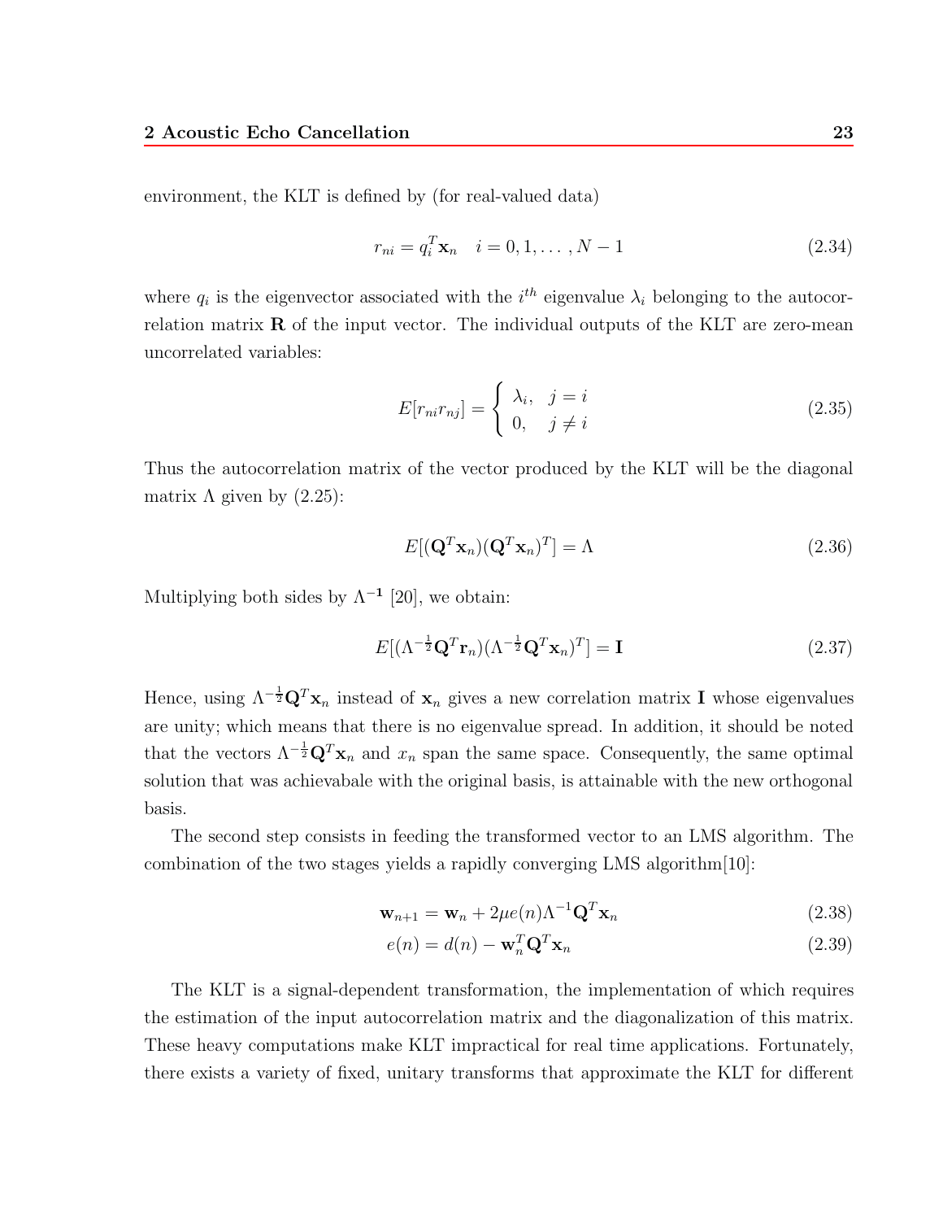environment, the KLT is defined by (for real-valued data)

$$r_{ni} = q_i^T \mathbf{x}_n \quad i = 0, 1, \dots, N-1 \tag{2.34}$$

where $q_i$ is the eigenvector associated with the $i^{th}$ eigenvalue $\lambda_i$ belonging to the autocorrelation matrix $\mathbf{R}$ of the input vector. The individual outputs of the KLT are zero-mean uncorrelated variables:

$$E[r_{ni} r_{nj}] = \begin{cases} \lambda_i, & j = i \\ 0, & j \neq i \end{cases} \tag{2.35}$$

Thus the autocorrelation matrix of the vector produced by the KLT will be the diagonal matrix $\Lambda$ given by (2.25):

$$E[(\mathbf{Q}^T \mathbf{x}_n)(\mathbf{Q}^T \mathbf{x}_n)^T] = \Lambda \tag{2.36}$$

Multiplying both sides by $\Lambda^{-\mathbf{1}}$ [20], we obtain:

$$E[(\Lambda^{-\frac{1}{2}} \mathbf{Q}^T \mathbf{r}_n)(\Lambda^{-\frac{1}{2}} \mathbf{Q}^T \mathbf{x}_n)^T] = \mathbf{I} \tag{2.37}$$

Hence, using $\Lambda^{-\frac{1}{2}} \mathbf{Q}^T \mathbf{x}_n$ instead of $\mathbf{x}_n$ gives a new correlation matrix $\mathbf{I}$ whose eigenvalues are unity; which means that there is no eigenvalue spread. In addition, it should be noted that the vectors $\Lambda^{-\frac{1}{2}} \mathbf{Q}^T \mathbf{x}_n$ and $x_n$ span the same space. Consequently, the same optimal solution that was achievabale with the original basis, is attainable with the new orthogonal basis.

The second step consists in feeding the transformed vector to an LMS algorithm. The combination of the two stages yields a rapidly converging LMS algorithm[10]:

$$\mathbf{w}_{n+1} = \mathbf{w}_n + 2\mu e(n) \Lambda^{-1} \mathbf{Q}^T \mathbf{x}_n \tag{2.38}$$

$$e(n) = d(n) - \mathbf{w}_n^T \mathbf{Q}^T \mathbf{x}_n \tag{2.39}$$

The KLT is a signal-dependent transformation, the implementation of which requires the estimation of the input autocorrelation matrix and the diagonalization of this matrix. These heavy computations make KLT impractical for real time applications. Fortunately, there exists a variety of fixed, unitary transforms that approximate the KLT for different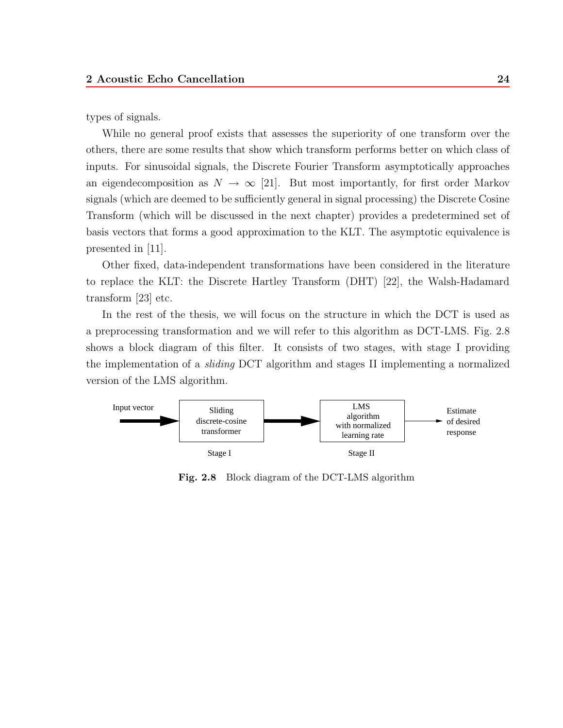types of signals.

While no general proof exists that assesses the superiority of one transform over the others, there are some results that show which transform performs better on which class of inputs. For sinusoidal signals, the Discrete Fourier Transform asymptotically approaches an eigendecomposition as $N \rightarrow \infty$ [21]. But most importantly, for first order Markov signals (which are deemed to be sufficiently general in signal processing) the Discrete Cosine Transform (which will be discussed in the next chapter) provides a predetermined set of basis vectors that forms a good approximation to the KLT. The asymptotic equivalence is presented in [11].

Other fixed, data-independent transformations have been considered in the literature to replace the KLT: the Discrete Hartley Transform (DHT) [22], the Walsh-Hadamard transform [23] etc.

In the rest of the thesis, we will focus on the structure in which the DCT is used as a preprocessing transformation and we will refer to this algorithm as DCT-LMS. Fig. 2.8 shows a block diagram of this filter. It consists of two stages, with stage I providing the implementation of a *sliding* DCT algorithm and stages II implementing a normalized version of the LMS algorithm.

Input vector → [Sliding discrete-cosine transformer] (Stage I) → [LMS algorithm with normalized learning rate] (Stage II) → Estimate of desired response

**Fig. 2.8** Block diagram of the DCT-LMS algorithm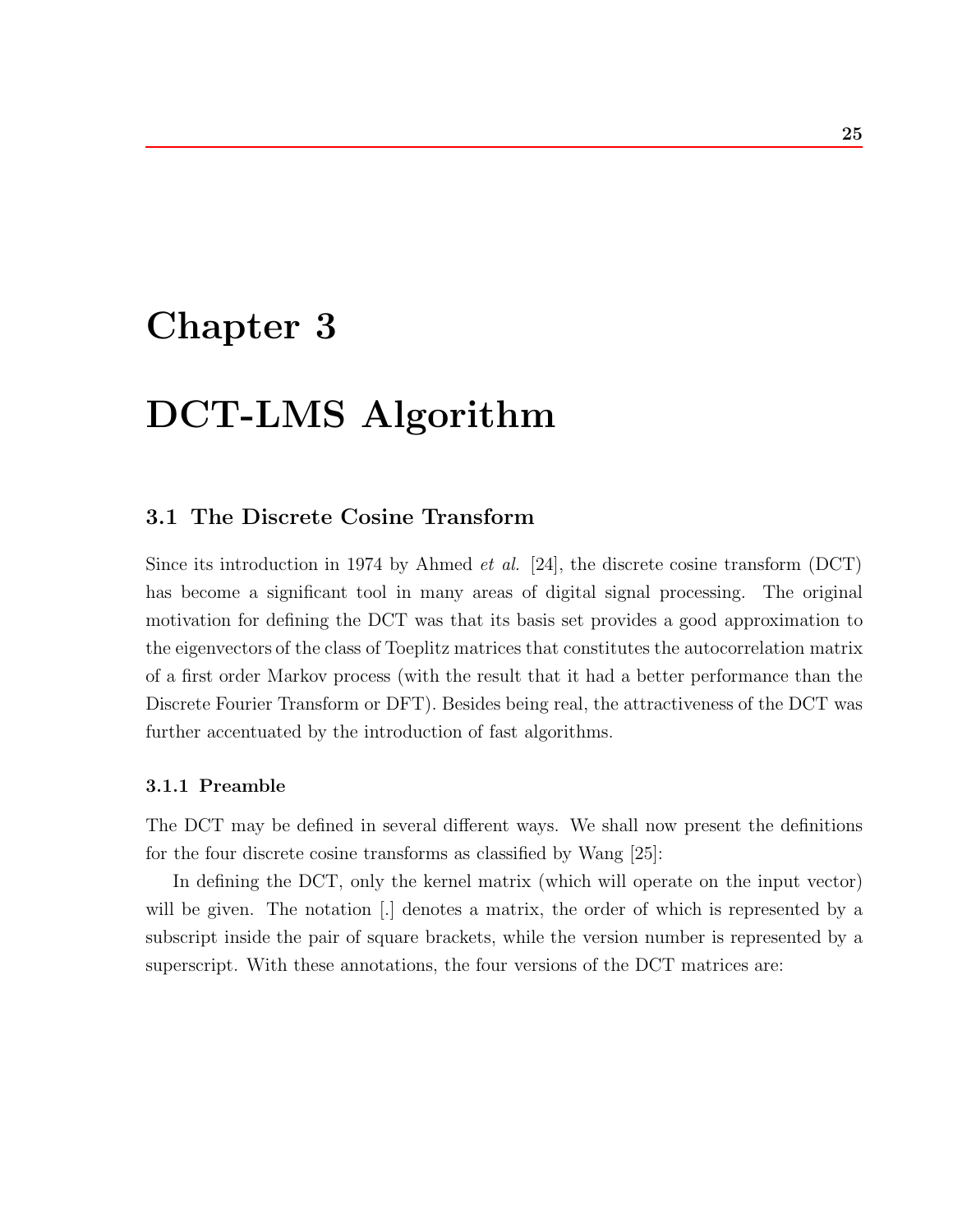# Chapter 3

# DCT-LMS Algorithm

## 3.1 The Discrete Cosine Transform

Since its introduction in 1974 by Ahmed *et al.* [24], the discrete cosine transform (DCT) has become a significant tool in many areas of digital signal processing. The original motivation for defining the DCT was that its basis set provides a good approximation to the eigenvectors of the class of Toeplitz matrices that constitutes the autocorrelation matrix of a first order Markov process (with the result that it had a better performance than the Discrete Fourier Transform or DFT). Besides being real, the attractiveness of the DCT was further accentuated by the introduction of fast algorithms.

### 3.1.1 Preamble

The DCT may be defined in several different ways. We shall now present the definitions for the four discrete cosine transforms as classified by Wang [25]:

In defining the DCT, only the kernel matrix (which will operate on the input vector) will be given. The notation [.] denotes a matrix, the order of which is represented by a subscript inside the pair of square brackets, while the version number is represented by a superscript. With these annotations, the four versions of the DCT matrices are: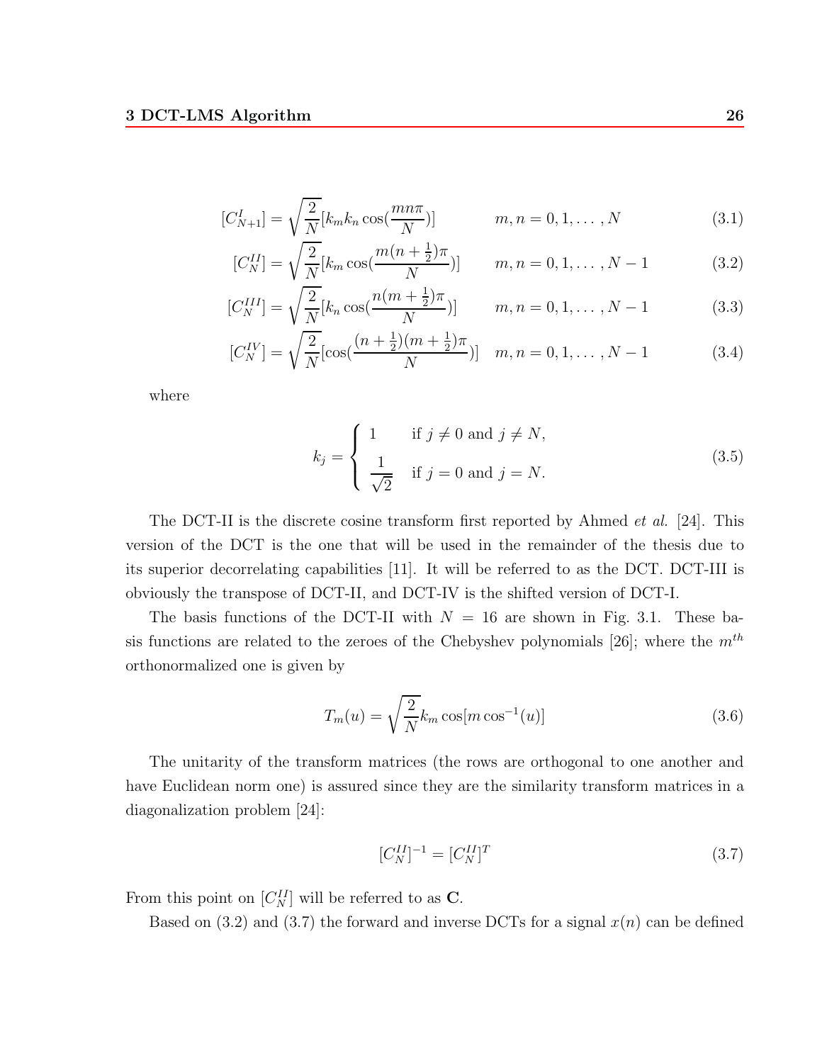$$[C^{I}_{N+1}] = \sqrt{\frac{2}{N}}[k_m k_n \cos(\frac{mn\pi}{N})] \qquad m, n = 0, 1, \ldots, N \tag{3.1}$$

$$[C^{II}_{N}] = \sqrt{\frac{2}{N}}[k_m \cos(\frac{m(n+\frac{1}{2})\pi}{N})] \qquad m, n = 0, 1, \ldots, N-1 \tag{3.2}$$

$$[C^{III}_{N}] = \sqrt{\frac{2}{N}}[k_n \cos(\frac{n(m+\frac{1}{2})\pi}{N})] \qquad m, n = 0, 1, \ldots, N-1 \tag{3.3}$$

$$[C^{IV}_{N}] = \sqrt{\frac{2}{N}}[\cos(\frac{(n+\frac{1}{2})(m+\frac{1}{2})\pi}{N})] \quad m, n = 0, 1, \ldots, N-1 \tag{3.4}$$

where

$$k_j = \begin{cases} 1 & \text{if } j \neq 0 \text{ and } j \neq N, \\ \frac{1}{\sqrt{2}} & \text{if } j = 0 \text{ and } j = N. \end{cases} \tag{3.5}$$

The DCT-II is the discrete cosine transform first reported by Ahmed *et al.* [24]. This version of the DCT is the one that will be used in the remainder of the thesis due to its superior decorrelating capabilities [11]. It will be referred to as the DCT. DCT-III is obviously the transpose of DCT-II, and DCT-IV is the shifted version of DCT-I.

The basis functions of the DCT-II with $N = 16$ are shown in Fig. 3.1. These basis functions are related to the zeroes of the Chebyshev polynomials [26]; where the $m^{th}$ orthonormalized one is given by

$$T_m(u) = \sqrt{\frac{2}{N}} k_m \cos[m \cos^{-1}(u)] \tag{3.6}$$

The unitarity of the transform matrices (the rows are orthogonal to one another and have Euclidean norm one) is assured since they are the similarity transform matrices in a diagonalization problem [24]:

$$[C^{II}_{N}]^{-1} = [C^{II}_{N}]^{T} \tag{3.7}$$

From this point on $[C^{II}_{N}]$ will be referred to as $\mathbf{C}$.

Based on (3.2) and (3.7) the forward and inverse DCTs for a signal $x(n)$ can be defined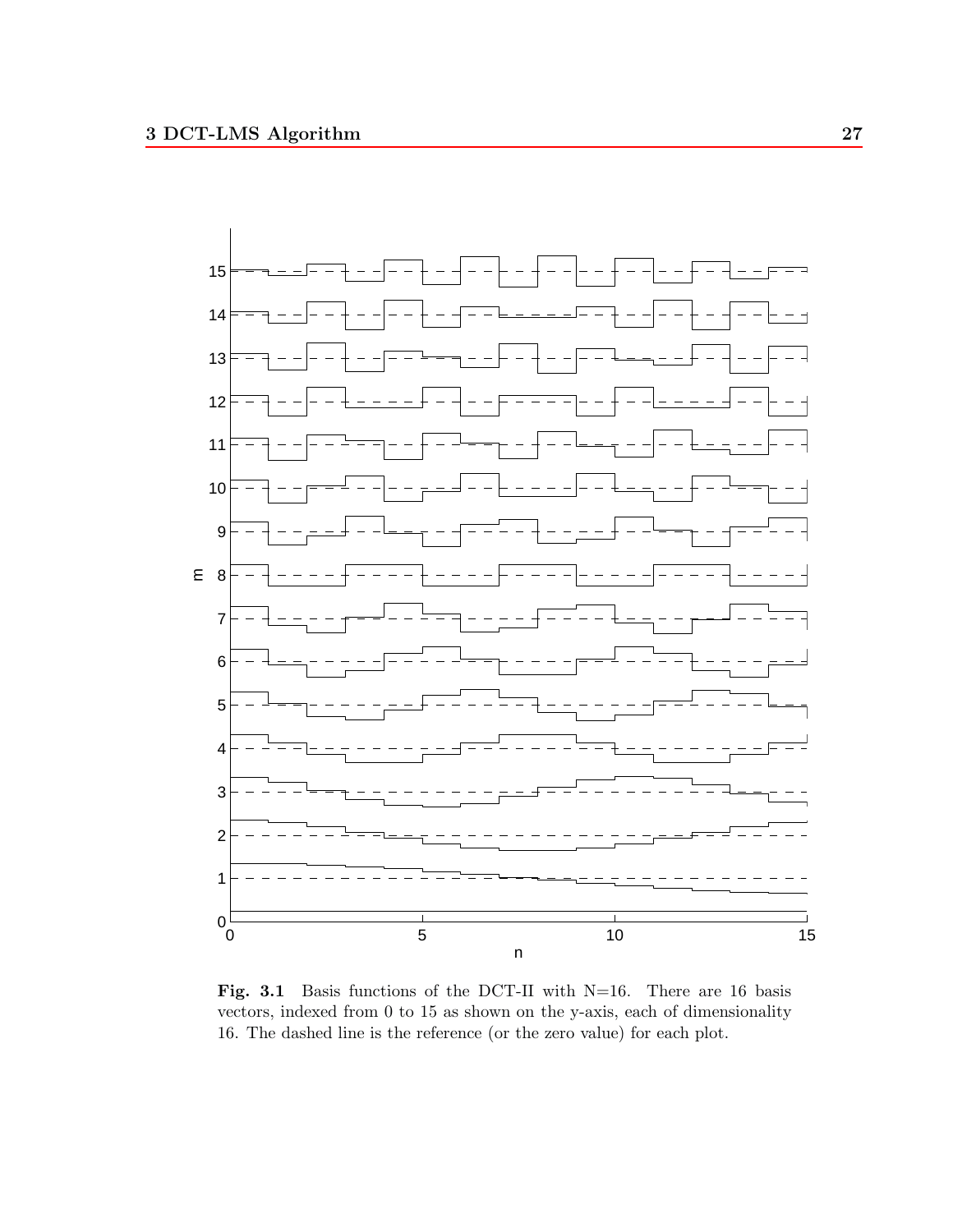**Fig. 3.1** Basis functions of the DCT-II with N=16. There are 16 basis vectors, indexed from 0 to 15 as shown on the y-axis, each of dimensionality 16. The dashed line is the reference (or the zero value) for each plot.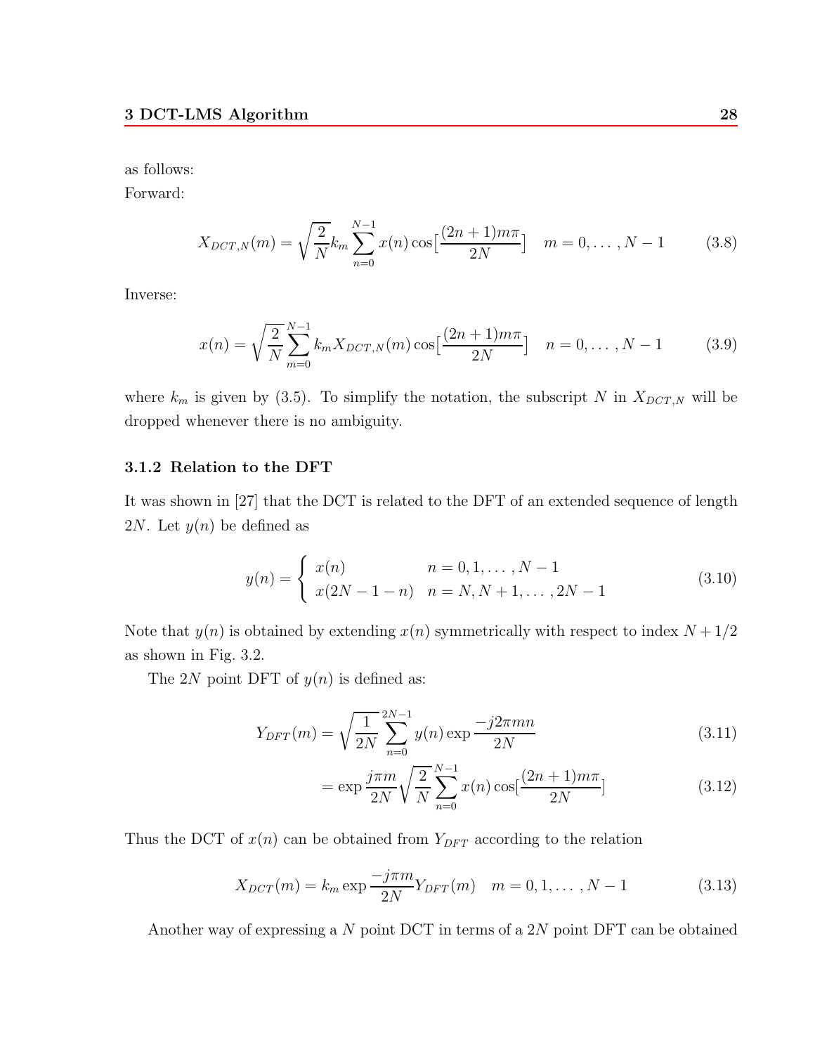as follows:

Forward:

$$X_{DCT,N}(m) = \sqrt{\frac{2}{N}} k_m \sum_{n=0}^{N-1} x(n) \cos\Big[\frac{(2n+1)m\pi}{2N}\Big] \quad m = 0, \dots, N-1 \tag{3.8}$$

Inverse:

$$x(n) = \sqrt{\frac{2}{N}} \sum_{m=0}^{N-1} k_m X_{DCT,N}(m) \cos\Big[\frac{(2n+1)m\pi}{2N}\Big] \quad n = 0, \dots, N-1 \tag{3.9}$$

where $k_m$ is given by (3.5). To simplify the notation, the subscript $N$ in $X_{DCT,N}$ will be dropped whenever there is no ambiguity.

### 3.1.2 Relation to the DFT

It was shown in [27] that the DCT is related to the DFT of an extended sequence of length $2N$. Let $y(n)$ be defined as

$$y(n) = \begin{cases} x(n) & n = 0, 1, \dots, N-1 \\ x(2N-1-n) & n = N, N+1, \dots, 2N-1 \end{cases} \tag{3.10}$$

Note that $y(n)$ is obtained by extending $x(n)$ symmetrically with respect to index $N + 1/2$ as shown in Fig. 3.2.

The $2N$ point DFT of $y(n)$ is defined as:

$$Y_{DFT}(m) = \sqrt{\frac{1}{2N}} \sum_{n=0}^{2N-1} y(n) \exp\frac{-j2\pi mn}{2N} \tag{3.11}$$

$$= \exp\frac{j\pi m}{2N} \sqrt{\frac{2}{N}} \sum_{n=0}^{N-1} x(n) \cos\Big[\frac{(2n+1)m\pi}{2N}\Big] \tag{3.12}$$

Thus the DCT of $x(n)$ can be obtained from $Y_{DFT}$ according to the relation

$$X_{DCT}(m) = k_m \exp\frac{-j\pi m}{2N} Y_{DFT}(m) \quad m = 0, 1, \dots, N-1 \tag{3.13}$$

Another way of expressing a $N$ point DCT in terms of a $2N$ point DFT can be obtained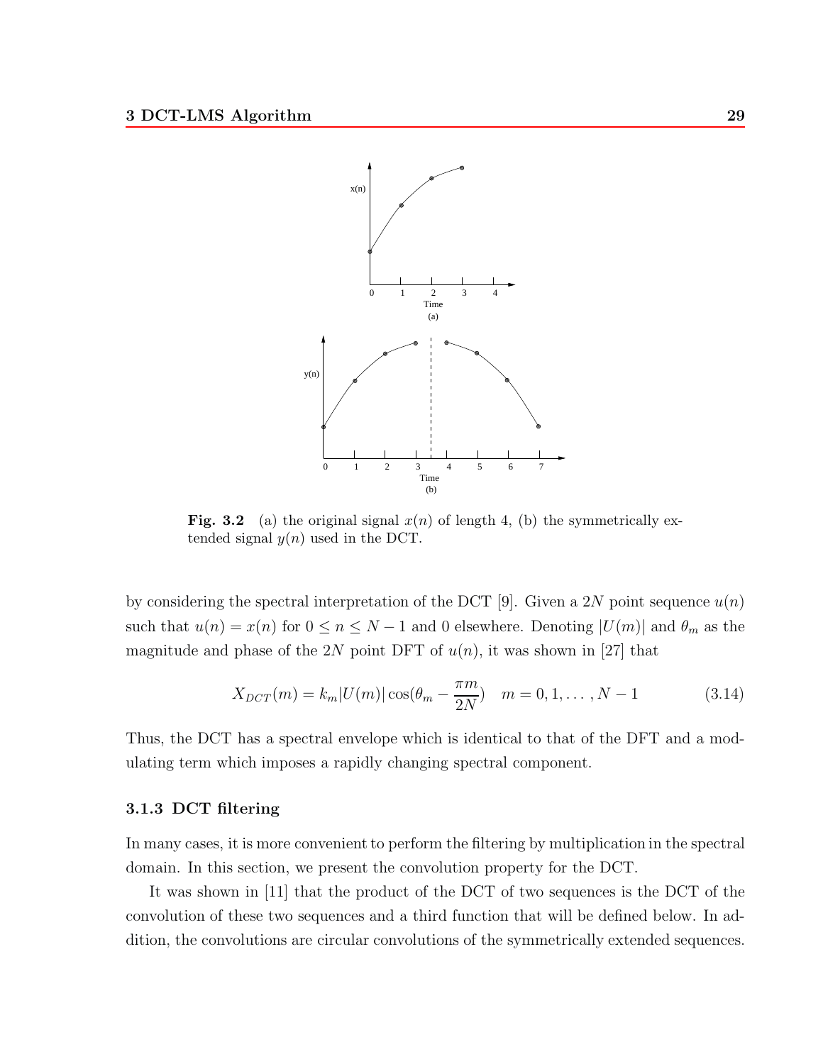**Fig. 3.2** (a) the original signal $x(n)$ of length 4, (b) the symmetrically extended signal $y(n)$ used in the DCT.

by considering the spectral interpretation of the DCT [9]. Given a $2N$ point sequence $u(n)$ such that $u(n) = x(n)$ for $0 \leq n \leq N-1$ and 0 elsewhere. Denoting $|U(m)|$ and $\theta_m$ as the magnitude and phase of the $2N$ point DFT of $u(n)$, it was shown in [27] that

$$X_{DCT}(m) = k_m |U(m)| \cos(\theta_m - \frac{\pi m}{2N}) \quad m = 0, 1, \ldots, N-1 \tag{3.14}$$

Thus, the DCT has a spectral envelope which is identical to that of the DFT and a modulating term which imposes a rapidly changing spectral component.

### 3.1.3 DCT filtering

In many cases, it is more convenient to perform the filtering by multiplication in the spectral domain. In this section, we present the convolution property for the DCT.

It was shown in [11] that the product of the DCT of two sequences is the DCT of the convolution of these two sequences and a third function that will be defined below. In addition, the convolutions are circular convolutions of the symmetrically extended sequences.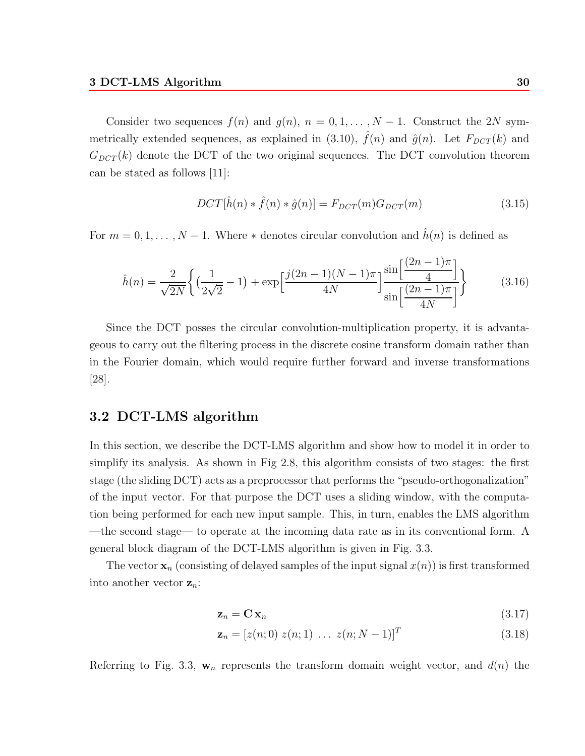Consider two sequences $f(n)$ and $g(n)$, $n = 0, 1, \dots, N-1$. Construct the $2N$ symmetrically extended sequences, as explained in (3.10), $\hat{f}(n)$ and $\hat{g}(n)$. Let $F_{DCT}(k)$ and $G_{DCT}(k)$ denote the DCT of the two original sequences. The DCT convolution theorem can be stated as follows [11]:

$$DCT[\hat{h}(n) * \hat{f}(n) * \hat{g}(n)] = F_{DCT}(m) G_{DCT}(m) \tag{3.15}$$

For $m = 0, 1, \dots, N-1$. Where $*$ denotes circular convolution and $\hat{h}(n)$ is defined as

$$\hat{h}(n) = \frac{2}{\sqrt{2N}} \Big\{ \big( \frac{1}{2\sqrt{2}} - 1 \big) + \exp\Big[ \frac{j(2n-1)(N-1)\pi}{4N} \Big] \frac{\sin\Big[ \dfrac{(2n-1)\pi}{4} \Big]}{\sin\Big[ \dfrac{(2n-1)\pi}{4N} \Big]} \Big\} \tag{3.16}$$

Since the DCT posses the circular convolution-multiplication property, it is advantageous to carry out the filtering process in the discrete cosine transform domain rather than in the Fourier domain, which would require further forward and inverse transformations [28].

## 3.2 DCT-LMS algorithm

In this section, we describe the DCT-LMS algorithm and show how to model it in order to simplify its analysis. As shown in Fig 2.8, this algorithm consists of two stages: the first stage (the sliding DCT) acts as a preprocessor that performs the "pseudo-orthogonalization" of the input vector. For that purpose the DCT uses a sliding window, with the computation being performed for each new input sample. This, in turn, enables the LMS algorithm —the second stage— to operate at the incoming data rate as in its conventional form. A general block diagram of the DCT-LMS algorithm is given in Fig. 3.3.

The vector $\mathbf{x}_n$ (consisting of delayed samples of the input signal $x(n)$) is first transformed into another vector $\mathbf{z}_n$:

$$\mathbf{z}_n = \mathbf{C}\,\mathbf{x}_n \tag{3.17}$$

$$\mathbf{z}_n = [z(n;0)\ z(n;1)\ \dots\ z(n;N-1)]^T \tag{3.18}$$

Referring to Fig. 3.3, $\mathbf{w}_n$ represents the transform domain weight vector, and $d(n)$ the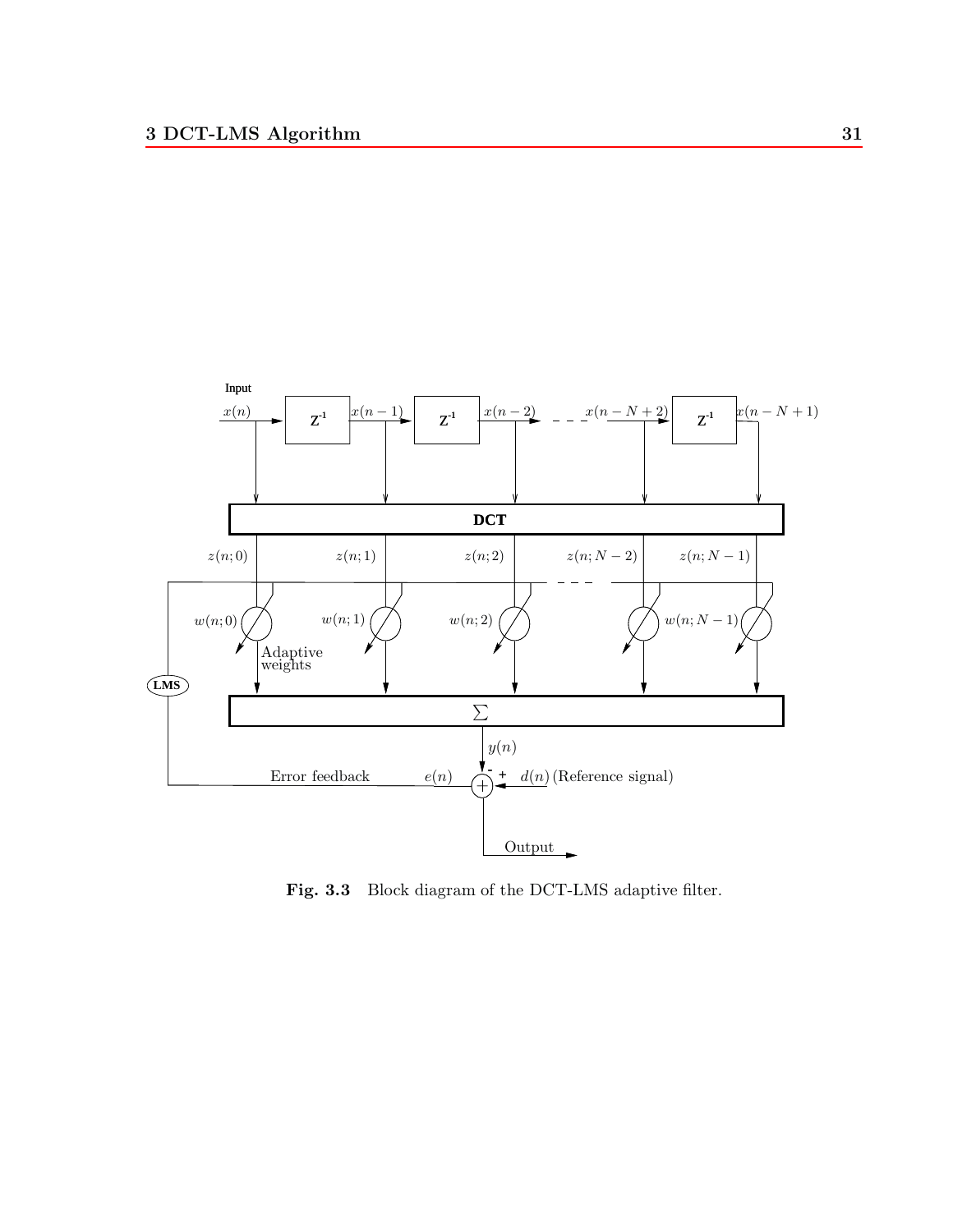**Fig. 3.3** Block diagram of the DCT-LMS adaptive filter.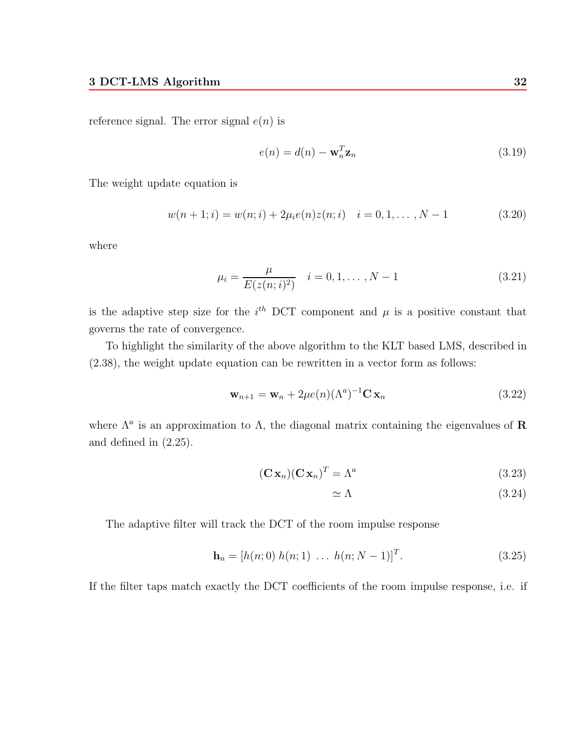reference signal. The error signal $e(n)$ is

$$e(n) = d(n) - \mathbf{w}_n^T \mathbf{z}_n \tag{3.19}$$

The weight update equation is

$$w(n+1;i) = w(n;i) + 2\mu_i e(n) z(n;i) \quad i = 0, 1, \ldots, N-1 \tag{3.20}$$

where

$$\mu_i = \frac{\mu}{E(z(n;i)^2)} \quad i = 0, 1, \ldots, N-1 \tag{3.21}$$

is the adaptive step size for the $i^{th}$ DCT component and $\mu$ is a positive constant that governs the rate of convergence.

To highlight the similarity of the above algorithm to the KLT based LMS, described in (2.38), the weight update equation can be rewritten in a vector form as follows:

$$\mathbf{w}_{n+1} = \mathbf{w}_n + 2\mu e(n) (\Lambda^a)^{-1} \mathbf{C}\, \mathbf{x}_n \tag{3.22}$$

where $\Lambda^a$ is an approximation to $\Lambda$, the diagonal matrix containing the eigenvalues of $\mathbf{R}$ and defined in (2.25).

$$(\mathbf{C}\, \mathbf{x}_n)(\mathbf{C}\, \mathbf{x}_n)^T = \Lambda^a \tag{3.23}$$

$$\simeq \Lambda \tag{3.24}$$

The adaptive filter will track the DCT of the room impulse response

$$\mathbf{h}_n = [h(n;0)\ h(n;1)\ \ldots\ h(n;N-1)]^T. \tag{3.25}$$

If the filter taps match exactly the DCT coefficients of the room impulse response, i.e. if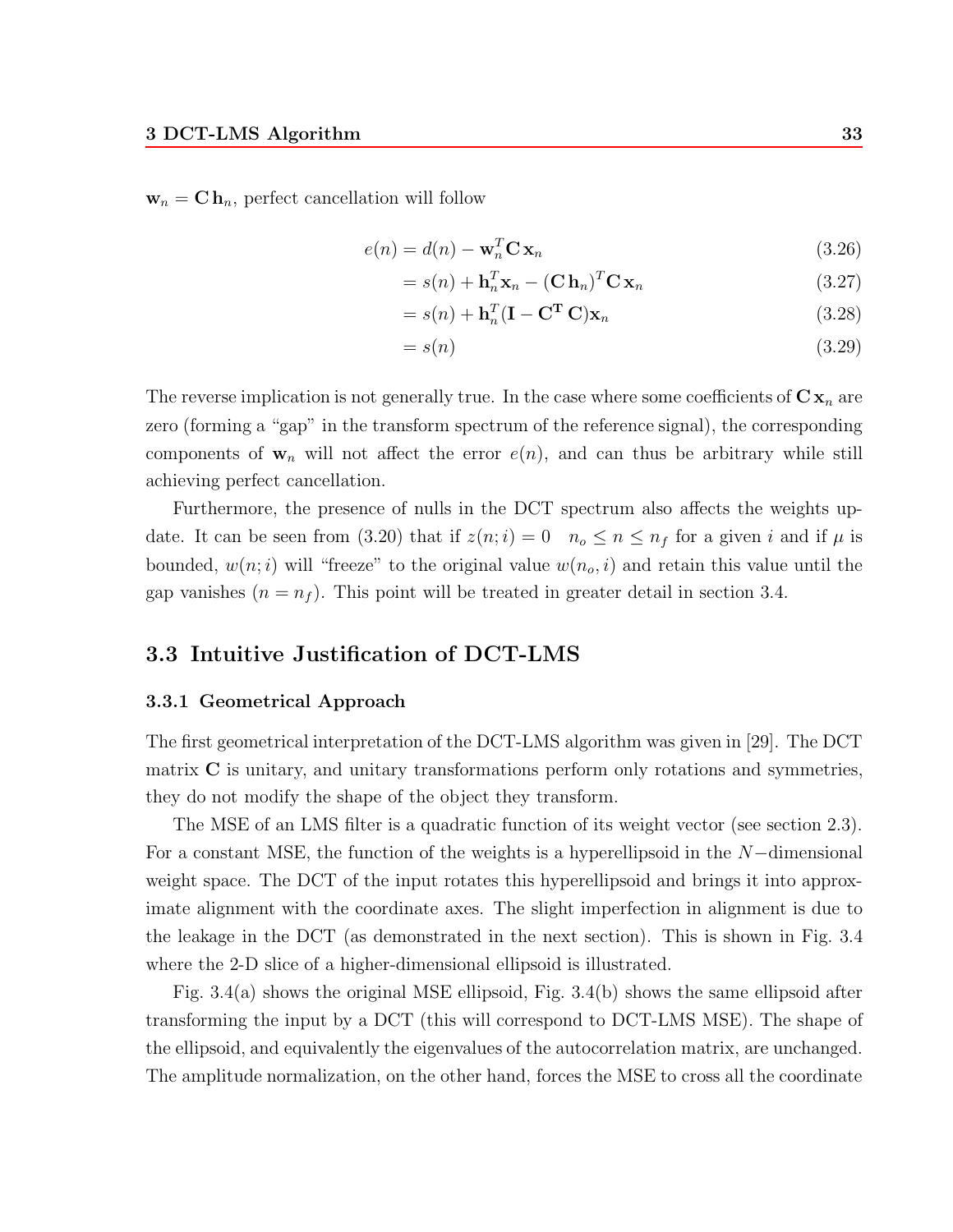$\mathbf{w}_n = \mathbf{C}\,\mathbf{h}_n$, perfect cancellation will follow

$$
\begin{aligned}
e(n) &= d(n) - \mathbf{w}_n^T \mathbf{C}\,\mathbf{x}_n &(3.26)\\
&= s(n) + \mathbf{h}_n^T \mathbf{x}_n - (\mathbf{C}\,\mathbf{h}_n)^T \mathbf{C}\,\mathbf{x}_n &(3.27)\\
&= s(n) + \mathbf{h}_n^T (\mathbf{I} - \mathbf{C}^{\mathbf{T}}\,\mathbf{C})\mathbf{x}_n &(3.28)\\
&= s(n) &(3.29)
\end{aligned}
$$

The reverse implication is not generally true. In the case where some coefficients of $\mathbf{C}\,\mathbf{x}_n$ are zero (forming a "gap" in the transform spectrum of the reference signal), the corresponding components of $\mathbf{w}_n$ will not affect the error $e(n)$, and can thus be arbitrary while still achieving perfect cancellation.

Furthermore, the presence of nulls in the DCT spectrum also affects the weights update. It can be seen from (3.20) that if $z(n; i) = 0 \quad n_o \leq n \leq n_f$ for a given $i$ and if $\mu$ is bounded, $w(n; i)$ will "freeze" to the original value $w(n_o, i)$ and retain this value until the gap vanishes ($n = n_f$). This point will be treated in greater detail in section 3.4.

## 3.3 Intuitive Justification of DCT-LMS

### 3.3.1 Geometrical Approach

The first geometrical interpretation of the DCT-LMS algorithm was given in [29]. The DCT matrix $\mathbf{C}$ is unitary, and unitary transformations perform only rotations and symmetries, they do not modify the shape of the object they transform.

The MSE of an LMS filter is a quadratic function of its weight vector (see section 2.3). For a constant MSE, the function of the weights is a hyperellipsoid in the $N-$dimensional weight space. The DCT of the input rotates this hyperellipsoid and brings it into approximate alignment with the coordinate axes. The slight imperfection in alignment is due to the leakage in the DCT (as demonstrated in the next section). This is shown in Fig. 3.4 where the 2-D slice of a higher-dimensional ellipsoid is illustrated.

Fig. 3.4(a) shows the original MSE ellipsoid, Fig. 3.4(b) shows the same ellipsoid after transforming the input by a DCT (this will correspond to DCT-LMS MSE). The shape of the ellipsoid, and equivalently the eigenvalues of the autocorrelation matrix, are unchanged. The amplitude normalization, on the other hand, forces the MSE to cross all the coordinate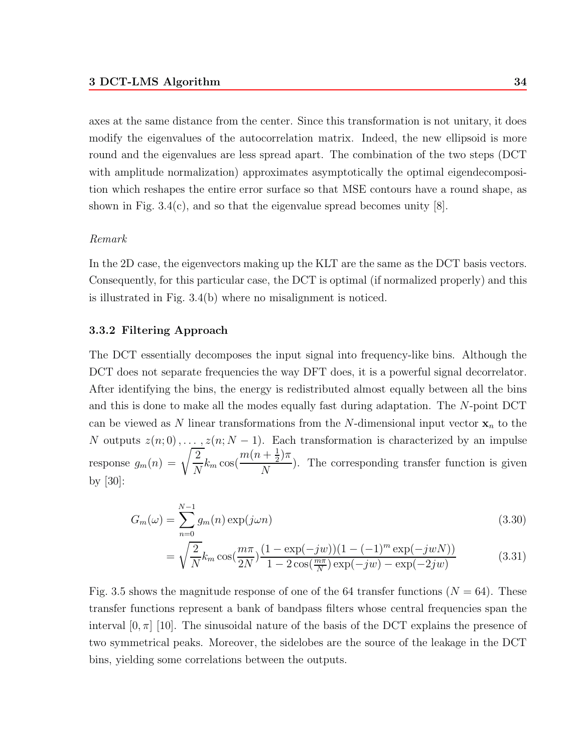axes at the same distance from the center. Since this transformation is not unitary, it does modify the eigenvalues of the autocorrelation matrix. Indeed, the new ellipsoid is more round and the eigenvalues are less spread apart. The combination of the two steps (DCT with amplitude normalization) approximates asymptotically the optimal eigendecomposition which reshapes the entire error surface so that MSE contours have a round shape, as shown in Fig. 3.4(c), and so that the eigenvalue spread becomes unity [8].

*Remark*

In the 2D case, the eigenvectors making up the KLT are the same as the DCT basis vectors. Consequently, for this particular case, the DCT is optimal (if normalized properly) and this is illustrated in Fig. 3.4(b) where no misalignment is noticed.

### 3.3.2 Filtering Approach

The DCT essentially decomposes the input signal into frequency-like bins. Although the DCT does not separate frequencies the way DFT does, it is a powerful signal decorrelator. After identifying the bins, the energy is redistributed almost equally between all the bins and this is done to make all the modes equally fast during adaptation. The $N$-point DCT can be viewed as $N$ linear transformations from the $N$-dimensional input vector $\mathbf{x}_n$ to the $N$ outputs $z(n;0), \ldots, z(n;N-1)$. Each transformation is characterized by an impulse response $g_m(n) = \sqrt{\frac{2}{N}} k_m \cos(\frac{m(n+\frac{1}{2})\pi}{N})$. The corresponding transfer function is given by [30]:

$$G_m(\omega) = \sum_{n=0}^{N-1} g_m(n) \exp(j\omega n) \tag{3.30}$$

$$= \sqrt{\frac{2}{N}} k_m \cos(\frac{m\pi}{2N}) \frac{(1-\exp(-jw))(1-(-1)^m \exp(-jwN))}{1-2\cos(\frac{m\pi}{N})\exp(-jw)-\exp(-2jw)} \tag{3.31}$$

Fig. 3.5 shows the magnitude response of one of the 64 transfer functions ($N = 64$). These transfer functions represent a bank of bandpass filters whose central frequencies span the interval $[0, \pi]$ [10]. The sinusoidal nature of the basis of the DCT explains the presence of two symmetrical peaks. Moreover, the sidelobes are the source of the leakage in the DCT bins, yielding some correlations between the outputs.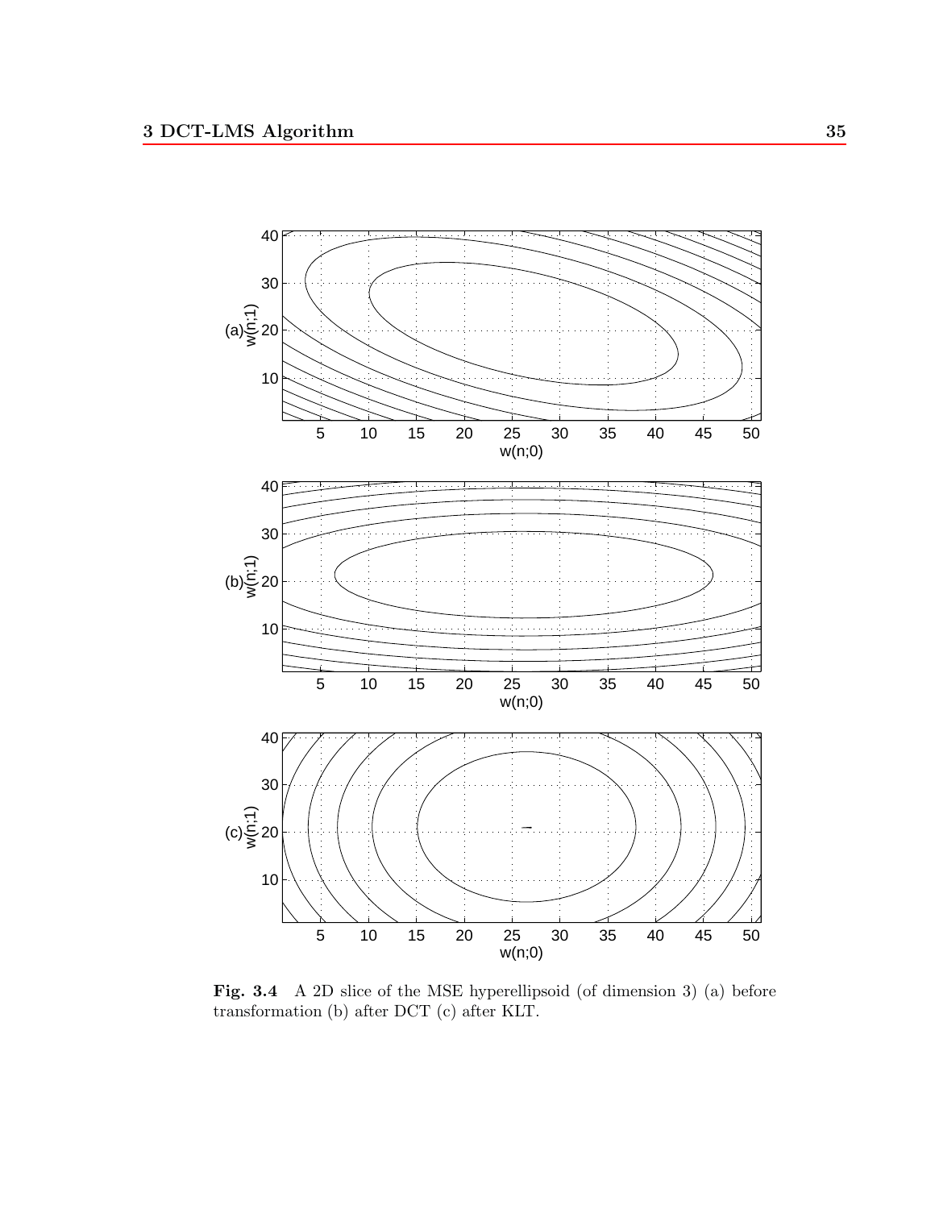**Fig. 3.4** A 2D slice of the MSE hyperellipsoid (of dimension 3) (a) before transformation (b) after DCT (c) after KLT.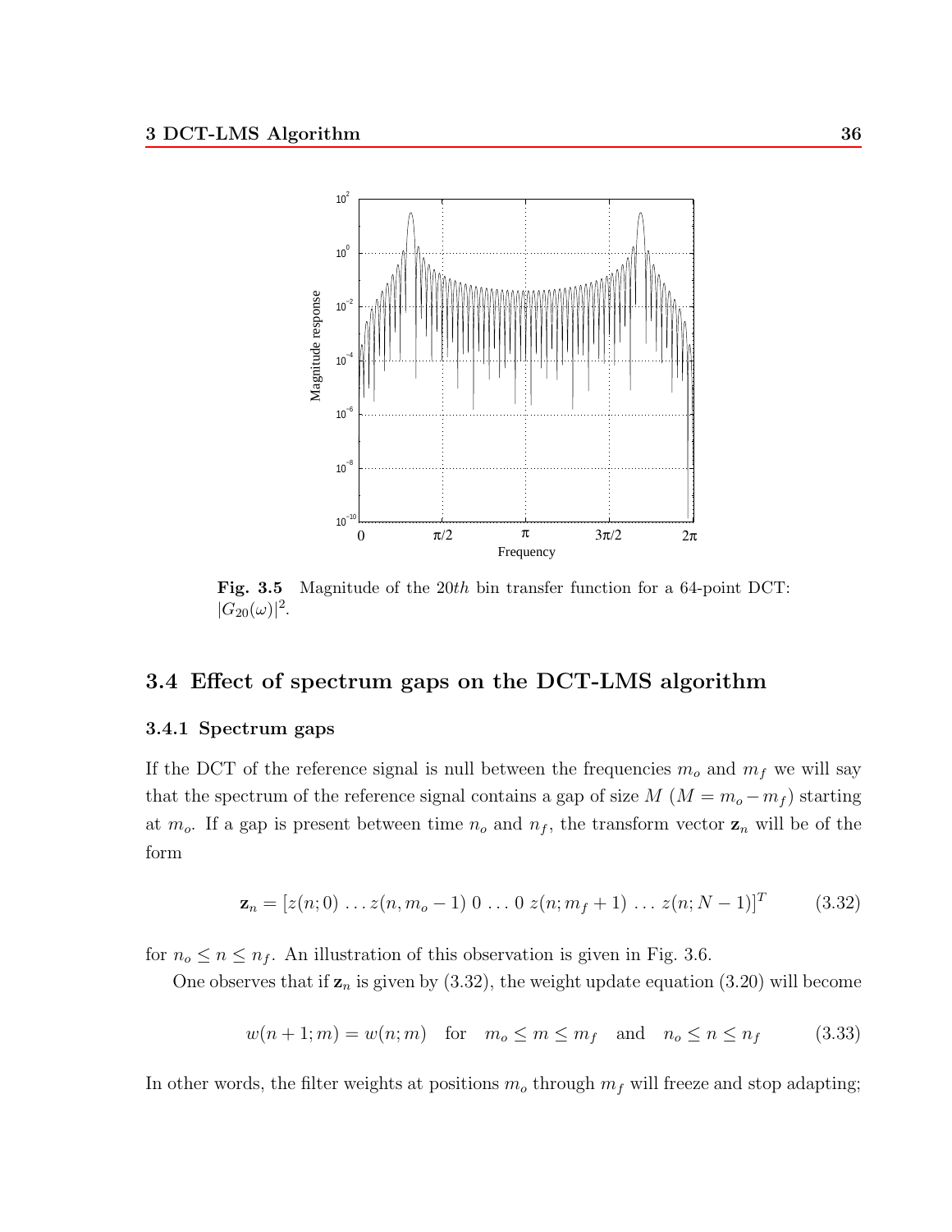**Fig. 3.5** Magnitude of the 20*th* bin transfer function for a 64-point DCT: $|G_{20}(\omega)|^2$.

## 3.4 Effect of spectrum gaps on the DCT-LMS algorithm

### 3.4.1 Spectrum gaps

If the DCT of the reference signal is null between the frequencies $m_o$ and $m_f$ we will say that the spectrum of the reference signal contains a gap of size $M$ ($M = m_o - m_f$) starting at $m_o$. If a gap is present between time $n_o$ and $n_f$, the transform vector $\mathbf{z}_n$ will be of the form

$$\mathbf{z}_n = [z(n;0) \ldots z(n, m_o - 1) \; 0 \; \ldots \; 0 \; z(n; m_f + 1) \; \ldots \; z(n; N-1)]^T \tag{3.32}$$

for $n_o \leq n \leq n_f$. An illustration of this observation is given in Fig. 3.6.

One observes that if $\mathbf{z}_n$ is given by (3.32), the weight update equation (3.20) will become

$$w(n+1;m) = w(n;m) \quad \text{for} \quad m_o \leq m \leq m_f \quad \text{and} \quad n_o \leq n \leq n_f \tag{3.33}$$

In other words, the filter weights at positions $m_o$ through $m_f$ will freeze and stop adapting;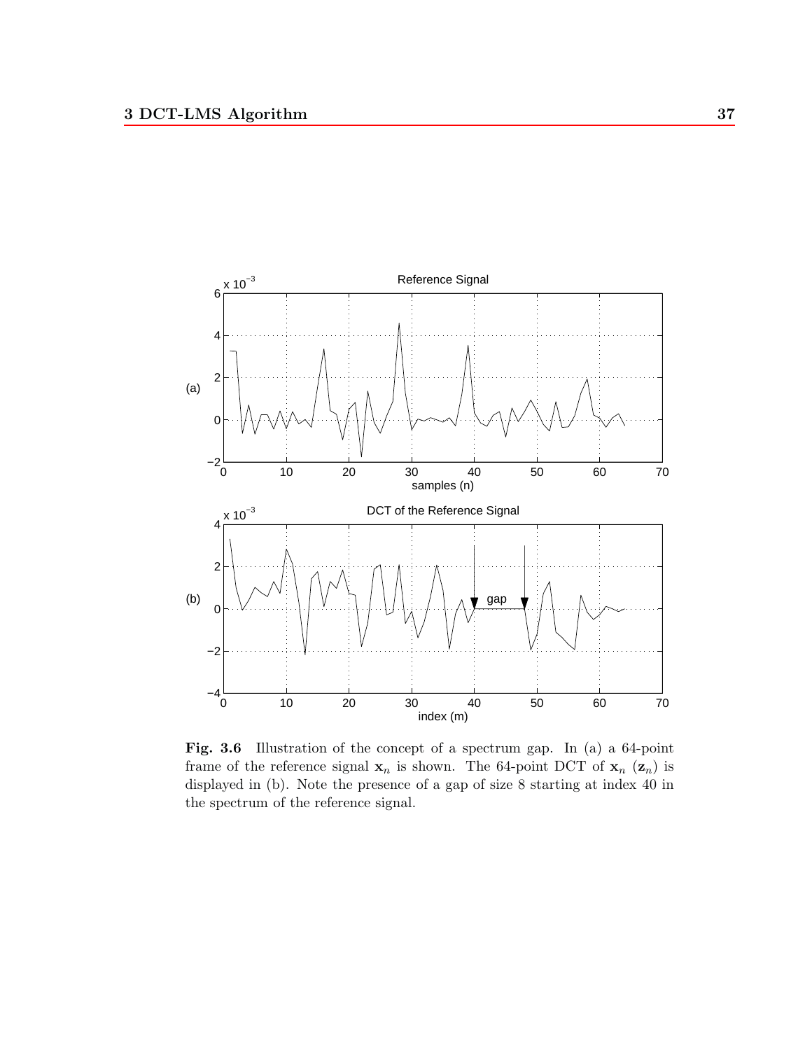**Fig. 3.6** Illustration of the concept of a spectrum gap. In (a) a 64-point frame of the reference signal $\mathbf{x}_n$ is shown. The 64-point DCT of $\mathbf{x}_n$ ($\mathbf{z}_n$) is displayed in (b). Note the presence of a gap of size 8 starting at index 40 in the spectrum of the reference signal.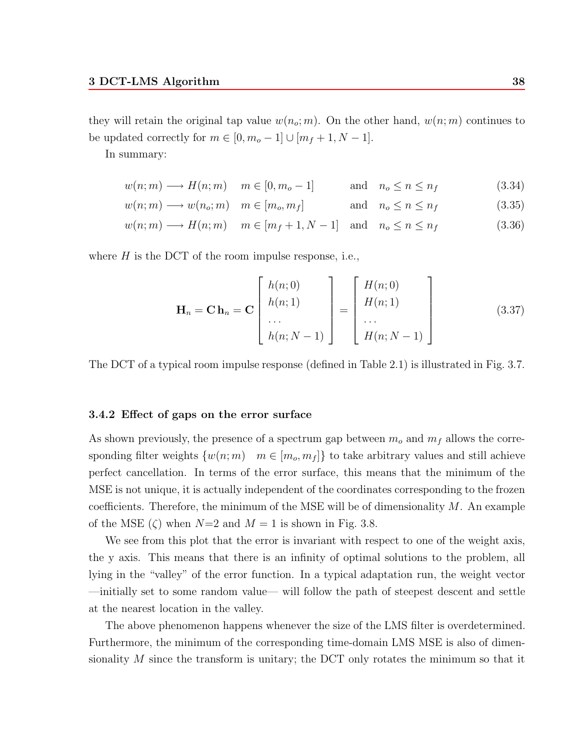they will retain the original tap value $w(n_o; m)$. On the other hand, $w(n; m)$ continues to be updated correctly for $m \in [0, m_o - 1] \cup [m_f + 1, N - 1]$.

In summary:

$$w(n;m) \longrightarrow H(n;m) \quad m \in [0, m_o - 1] \qquad \text{and} \quad n_o \le n \le n_f \tag{3.34}$$

$$w(n;m) \longrightarrow w(n_o;m) \quad m \in [m_o, m_f] \qquad \text{and} \quad n_o \le n \le n_f \tag{3.35}$$

$$w(n;m) \longrightarrow H(n;m) \quad m \in [m_f + 1, N - 1] \quad \text{and} \quad n_o \le n \le n_f \tag{3.36}$$

where $H$ is the DCT of the room impulse response, i.e.,

$$\mathbf{H}_n = \mathbf{C}\,\mathbf{h}_n = \mathbf{C} \begin{bmatrix} h(n;0) \\ h(n;1) \\ \cdots \\ h(n;N-1) \end{bmatrix} = \begin{bmatrix} H(n;0) \\ H(n;1) \\ \cdots \\ H(n;N-1) \end{bmatrix} \tag{3.37}$$

The DCT of a typical room impulse response (defined in Table 2.1) is illustrated in Fig. 3.7.

### 3.4.2 Effect of gaps on the error surface

As shown previously, the presence of a spectrum gap between $m_o$ and $m_f$ allows the corresponding filter weights $\{w(n;m) \quad m \in [m_o, m_f]\}$ to take arbitrary values and still achieve perfect cancellation. In terms of the error surface, this means that the minimum of the MSE is not unique, it is actually independent of the coordinates corresponding to the frozen coefficients. Therefore, the minimum of the MSE will be of dimensionality $M$. An example of the MSE ($\zeta$) when $N$=2 and $M = 1$ is shown in Fig. 3.8.

We see from this plot that the error is invariant with respect to one of the weight axis, the y axis. This means that there is an infinity of optimal solutions to the problem, all lying in the "valley" of the error function. In a typical adaptation run, the weight vector —initially set to some random value— will follow the path of steepest descent and settle at the nearest location in the valley.

The above phenomenon happens whenever the size of the LMS filter is overdetermined. Furthermore, the minimum of the corresponding time-domain LMS MSE is also of dimensionality $M$ since the transform is unitary; the DCT only rotates the minimum so that it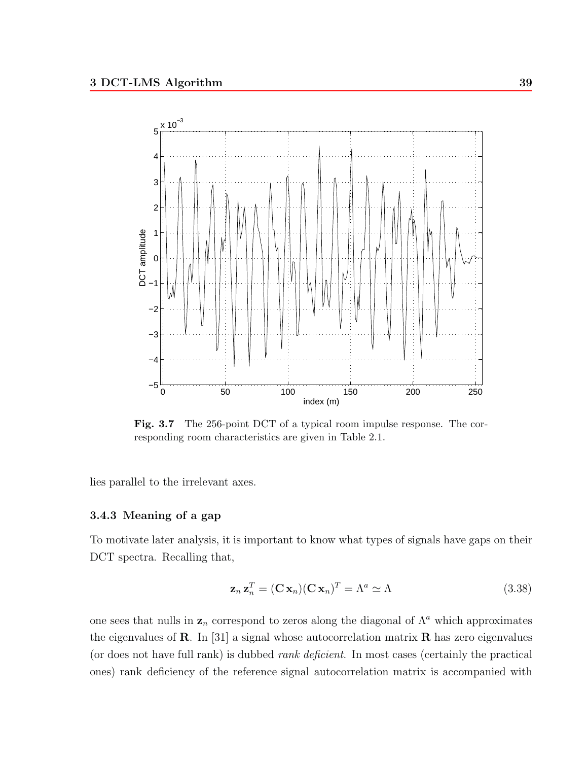**Fig. 3.7** The 256-point DCT of a typical room impulse response. The corresponding room characteristics are given in Table 2.1.

lies parallel to the irrelevant axes.

### 3.4.3 Meaning of a gap

To motivate later analysis, it is important to know what types of signals have gaps on their DCT spectra. Recalling that,

$$\mathbf{z}_n \, \mathbf{z}_n^T = (\mathbf{C}\,\mathbf{x}_n)(\mathbf{C}\,\mathbf{x}_n)^T = \Lambda^a \simeq \Lambda \tag{3.38}$$

one sees that nulls in $\mathbf{z}_n$ correspond to zeros along the diagonal of $\Lambda^a$ which approximates the eigenvalues of $\mathbf{R}$. In [31] a signal whose autocorrelation matrix $\mathbf{R}$ has zero eigenvalues (or does not have full rank) is dubbed *rank deficient*. In most cases (certainly the practical ones) rank deficiency of the reference signal autocorrelation matrix is accompanied with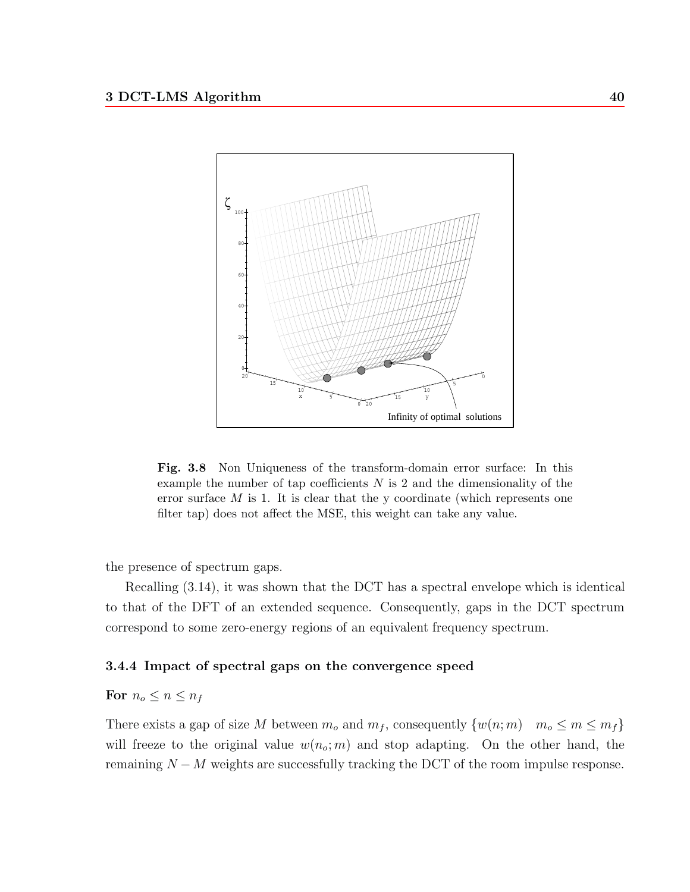**Fig. 3.8** Non Uniqueness of the transform-domain error surface: In this example the number of tap coefficients $N$ is 2 and the dimensionality of the error surface $M$ is 1. It is clear that the y coordinate (which represents one filter tap) does not affect the MSE, this weight can take any value.

the presence of spectrum gaps.

Recalling (3.14), it was shown that the DCT has a spectral envelope which is identical to that of the DFT of an extended sequence. Consequently, gaps in the DCT spectrum correspond to some zero-energy regions of an equivalent frequency spectrum.

### 3.4.4 Impact of spectral gaps on the convergence speed

**For $n_o \leq n \leq n_f$**

There exists a gap of size $M$ between $m_o$ and $m_f$, consequently $\{w(n;m) \quad m_o \leq m \leq m_f\}$ will freeze to the original value $w(n_o;m)$ and stop adapting. On the other hand, the remaining $N - M$ weights are successfully tracking the DCT of the room impulse response.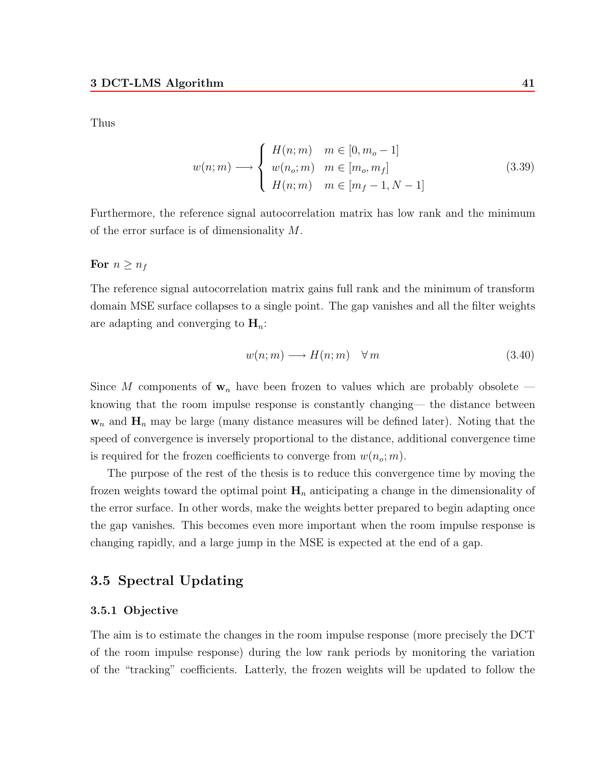Thus

$$
w(n;m) \longrightarrow \begin{cases} H(n;m) & m \in [0, m_o - 1] \\ w(n_o;m) & m \in [m_o, m_f] \\ H(n;m) & m \in [m_f - 1, N - 1] \end{cases} \tag{3.39}
$$

Furthermore, the reference signal autocorrelation matrix has low rank and the minimum of the error surface is of dimensionality $M$.

**For** $n \geq n_f$

The reference signal autocorrelation matrix gains full rank and the minimum of transform domain MSE surface collapses to a single point. The gap vanishes and all the filter weights are adapting and converging to $\mathbf{H}_n$:

$$
w(n;m) \longrightarrow H(n;m) \quad \forall\, m \tag{3.40}
$$

Since $M$ components of $\mathbf{w}_n$ have been frozen to values which are probably obsolete — knowing that the room impulse response is constantly changing— the distance between $\mathbf{w}_n$ and $\mathbf{H}_n$ may be large (many distance measures will be defined later). Noting that the speed of convergence is inversely proportional to the distance, additional convergence time is required for the frozen coefficients to converge from $w(n_o;m)$.

The purpose of the rest of the thesis is to reduce this convergence time by moving the frozen weights toward the optimal point $\mathbf{H}_n$ anticipating a change in the dimensionality of the error surface. In other words, make the weights better prepared to begin adapting once the gap vanishes. This becomes even more important when the room impulse response is changing rapidly, and a large jump in the MSE is expected at the end of a gap.

## 3.5 Spectral Updating

### 3.5.1 Objective

The aim is to estimate the changes in the room impulse response (more precisely the DCT of the room impulse response) during the low rank periods by monitoring the variation of the "tracking" coefficients. Latterly, the frozen weights will be updated to follow the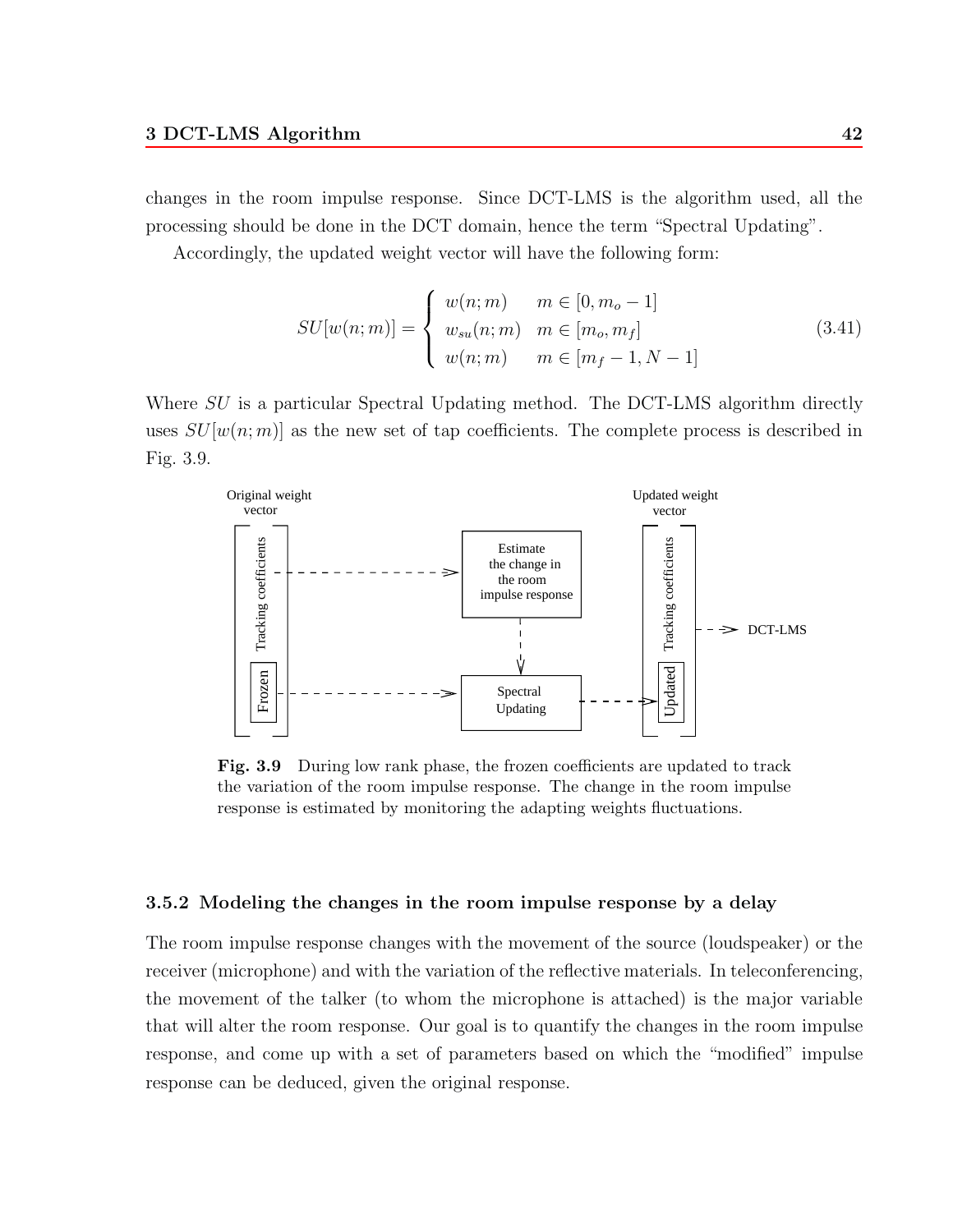changes in the room impulse response. Since DCT-LMS is the algorithm used, all the processing should be done in the DCT domain, hence the term "Spectral Updating".

Accordingly, the updated weight vector will have the following form:

$$SU[w(n;m)] = \begin{cases} w(n;m) & m \in [0, m_o - 1] \\ w_{su}(n;m) & m \in [m_o, m_f] \\ w(n;m) & m \in [m_f - 1, N - 1] \end{cases} \tag{3.41}$$

Where $SU$ is a particular Spectral Updating method. The DCT-LMS algorithm directly uses $SU[w(n;m)]$ as the new set of tap coefficients. The complete process is described in Fig. 3.9.

**Fig. 3.9** During low rank phase, the frozen coefficients are updated to track the variation of the room impulse response. The change in the room impulse response is estimated by monitoring the adapting weights fluctuations.

### 3.5.2 Modeling the changes in the room impulse response by a delay

The room impulse response changes with the movement of the source (loudspeaker) or the receiver (microphone) and with the variation of the reflective materials. In teleconferencing, the movement of the talker (to whom the microphone is attached) is the major variable that will alter the room response. Our goal is to quantify the changes in the room impulse response, and come up with a set of parameters based on which the "modified" impulse response can be deduced, given the original response.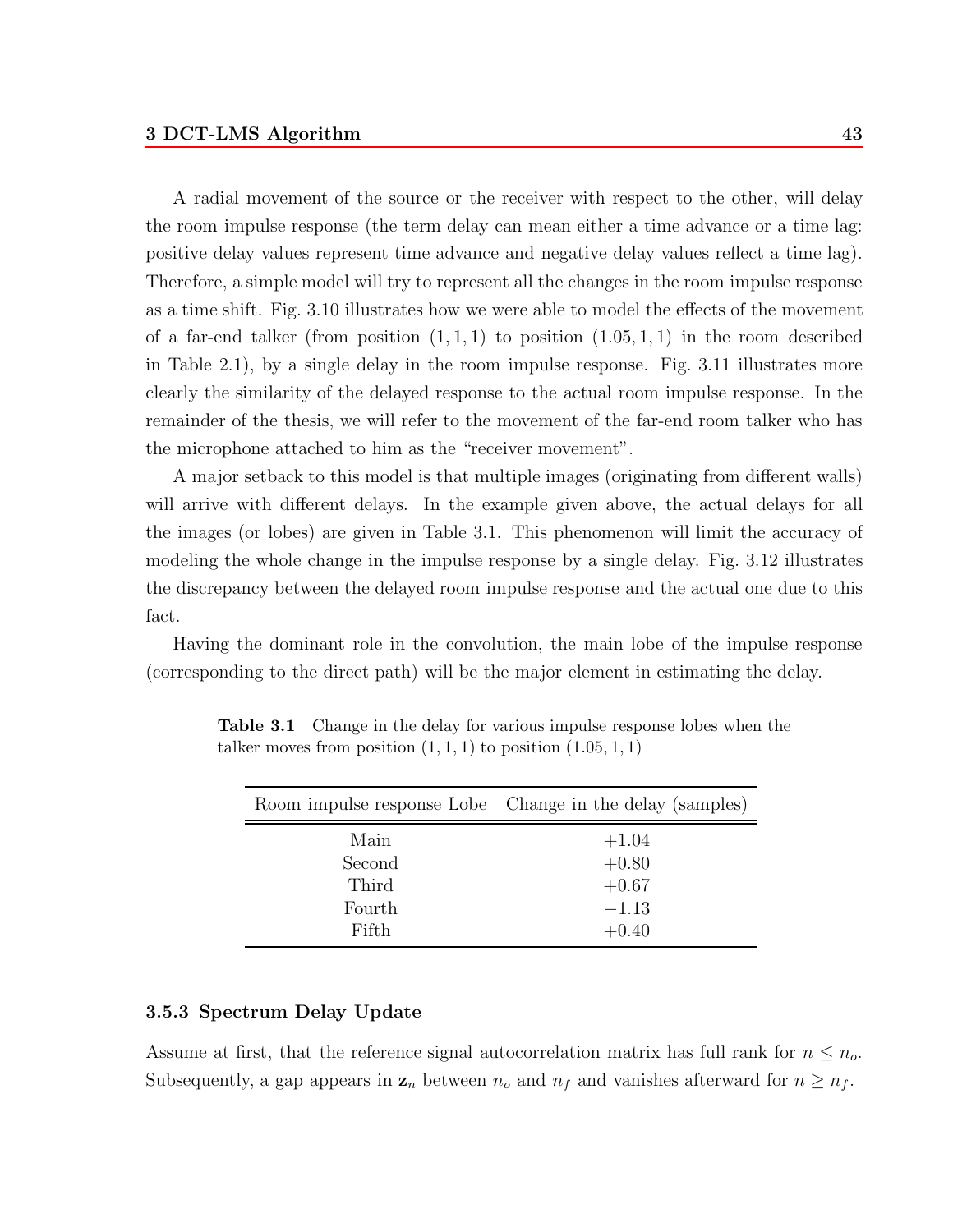A radial movement of the source or the receiver with respect to the other, will delay the room impulse response (the term delay can mean either a time advance or a time lag: positive delay values represent time advance and negative delay values reflect a time lag). Therefore, a simple model will try to represent all the changes in the room impulse response as a time shift. Fig. 3.10 illustrates how we were able to model the effects of the movement of a far-end talker (from position $(1, 1, 1)$ to position $(1.05, 1, 1)$ in the room described in Table 2.1), by a single delay in the room impulse response. Fig. 3.11 illustrates more clearly the similarity of the delayed response to the actual room impulse response. In the remainder of the thesis, we will refer to the movement of the far-end room talker who has the microphone attached to him as the "receiver movement".

A major setback to this model is that multiple images (originating from different walls) will arrive with different delays. In the example given above, the actual delays for all the images (or lobes) are given in Table 3.1. This phenomenon will limit the accuracy of modeling the whole change in the impulse response by a single delay. Fig. 3.12 illustrates the discrepancy between the delayed room impulse response and the actual one due to this fact.

Having the dominant role in the convolution, the main lobe of the impulse response (corresponding to the direct path) will be the major element in estimating the delay.

**Table 3.1** Change in the delay for various impulse response lobes when the talker moves from position $(1, 1, 1)$ to position $(1.05, 1, 1)$

| Room impulse response Lobe | Change in the delay (samples) |
|---|---|
| Main | $+1.04$ |
| Second | $+0.80$ |
| Third | $+0.67$ |
| Fourth | $-1.13$ |
| Fifth | $+0.40$ |

### 3.5.3 Spectrum Delay Update

Assume at first, that the reference signal autocorrelation matrix has full rank for $n \leq n_o$. Subsequently, a gap appears in $\mathbf{z}_n$ between $n_o$ and $n_f$ and vanishes afterward for $n \geq n_f$.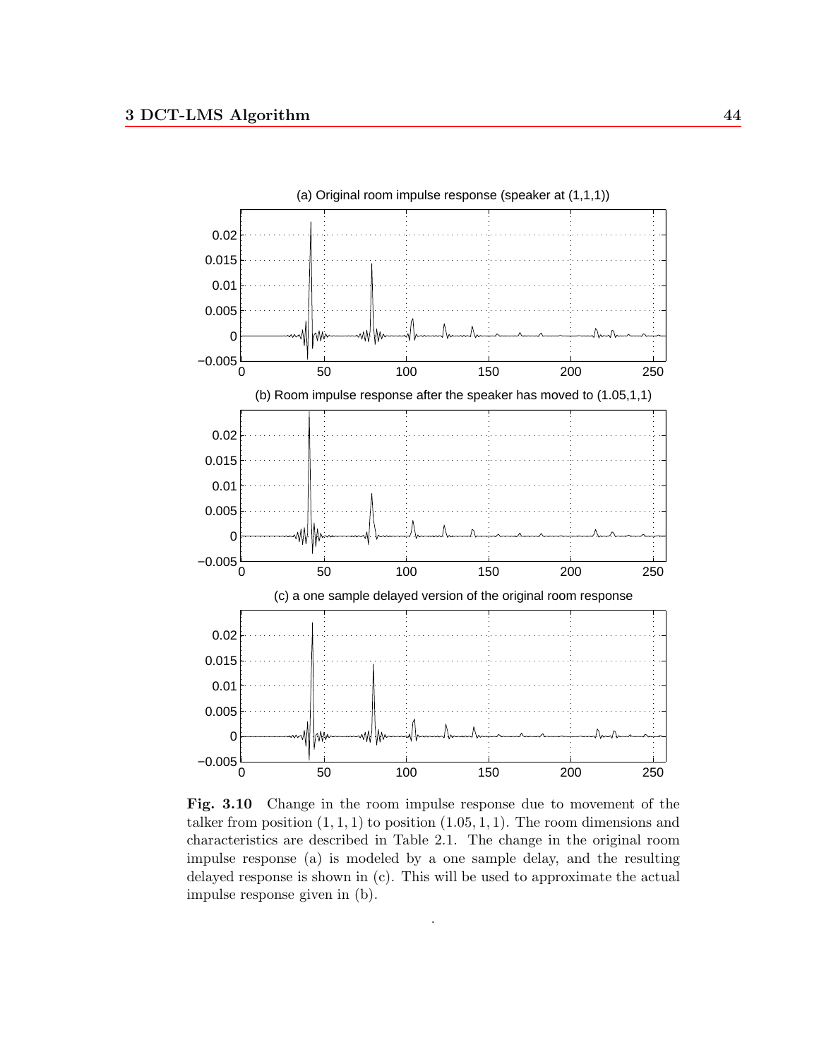**Fig. 3.10** Change in the room impulse response due to movement of the talker from position $(1, 1, 1)$ to position $(1.05, 1, 1)$. The room dimensions and characteristics are described in Table 2.1. The change in the original room impulse response (a) is modeled by a one sample delay, and the resulting delayed response is shown in (c). This will be used to approximate the actual impulse response given in (b).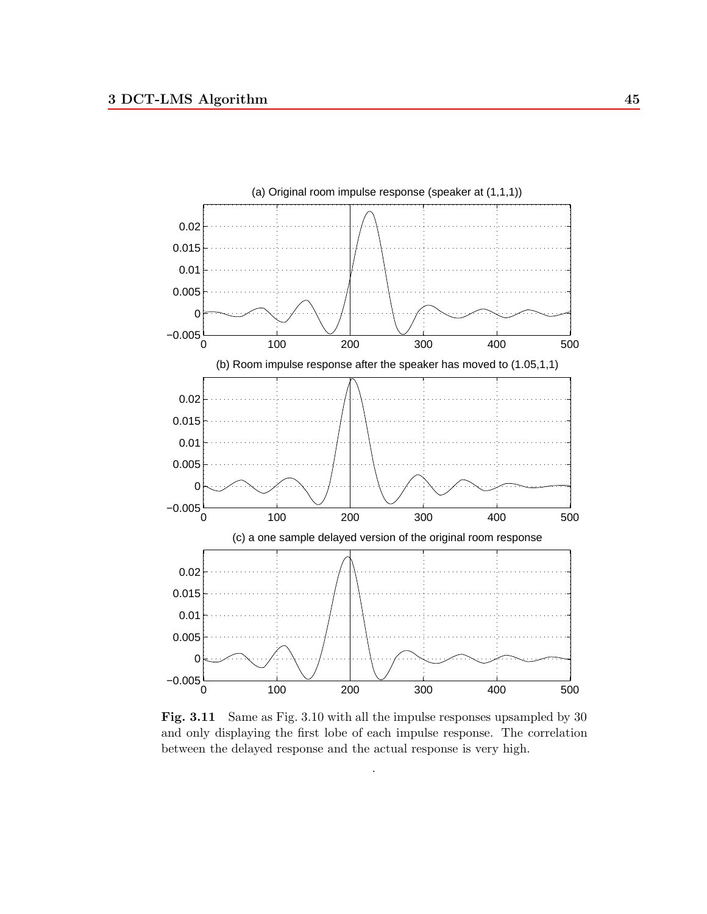(a) Original room impulse response (speaker at (1,1,1))

(b) Room impulse response after the speaker has moved to (1.05,1,1)

(c) a one sample delayed version of the original room response

**Fig. 3.11** Same as Fig. 3.10 with all the impulse responses upsampled by 30 and only displaying the first lobe of each impulse response. The correlation between the delayed response and the actual response is very high.

.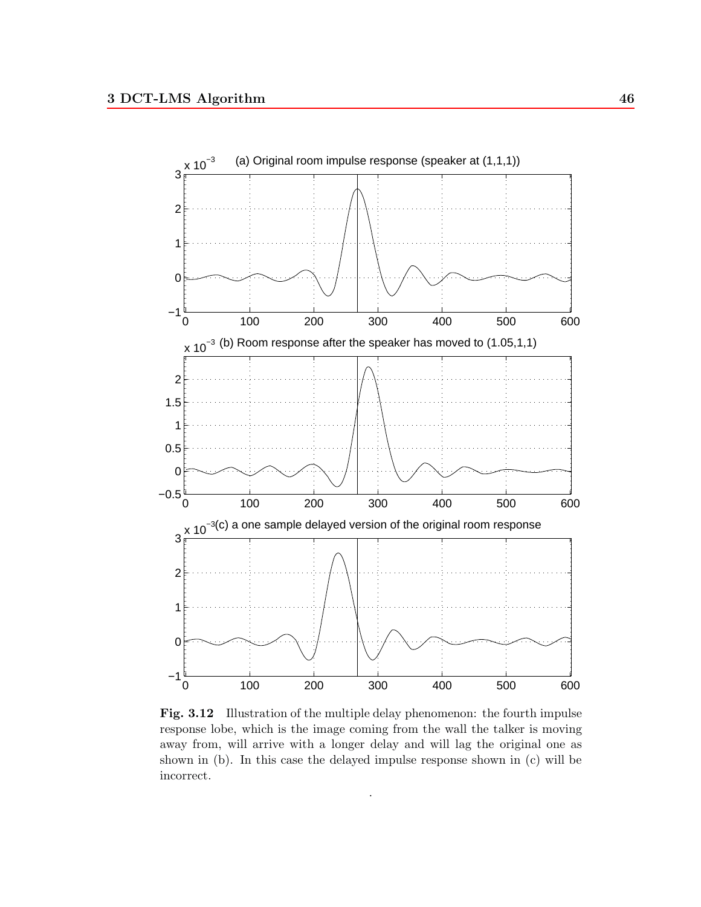**Fig. 3.12** Illustration of the multiple delay phenomenon: the fourth impulse response lobe, which is the image coming from the wall the talker is moving away from, will arrive with a longer delay and will lag the original one as shown in (b). In this case the delayed impulse response shown in (c) will be incorrect.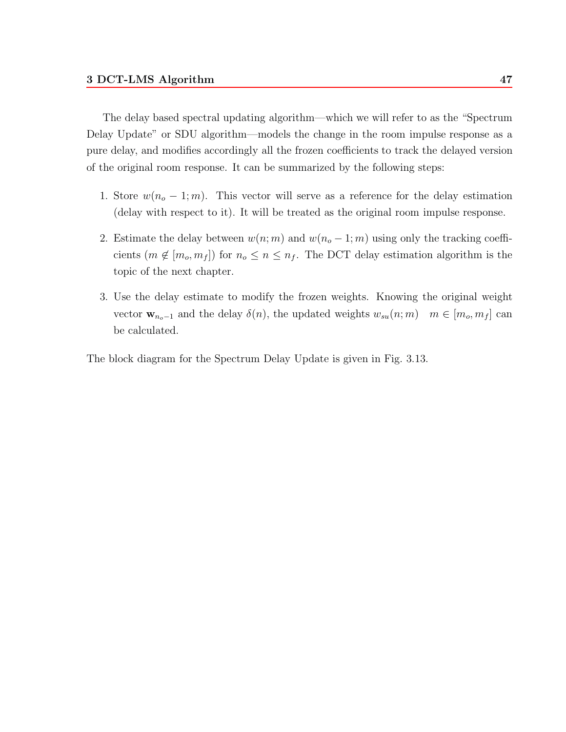The delay based spectral updating algorithm—which we will refer to as the "Spectrum Delay Update" or SDU algorithm—models the change in the room impulse response as a pure delay, and modifies accordingly all the frozen coefficients to track the delayed version of the original room response. It can be summarized by the following steps:

1. Store $w(n_o - 1; m)$. This vector will serve as a reference for the delay estimation (delay with respect to it). It will be treated as the original room impulse response.
2. Estimate the delay between $w(n; m)$ and $w(n_o - 1; m)$ using only the tracking coefficients ($m \notin [m_o, m_f]$) for $n_o \leq n \leq n_f$. The DCT delay estimation algorithm is the topic of the next chapter.
3. Use the delay estimate to modify the frozen weights. Knowing the original weight vector $\mathbf{w}_{n_o-1}$ and the delay $\delta(n)$, the updated weights $w_{su}(n; m) \quad m \in [m_o, m_f]$ can be calculated.

The block diagram for the Spectrum Delay Update is given in Fig. 3.13.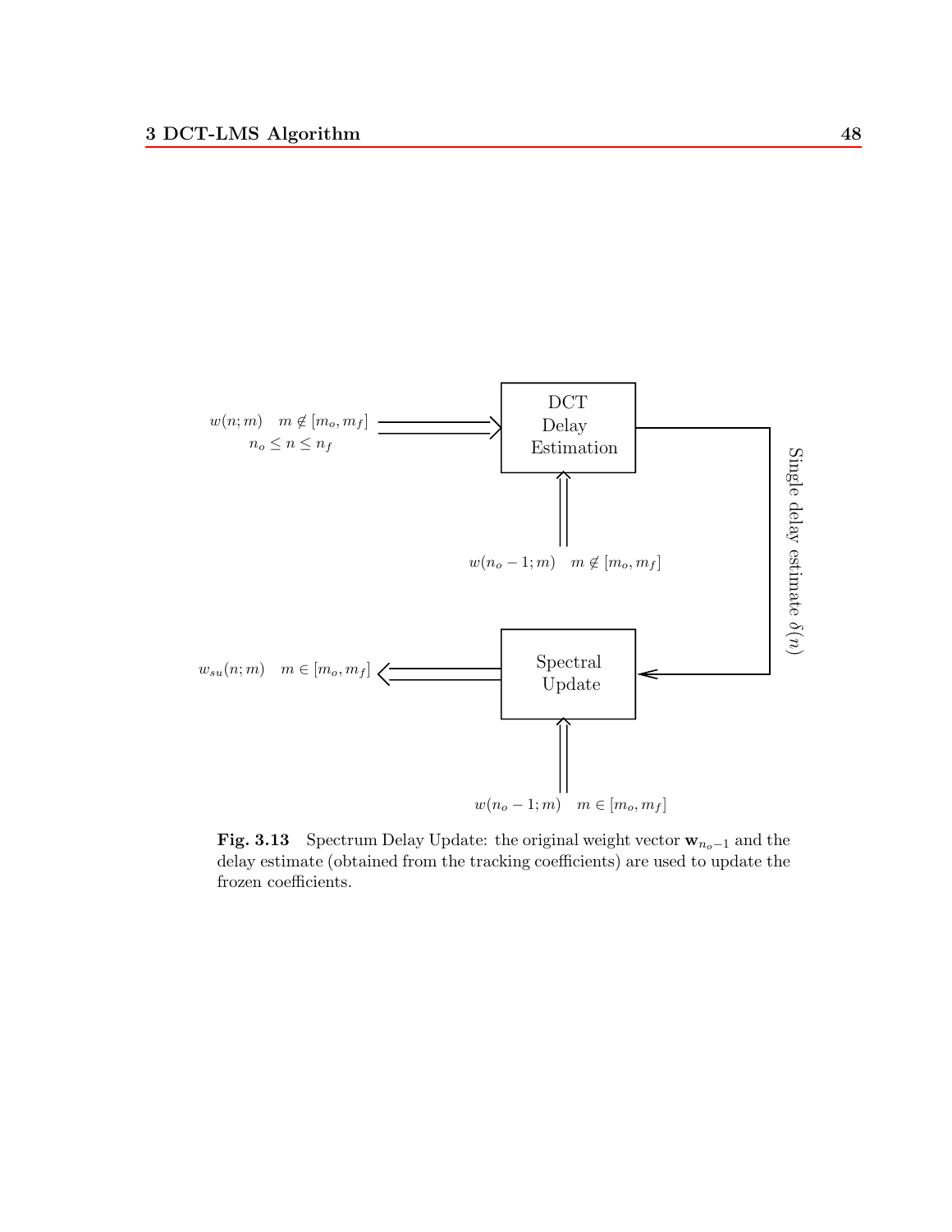$w(n;m) \quad m \notin [m_o, m_f]$
$n_o \leq n \leq n_f$

DCT Delay Estimation

$w(n_o - 1; m) \quad m \notin [m_o, m_f]$

Single delay estimate $\delta(n)$

Spectral Update

$w_{su}(n;m) \quad m \in [m_o, m_f]$

$w(n_o - 1; m) \quad m \in [m_o, m_f]$

**Fig. 3.13** Spectrum Delay Update: the original weight vector $\mathbf{w}_{n_o-1}$ and the delay estimate (obtained from the tracking coefficients) are used to update the frozen coefficients.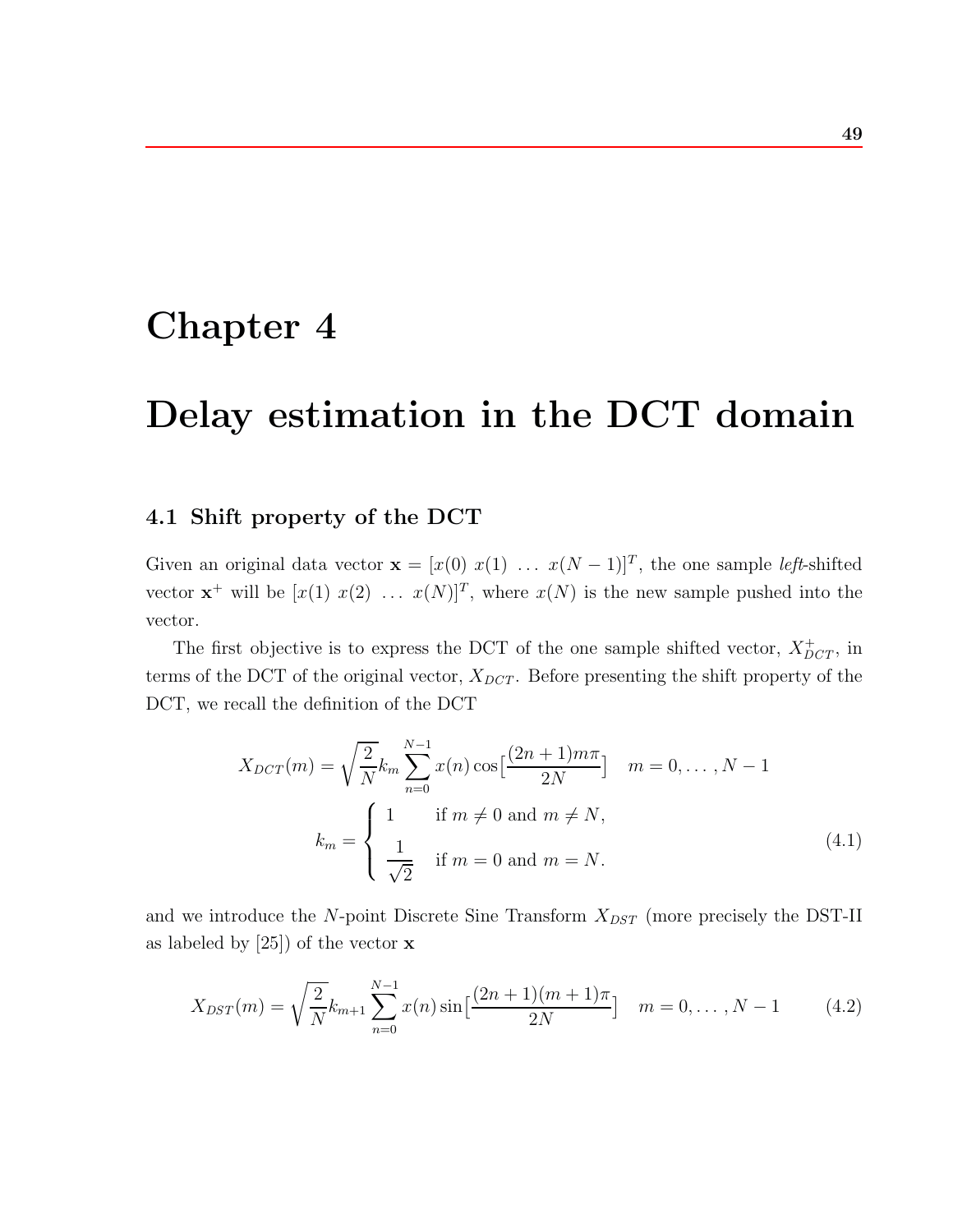# Chapter 4

# Delay estimation in the DCT domain

## 4.1 Shift property of the DCT

Given an original data vector $\mathbf{x} = [x(0)\ x(1)\ \dots\ x(N-1)]^T$, the one sample *left*-shifted vector $\mathbf{x}^+$ will be $[x(1)\ x(2)\ \dots\ x(N)]^T$, where $x(N)$ is the new sample pushed into the vector.

The first objective is to express the DCT of the one sample shifted vector, $X_{DCT}^+$, in terms of the DCT of the original vector, $X_{DCT}$. Before presenting the shift property of the DCT, we recall the definition of the DCT

$$
\begin{aligned}
X_{DCT}(m) &= \sqrt{\frac{2}{N}} k_m \sum_{n=0}^{N-1} x(n) \cos\left[\frac{(2n+1)m\pi}{2N}\right] \quad m = 0, \dots, N-1 \\
k_m &= \begin{cases} 1 & \text{if } m \neq 0 \text{ and } m \neq N, \\ \dfrac{1}{\sqrt{2}} & \text{if } m = 0 \text{ and } m = N. \end{cases}
\end{aligned}
\tag{4.1}
$$

and we introduce the $N$-point Discrete Sine Transform $X_{DST}$ (more precisely the DST-II as labeled by [25]) of the vector $\mathbf{x}$

$$
X_{DST}(m) = \sqrt{\frac{2}{N}} k_{m+1} \sum_{n=0}^{N-1} x(n) \sin\left[\frac{(2n+1)(m+1)\pi}{2N}\right] \quad m = 0, \dots, N-1 \tag{4.2}
$$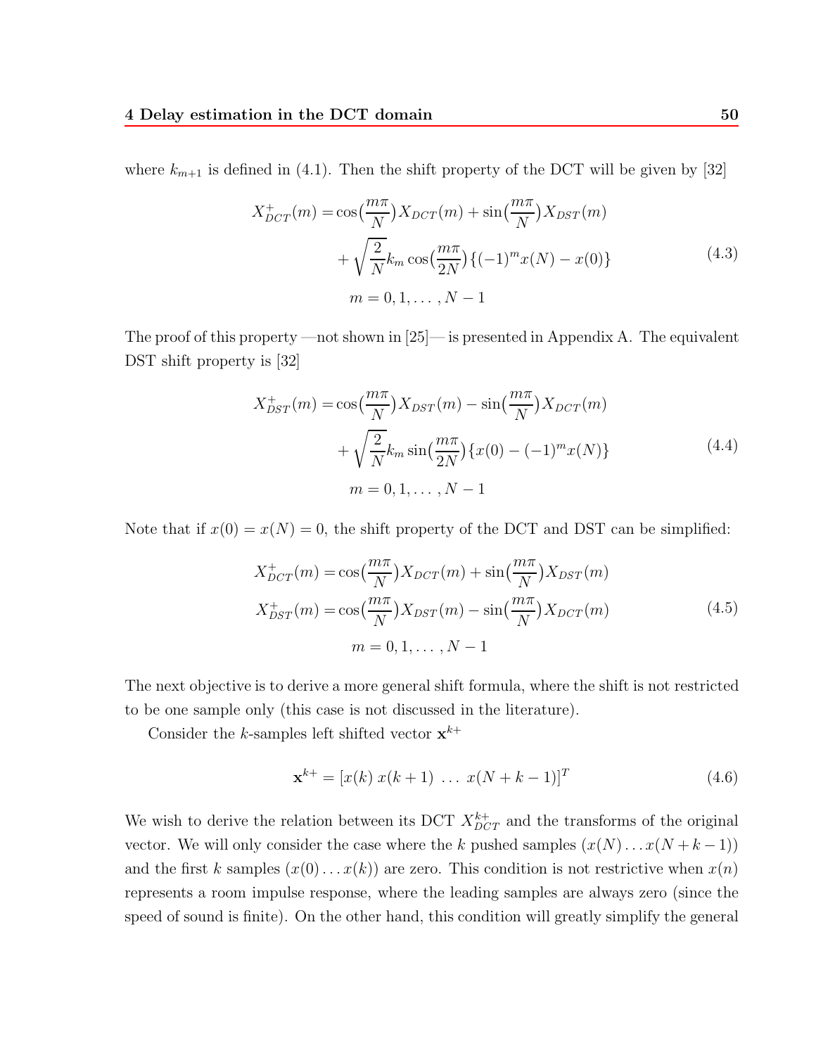where $k_{m+1}$ is defined in (4.1). Then the shift property of the DCT will be given by [32]

$$
\begin{aligned}
X^{+}_{DCT}(m) = &\cos\big(\frac{m\pi}{N}\big)X_{DCT}(m) + \sin\big(\frac{m\pi}{N}\big)X_{DST}(m) \\
&+ \sqrt{\frac{2}{N}}k_m \cos\big(\frac{m\pi}{2N}\big)\{(-1)^m x(N) - x(0)\} \\
&m = 0, 1, \ldots, N-1
\end{aligned}
\tag{4.3}
$$

The proof of this property —not shown in [25]— is presented in Appendix A. The equivalent DST shift property is [32]

$$
\begin{aligned}
X^{+}_{DST}(m) = &\cos\big(\frac{m\pi}{N}\big)X_{DST}(m) - \sin\big(\frac{m\pi}{N}\big)X_{DCT}(m) \\
&+ \sqrt{\frac{2}{N}}k_m \sin\big(\frac{m\pi}{2N}\big)\{x(0) - (-1)^m x(N)\} \\
&m = 0, 1, \ldots, N-1
\end{aligned}
\tag{4.4}
$$

Note that if $x(0) = x(N) = 0$, the shift property of the DCT and DST can be simplified:

$$
\begin{aligned}
X^{+}_{DCT}(m) = &\cos\big(\frac{m\pi}{N}\big)X_{DCT}(m) + \sin\big(\frac{m\pi}{N}\big)X_{DST}(m) \\
X^{+}_{DST}(m) = &\cos\big(\frac{m\pi}{N}\big)X_{DST}(m) - \sin\big(\frac{m\pi}{N}\big)X_{DCT}(m) \\
&m = 0, 1, \ldots, N-1
\end{aligned}
\tag{4.5}
$$

The next objective is to derive a more general shift formula, where the shift is not restricted to be one sample only (this case is not discussed in the literature).

Consider the $k$-samples left shifted vector $\mathbf{x}^{k+}$

$$
\mathbf{x}^{k+} = [x(k)\ x(k+1)\ \ldots\ x(N+k-1)]^T \tag{4.6}
$$

We wish to derive the relation between its DCT $X^{k+}_{DCT}$ and the transforms of the original vector. We will only consider the case where the $k$ pushed samples $(x(N) \ldots x(N+k-1))$ and the first $k$ samples $(x(0) \ldots x(k))$ are zero. This condition is not restrictive when $x(n)$ represents a room impulse response, where the leading samples are always zero (since the speed of sound is finite). On the other hand, this condition will greatly simplify the general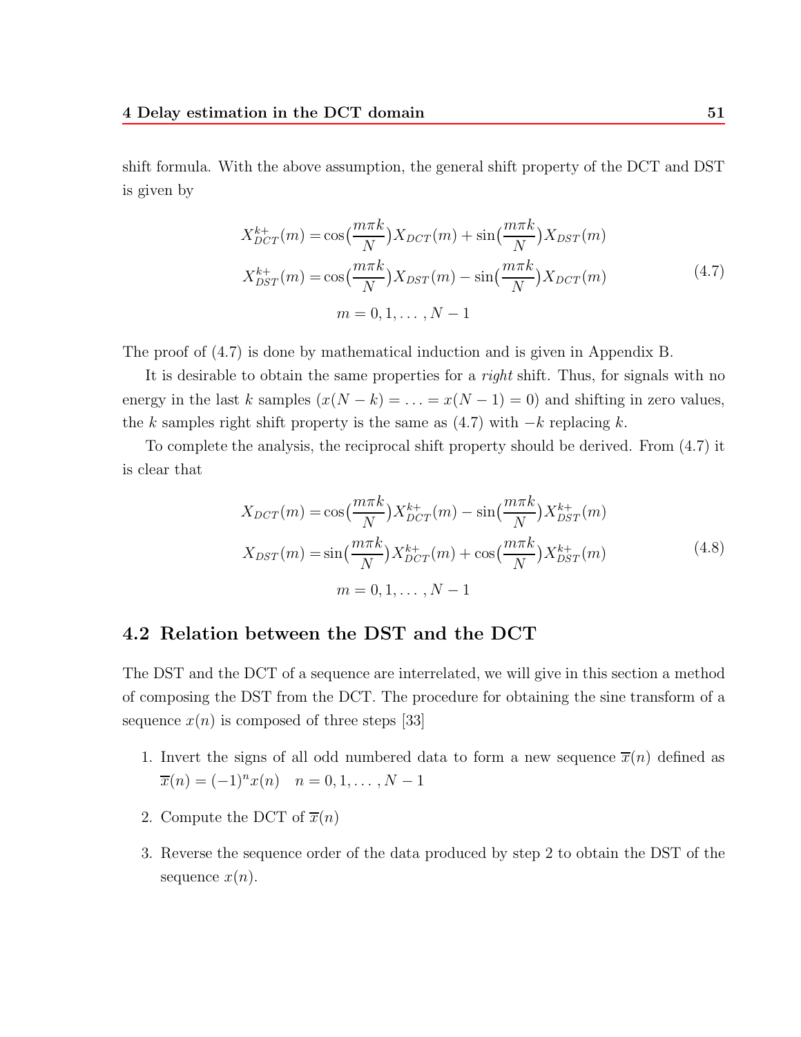shift formula. With the above assumption, the general shift property of the DCT and DST is given by

$$
\begin{aligned}
X_{DCT}^{k+}(m) &= \cos\left(\frac{m\pi k}{N}\right)X_{DCT}(m) + \sin\left(\frac{m\pi k}{N}\right)X_{DST}(m) \\
X_{DST}^{k+}(m) &= \cos\left(\frac{m\pi k}{N}\right)X_{DST}(m) - \sin\left(\frac{m\pi k}{N}\right)X_{DCT}(m) \\
m &= 0, 1, \ldots, N-1
\end{aligned}
\tag{4.7}
$$

The proof of (4.7) is done by mathematical induction and is given in Appendix B.

It is desirable to obtain the same properties for a *right* shift. Thus, for signals with no energy in the last $k$ samples ($x(N-k) = \ldots = x(N-1) = 0$) and shifting in zero values, the $k$ samples right shift property is the same as (4.7) with $-k$ replacing $k$.

To complete the analysis, the reciprocal shift property should be derived. From (4.7) it is clear that

$$
\begin{aligned}
X_{DCT}(m) &= \cos\left(\frac{m\pi k}{N}\right)X_{DCT}^{k+}(m) - \sin\left(\frac{m\pi k}{N}\right)X_{DST}^{k+}(m) \\
X_{DST}(m) &= \sin\left(\frac{m\pi k}{N}\right)X_{DCT}^{k+}(m) + \cos\left(\frac{m\pi k}{N}\right)X_{DST}^{k+}(m) \\
m &= 0, 1, \ldots, N-1
\end{aligned}
\tag{4.8}
$$

## 4.2 Relation between the DST and the DCT

The DST and the DCT of a sequence are interrelated, we will give in this section a method of composing the DST from the DCT. The procedure for obtaining the sine transform of a sequence $x(n)$ is composed of three steps [33]

1. Invert the signs of all odd numbered data to form a new sequence $\overline{x}(n)$ defined as $\overline{x}(n) = (-1)^n x(n) \quad n = 0, 1, \ldots, N-1$
2. Compute the DCT of $\overline{x}(n)$
3. Reverse the sequence order of the data produced by step 2 to obtain the DST of the sequence $x(n)$.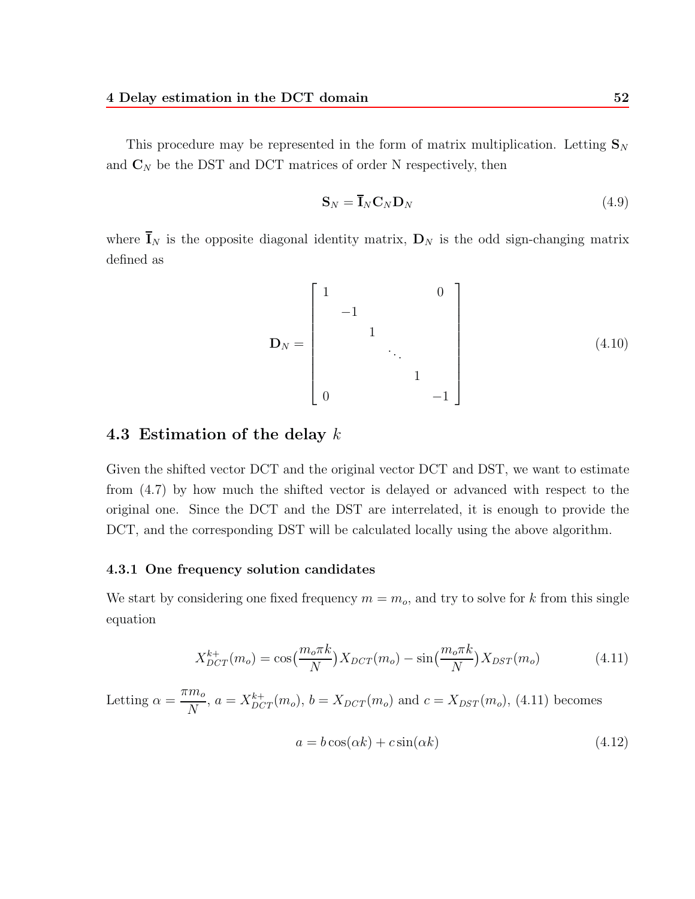This procedure may be represented in the form of matrix multiplication. Letting $\mathbf{S}_N$ and $\mathbf{C}_N$ be the DST and DCT matrices of order N respectively, then

$$\mathbf{S}_N = \overline{\mathbf{I}}_N \mathbf{C}_N \mathbf{D}_N \tag{4.9}$$

where $\overline{\mathbf{I}}_N$ is the opposite diagonal identity matrix, $\mathbf{D}_N$ is the odd sign-changing matrix defined as

$$\mathbf{D}_N = \begin{bmatrix} 1 & & & & & 0 \\ & -1 & & & & \\ & & 1 & & & \\ & & & \ddots & & \\ & & & & 1 & \\ 0 & & & & & -1 \end{bmatrix} \tag{4.10}$$

## 4.3 Estimation of the delay $k$

Given the shifted vector DCT and the original vector DCT and DST, we want to estimate from (4.7) by how much the shifted vector is delayed or advanced with respect to the original one. Since the DCT and the DST are interrelated, it is enough to provide the DCT, and the corresponding DST will be calculated locally using the above algorithm.

### 4.3.1 One frequency solution candidates

We start by considering one fixed frequency $m = m_o$, and try to solve for $k$ from this single equation

$$X_{DCT}^{k+}(m_o) = \cos\left(\frac{m_o \pi k}{N}\right) X_{DCT}(m_o) - \sin\left(\frac{m_o \pi k}{N}\right) X_{DST}(m_o) \tag{4.11}$$

Letting $\alpha = \frac{\pi m_o}{N}$, $a = X_{DCT}^{k+}(m_o)$, $b = X_{DCT}(m_o)$ and $c = X_{DST}(m_o)$, (4.11) becomes

$$a = b\cos(\alpha k) + c\sin(\alpha k) \tag{4.12}$$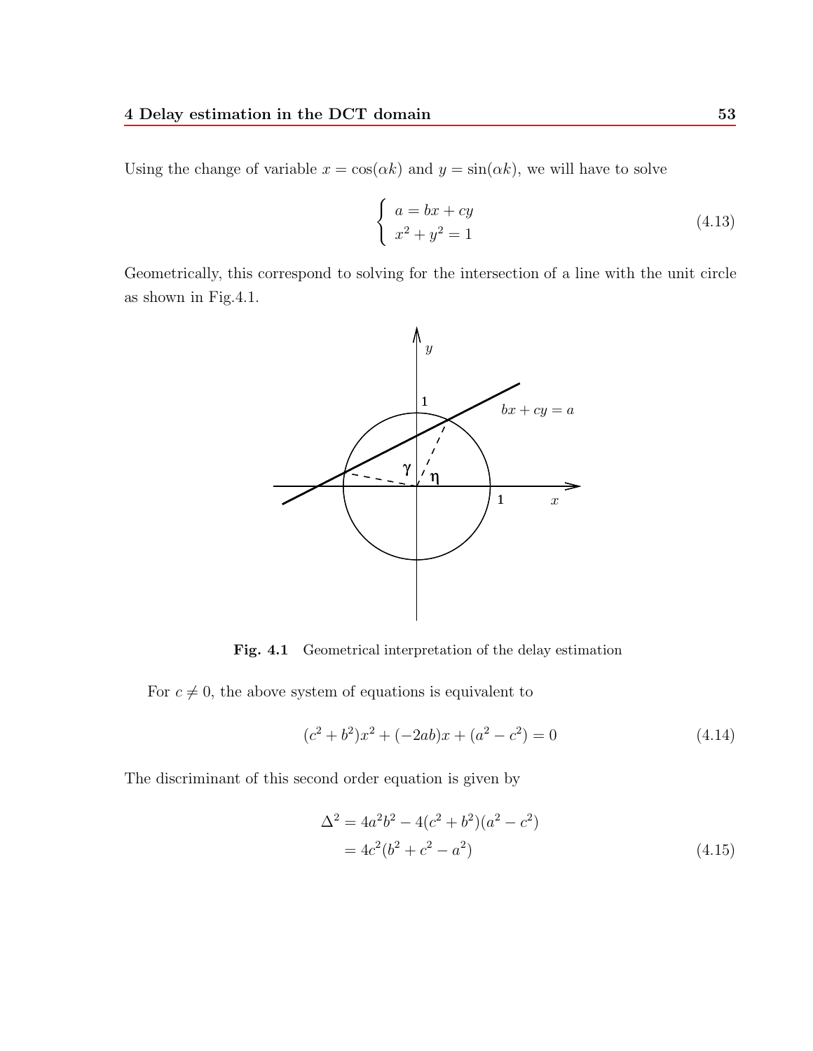Using the change of variable $x = \cos(\alpha k)$ and $y = \sin(\alpha k)$, we will have to solve

$$\begin{cases} a = bx + cy \\ x^2 + y^2 = 1 \end{cases} \tag{4.13}$$

Geometrically, this correspond to solving for the intersection of a line with the unit circle as shown in Fig.4.1.

**Fig. 4.1** Geometrical interpretation of the delay estimation

For $c \neq 0$, the above system of equations is equivalent to

$$(c^2 + b^2)x^2 + (-2ab)x + (a^2 - c^2) = 0 \tag{4.14}$$

The discriminant of this second order equation is given by

$$\begin{aligned} \Delta^2 &= 4a^2b^2 - 4(c^2 + b^2)(a^2 - c^2) \\ &= 4c^2(b^2 + c^2 - a^2) \end{aligned} \tag{4.15}$$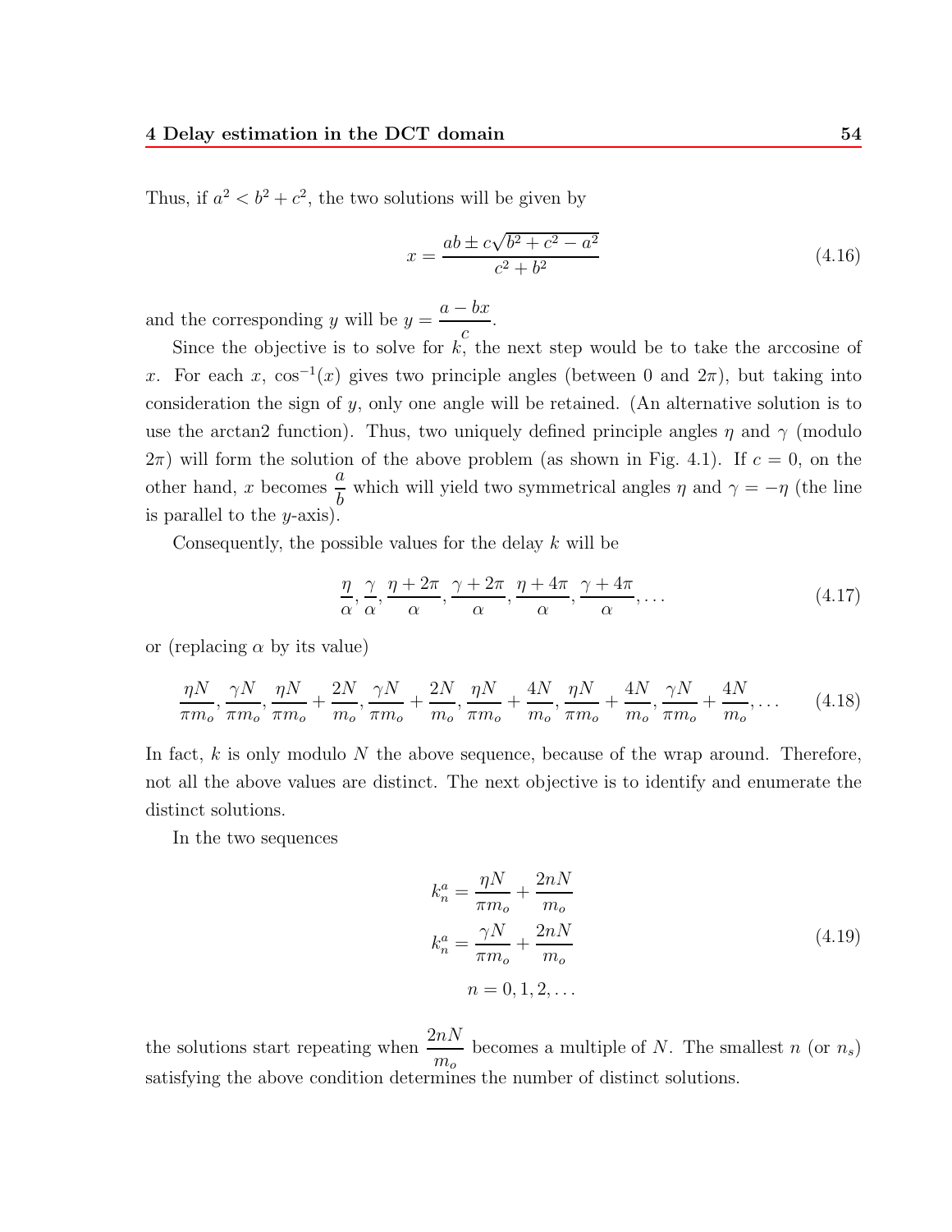Thus, if $a^2 < b^2 + c^2$, the two solutions will be given by

$$x = \frac{ab \pm c\sqrt{b^2 + c^2 - a^2}}{c^2 + b^2} \tag{4.16}$$

and the corresponding $y$ will be $y = \dfrac{a - bx}{c}$.

Since the objective is to solve for $k$, the next step would be to take the arccosine of $x$. For each $x$, $\cos^{-1}(x)$ gives two principle angles (between 0 and $2\pi$), but taking into consideration the sign of $y$, only one angle will be retained. (An alternative solution is to use the arctan2 function). Thus, two uniquely defined principle angles $\eta$ and $\gamma$ (modulo $2\pi$) will form the solution of the above problem (as shown in Fig. 4.1). If $c = 0$, on the other hand, $x$ becomes $\dfrac{a}{b}$ which will yield two symmetrical angles $\eta$ and $\gamma = -\eta$ (the line is parallel to the $y$-axis).

Consequently, the possible values for the delay $k$ will be

$$\frac{\eta}{\alpha}, \frac{\gamma}{\alpha}, \frac{\eta + 2\pi}{\alpha}, \frac{\gamma + 2\pi}{\alpha}, \frac{\eta + 4\pi}{\alpha}, \frac{\gamma + 4\pi}{\alpha}, \ldots \tag{4.17}$$

or (replacing $\alpha$ by its value)

$$\frac{\eta N}{\pi m_o}, \frac{\gamma N}{\pi m_o}, \frac{\eta N}{\pi m_o} + \frac{2N}{m_o}, \frac{\gamma N}{\pi m_o} + \frac{2N}{m_o}, \frac{\eta N}{\pi m_o} + \frac{4N}{m_o}, \frac{\eta N}{\pi m_o} + \frac{4N}{m_o}, \frac{\gamma N}{\pi m_o} + \frac{4N}{m_o}, \ldots \tag{4.18}$$

In fact, $k$ is only modulo $N$ the above sequence, because of the wrap around. Therefore, not all the above values are distinct. The next objective is to identify and enumerate the distinct solutions.

In the two sequences

$$\begin{aligned} k_n^a &= \frac{\eta N}{\pi m_o} + \frac{2nN}{m_o} \\ k_n^a &= \frac{\gamma N}{\pi m_o} + \frac{2nN}{m_o} \\ n &= 0, 1, 2, \ldots \end{aligned} \tag{4.19}$$

the solutions start repeating when $\dfrac{2nN}{m_o}$ becomes a multiple of $N$. The smallest $n$ (or $n_s$) satisfying the above condition determines the number of distinct solutions.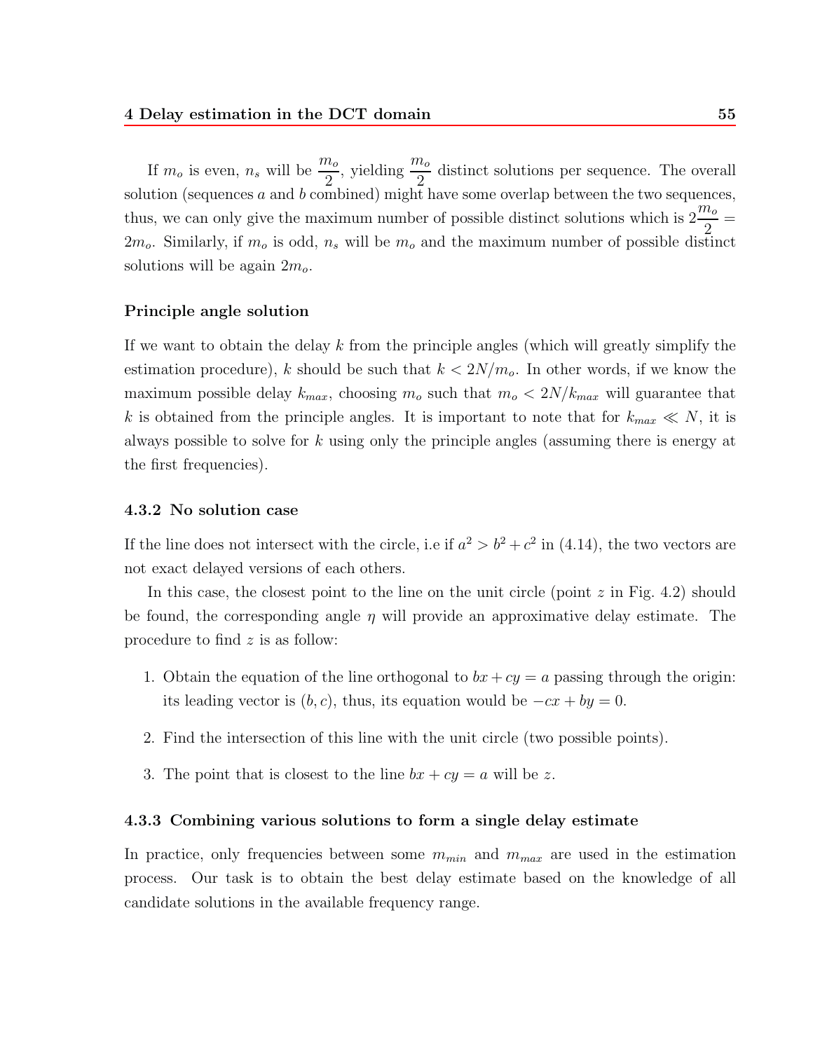If $m_o$ is even, $n_s$ will be $\frac{m_o}{2}$, yielding $\frac{m_o}{2}$ distinct solutions per sequence. The overall solution (sequences $a$ and $b$ combined) might have some overlap between the two sequences, thus, we can only give the maximum number of possible distinct solutions which is $2\frac{m_o}{2} = 2m_o$. Similarly, if $m_o$ is odd, $n_s$ will be $m_o$ and the maximum number of possible distinct solutions will be again $2m_o$.

**Principle angle solution**

If we want to obtain the delay $k$ from the principle angles (which will greatly simplify the estimation procedure), $k$ should be such that $k < 2N/m_o$. In other words, if we know the maximum possible delay $k_{max}$, choosing $m_o$ such that $m_o < 2N/k_{max}$ will guarantee that $k$ is obtained from the principle angles. It is important to note that for $k_{max} \ll N$, it is always possible to solve for $k$ using only the principle angles (assuming there is energy at the first frequencies).

### 4.3.2 No solution case

If the line does not intersect with the circle, i.e if $a^2 > b^2 + c^2$ in (4.14), the two vectors are not exact delayed versions of each others.

In this case, the closest point to the line on the unit circle (point $z$ in Fig. 4.2) should be found, the corresponding angle $\eta$ will provide an approximative delay estimate. The procedure to find $z$ is as follow:

1. Obtain the equation of the line orthogonal to $bx + cy = a$ passing through the origin: its leading vector is $(b, c)$, thus, its equation would be $-cx + by = 0$.
2. Find the intersection of this line with the unit circle (two possible points).
3. The point that is closest to the line $bx + cy = a$ will be $z$.

### 4.3.3 Combining various solutions to form a single delay estimate

In practice, only frequencies between some $m_{min}$ and $m_{max}$ are used in the estimation process. Our task is to obtain the best delay estimate based on the knowledge of all candidate solutions in the available frequency range.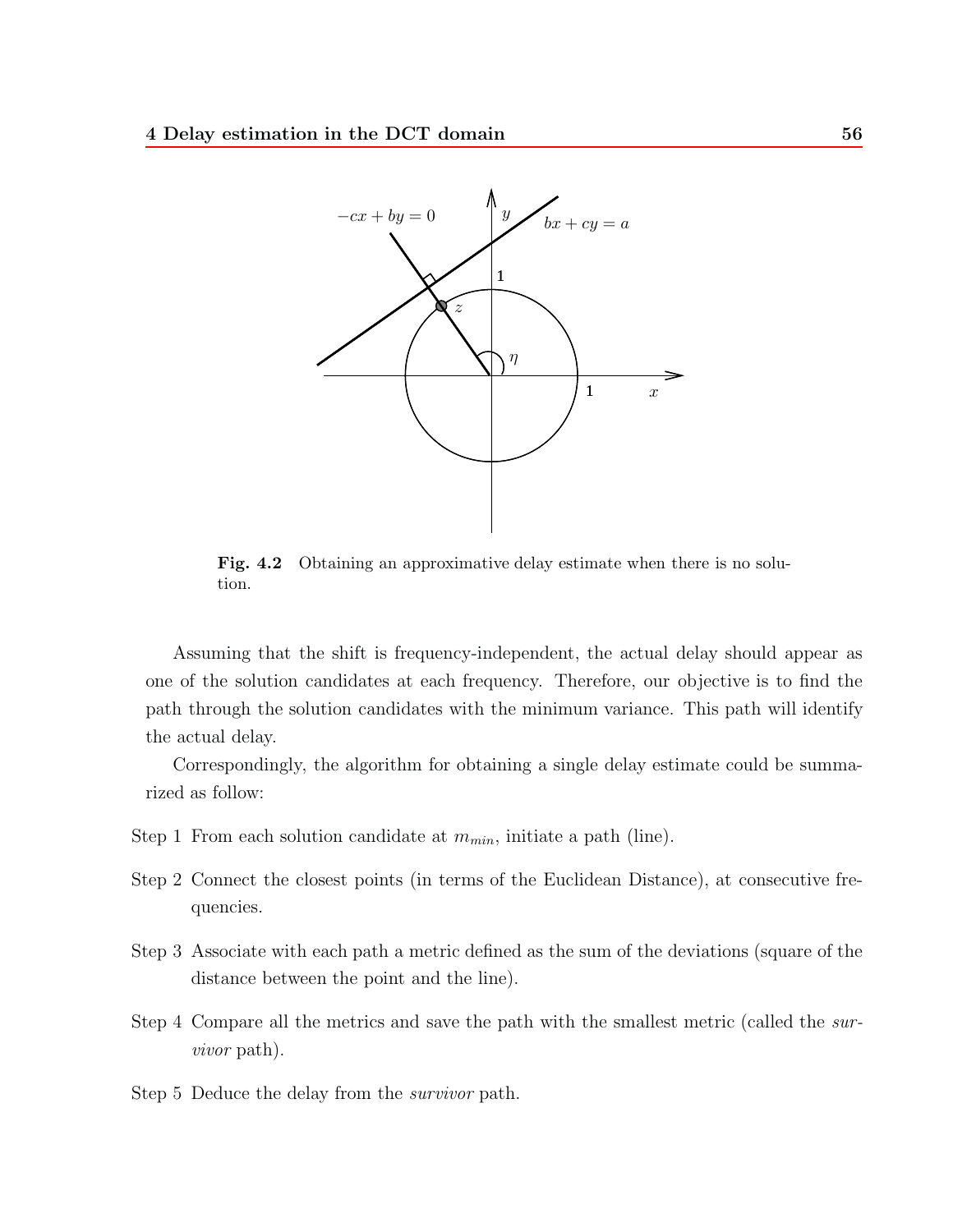**Fig. 4.2** Obtaining an approximative delay estimate when there is no solution.

Assuming that the shift is frequency-independent, the actual delay should appear as one of the solution candidates at each frequency. Therefore, our objective is to find the path through the solution candidates with the minimum variance. This path will identify the actual delay.

Correspondingly, the algorithm for obtaining a single delay estimate could be summarized as follow:

Step 1 From each solution candidate at $m_{min}$, initiate a path (line).

Step 2 Connect the closest points (in terms of the Euclidean Distance), at consecutive frequencies.

Step 3 Associate with each path a metric defined as the sum of the deviations (square of the distance between the point and the line).

Step 4 Compare all the metrics and save the path with the smallest metric (called the *survivor* path).

Step 5 Deduce the delay from the *survivor* path.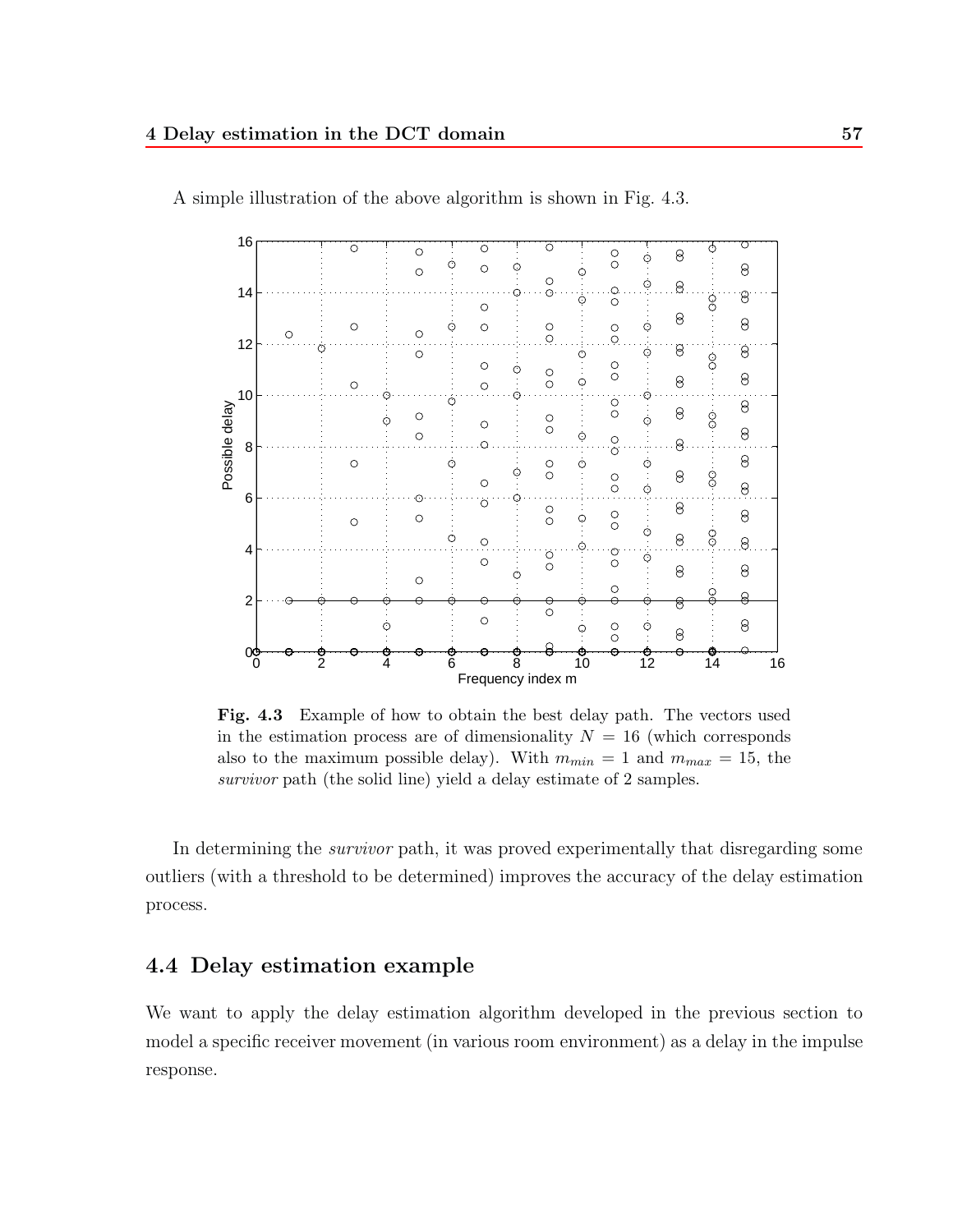A simple illustration of the above algorithm is shown in Fig. 4.3.

**Fig. 4.3** Example of how to obtain the best delay path. The vectors used in the estimation process are of dimensionality $N = 16$ (which corresponds also to the maximum possible delay). With $m_{min} = 1$ and $m_{max} = 15$, the *survivor* path (the solid line) yield a delay estimate of 2 samples.

In determining the *survivor* path, it was proved experimentally that disregarding some outliers (with a threshold to be determined) improves the accuracy of the delay estimation process.

## 4.4 Delay estimation example

We want to apply the delay estimation algorithm developed in the previous section to model a specific receiver movement (in various room environment) as a delay in the impulse response.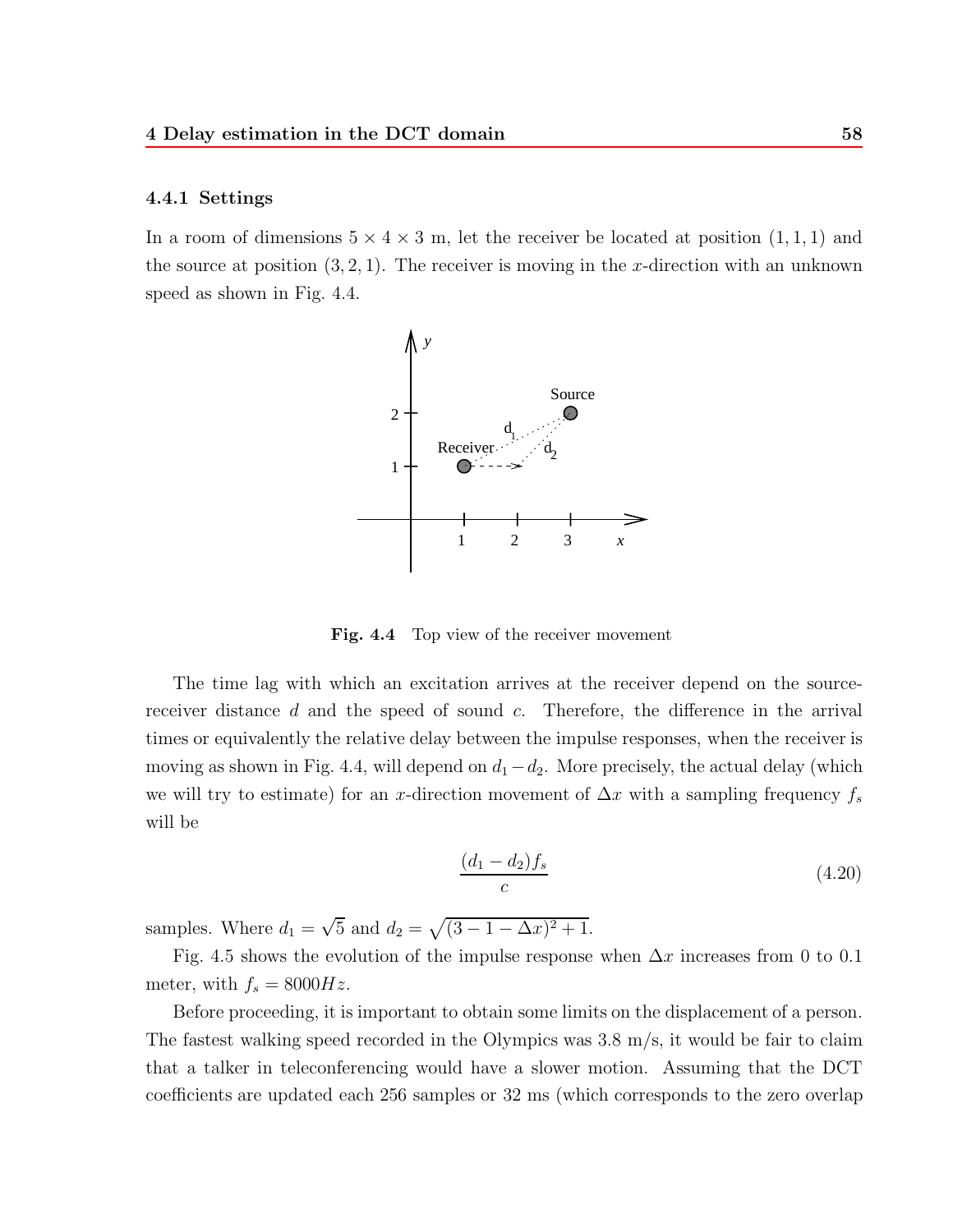### 4.4.1 Settings

In a room of dimensions $5 \times 4 \times 3$ m, let the receiver be located at position $(1, 1, 1)$ and the source at position $(3, 2, 1)$. The receiver is moving in the $x$-direction with an unknown speed as shown in Fig. 4.4.

**Fig. 4.4** Top view of the receiver movement

The time lag with which an excitation arrives at the receiver depend on the source-receiver distance $d$ and the speed of sound $c$. Therefore, the difference in the arrival times or equivalently the relative delay between the impulse responses, when the receiver is moving as shown in Fig. 4.4, will depend on $d_1 - d_2$. More precisely, the actual delay (which we will try to estimate) for an $x$-direction movement of $\Delta x$ with a sampling frequency $f_s$ will be

$$\frac{(d_1 - d_2) f_s}{c} \tag{4.20}$$

samples. Where $d_1 = \sqrt{5}$ and $d_2 = \sqrt{(3 - 1 - \Delta x)^2 + 1}$.

Fig. 4.5 shows the evolution of the impulse response when $\Delta x$ increases from 0 to 0.1 meter, with $f_s = 8000 Hz$.

Before proceeding, it is important to obtain some limits on the displacement of a person. The fastest walking speed recorded in the Olympics was 3.8 m/s, it would be fair to claim that a talker in teleconferencing would have a slower motion. Assuming that the DCT coefficients are updated each 256 samples or 32 ms (which corresponds to the zero overlap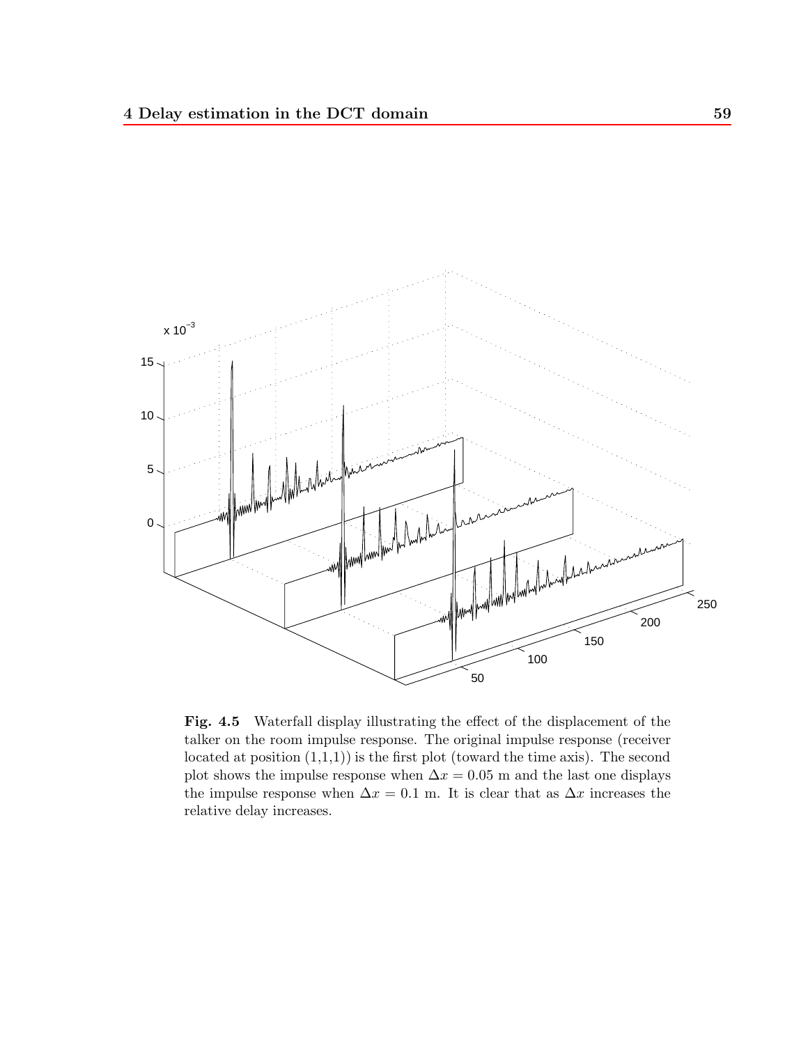**Fig. 4.5** Waterfall display illustrating the effect of the displacement of the talker on the room impulse response. The original impulse response (receiver located at position (1,1,1)) is the first plot (toward the time axis). The second plot shows the impulse response when $\Delta x = 0.05$ m and the last one displays the impulse response when $\Delta x = 0.1$ m. It is clear that as $\Delta x$ increases the relative delay increases.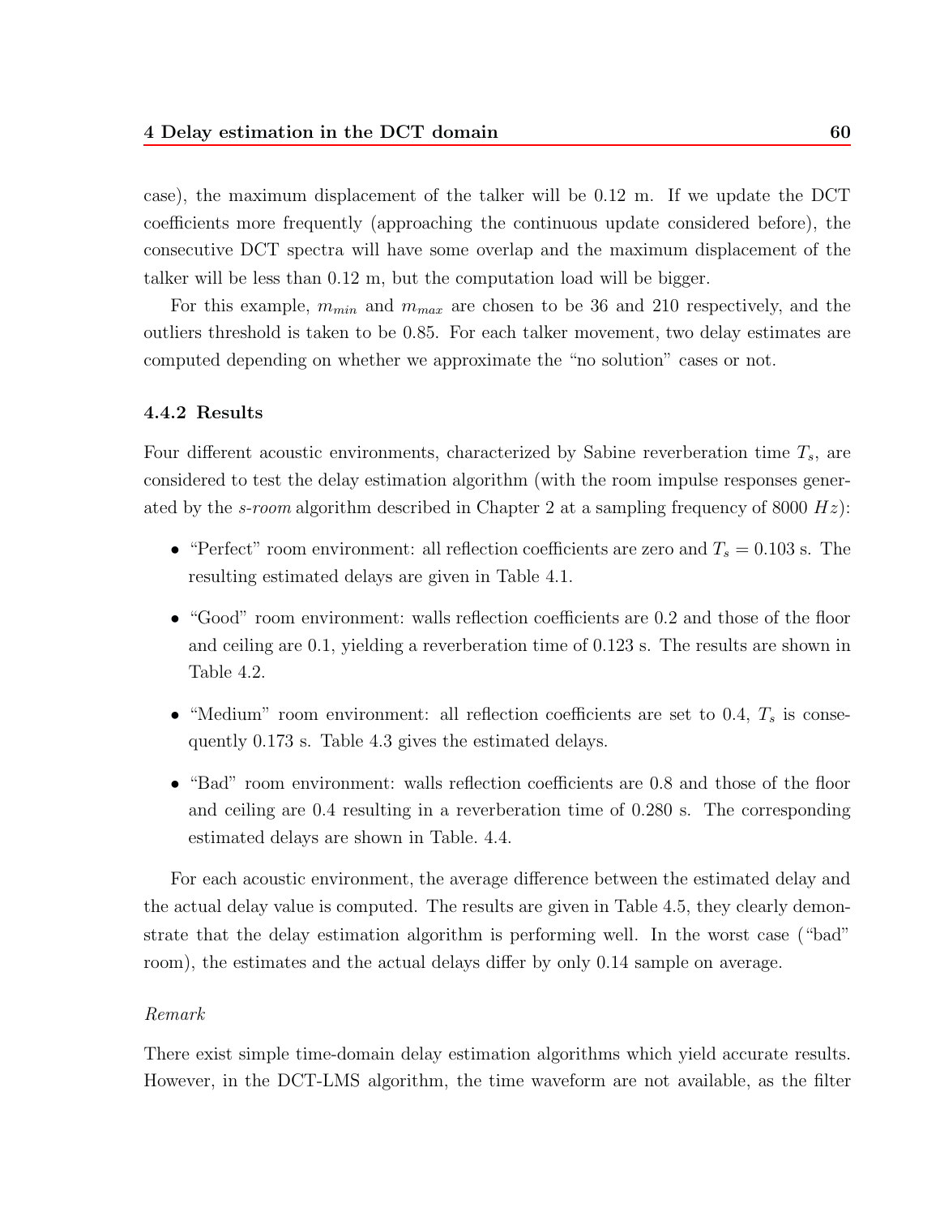case), the maximum displacement of the talker will be 0.12 m. If we update the DCT coefficients more frequently (approaching the continuous update considered before), the consecutive DCT spectra will have some overlap and the maximum displacement of the talker will be less than 0.12 m, but the computation load will be bigger.

For this example, $m_{min}$ and $m_{max}$ are chosen to be 36 and 210 respectively, and the outliers threshold is taken to be 0.85. For each talker movement, two delay estimates are computed depending on whether we approximate the "no solution" cases or not.

### 4.4.2 Results

Four different acoustic environments, characterized by Sabine reverberation time $T_s$, are considered to test the delay estimation algorithm (with the room impulse responses generated by the *s-room* algorithm described in Chapter 2 at a sampling frequency of 8000 $Hz$):

- "Perfect" room environment: all reflection coefficients are zero and $T_s = 0.103$ s. The resulting estimated delays are given in Table 4.1.
- "Good" room environment: walls reflection coefficients are 0.2 and those of the floor and ceiling are 0.1, yielding a reverberation time of 0.123 s. The results are shown in Table 4.2.
- "Medium" room environment: all reflection coefficients are set to 0.4, $T_s$ is consequently 0.173 s. Table 4.3 gives the estimated delays.
- "Bad" room environment: walls reflection coefficients are 0.8 and those of the floor and ceiling are 0.4 resulting in a reverberation time of 0.280 s. The corresponding estimated delays are shown in Table. 4.4.

For each acoustic environment, the average difference between the estimated delay and the actual delay value is computed. The results are given in Table 4.5, they clearly demonstrate that the delay estimation algorithm is performing well. In the worst case ("bad" room), the estimates and the actual delays differ by only 0.14 sample on average.

*Remark*

There exist simple time-domain delay estimation algorithms which yield accurate results. However, in the DCT-LMS algorithm, the time waveform are not available, as the filter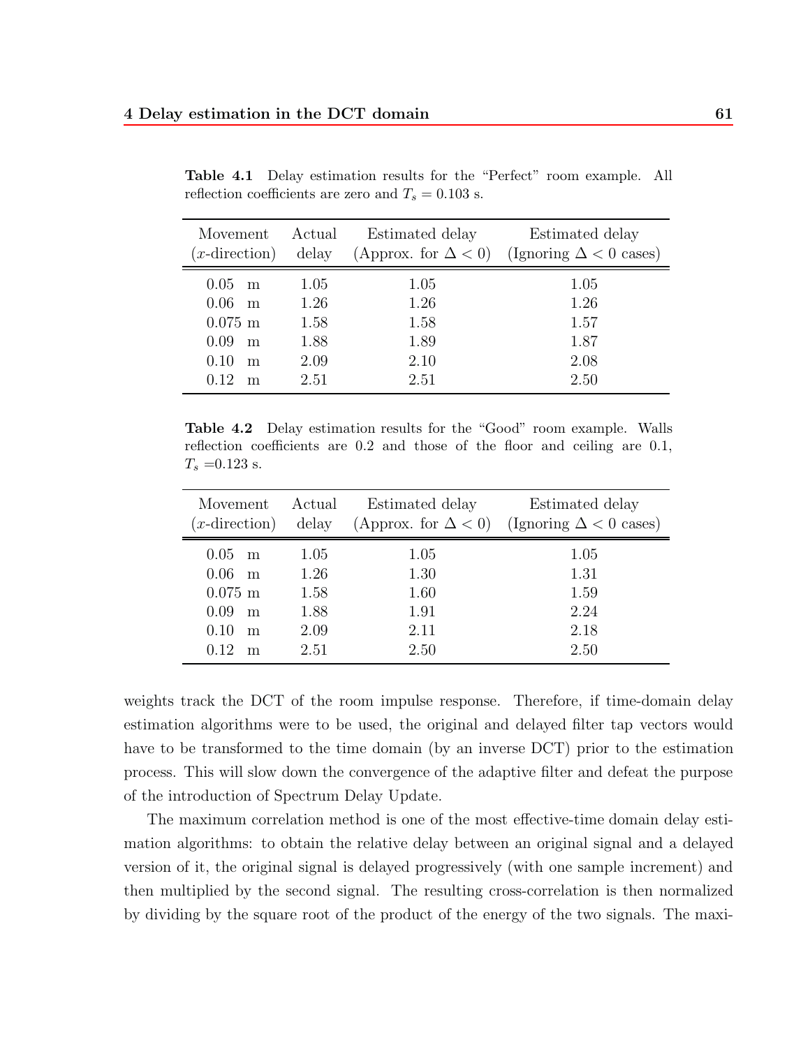**Table 4.1** Delay estimation results for the "Perfect" room example. All reflection coefficients are zero and $T_s = 0.103$ s.

| Movement ($x$-direction) | Actual delay | Estimated delay (Approx. for $\Delta < 0$) | Estimated delay (Ignoring $\Delta < 0$ cases) |
|---|---|---|---|
| 0.05 m | 1.05 | 1.05 | 1.05 |
| 0.06 m | 1.26 | 1.26 | 1.26 |
| 0.075 m | 1.58 | 1.58 | 1.57 |
| 0.09 m | 1.88 | 1.89 | 1.87 |
| 0.10 m | 2.09 | 2.10 | 2.08 |
| 0.12 m | 2.51 | 2.51 | 2.50 |

**Table 4.2** Delay estimation results for the "Good" room example. Walls reflection coefficients are 0.2 and those of the floor and ceiling are 0.1, $T_s$ =0.123 s.

| Movement ($x$-direction) | Actual delay | Estimated delay (Approx. for $\Delta < 0$) | Estimated delay (Ignoring $\Delta < 0$ cases) |
|---|---|---|---|
| 0.05 m | 1.05 | 1.05 | 1.05 |
| 0.06 m | 1.26 | 1.30 | 1.31 |
| 0.075 m | 1.58 | 1.60 | 1.59 |
| 0.09 m | 1.88 | 1.91 | 2.24 |
| 0.10 m | 2.09 | 2.11 | 2.18 |
| 0.12 m | 2.51 | 2.50 | 2.50 |

weights track the DCT of the room impulse response. Therefore, if time-domain delay estimation algorithms were to be used, the original and delayed filter tap vectors would have to be transformed to the time domain (by an inverse DCT) prior to the estimation process. This will slow down the convergence of the adaptive filter and defeat the purpose of the introduction of Spectrum Delay Update.

The maximum correlation method is one of the most effective-time domain delay estimation algorithms: to obtain the relative delay between an original signal and a delayed version of it, the original signal is delayed progressively (with one sample increment) and then multiplied by the second signal. The resulting cross-correlation is then normalized by dividing by the square root of the product of the energy of the two signals. The maxi-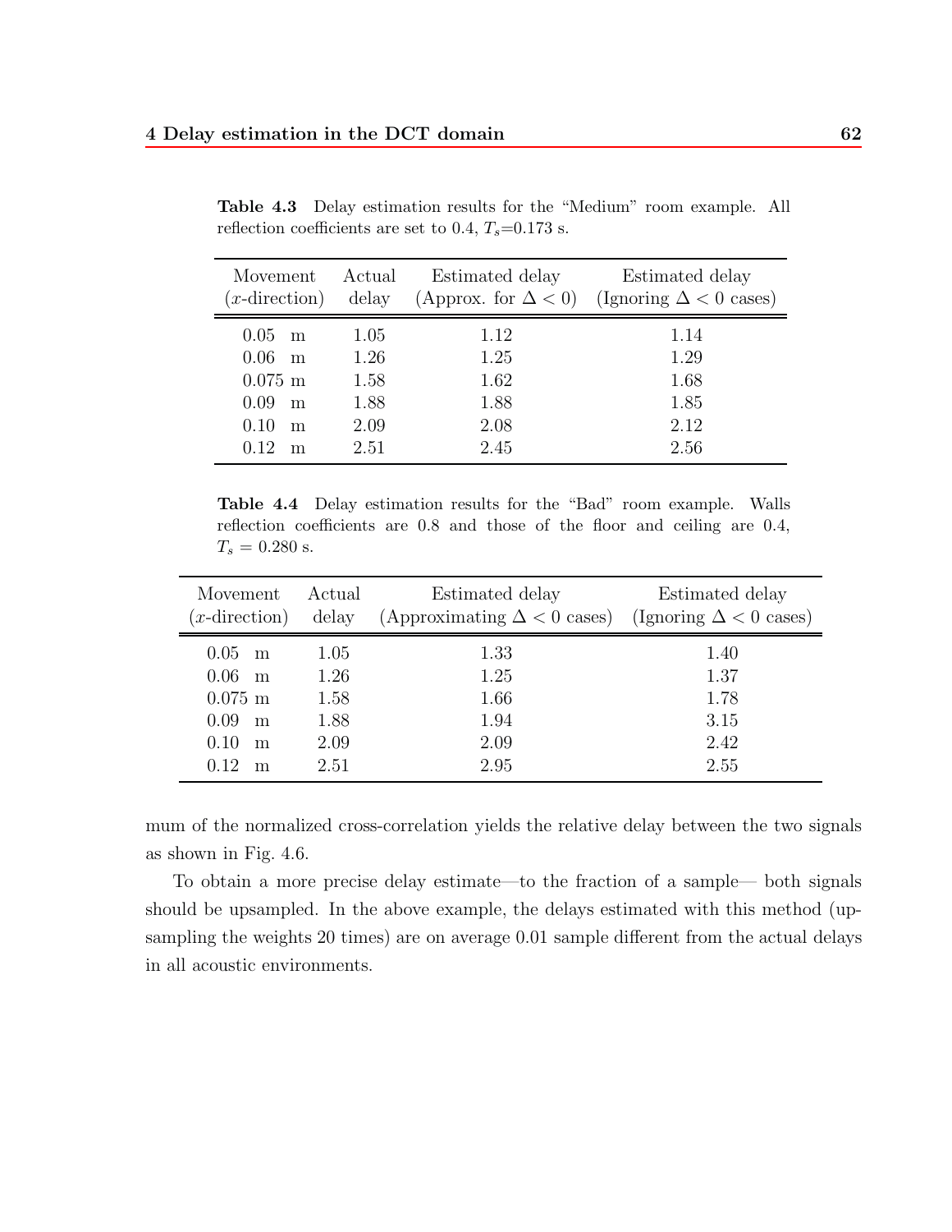**Table 4.3** Delay estimation results for the "Medium" room example. All reflection coefficients are set to 0.4, $T_s$=0.173 s.

| Movement ($x$-direction) | Actual delay | Estimated delay (Approx. for $\Delta < 0$) | Estimated delay (Ignoring $\Delta < 0$ cases) |
|---|---|---|---|
| 0.05 m | 1.05 | 1.12 | 1.14 |
| 0.06 m | 1.26 | 1.25 | 1.29 |
| 0.075 m | 1.58 | 1.62 | 1.68 |
| 0.09 m | 1.88 | 1.88 | 1.85 |
| 0.10 m | 2.09 | 2.08 | 2.12 |
| 0.12 m | 2.51 | 2.45 | 2.56 |

**Table 4.4** Delay estimation results for the "Bad" room example. Walls reflection coefficients are 0.8 and those of the floor and ceiling are 0.4, $T_s$ = 0.280 s.

| Movement ($x$-direction) | Actual delay | Estimated delay (Approximating $\Delta < 0$ cases) | Estimated delay (Ignoring $\Delta < 0$ cases) |
|---|---|---|---|
| 0.05 m | 1.05 | 1.33 | 1.40 |
| 0.06 m | 1.26 | 1.25 | 1.37 |
| 0.075 m | 1.58 | 1.66 | 1.78 |
| 0.09 m | 1.88 | 1.94 | 3.15 |
| 0.10 m | 2.09 | 2.09 | 2.42 |
| 0.12 m | 2.51 | 2.95 | 2.55 |

mum of the normalized cross-correlation yields the relative delay between the two signals as shown in Fig. 4.6.

To obtain a more precise delay estimate—to the fraction of a sample— both signals should be upsampled. In the above example, the delays estimated with this method (upsampling the weights 20 times) are on average 0.01 sample different from the actual delays in all acoustic environments.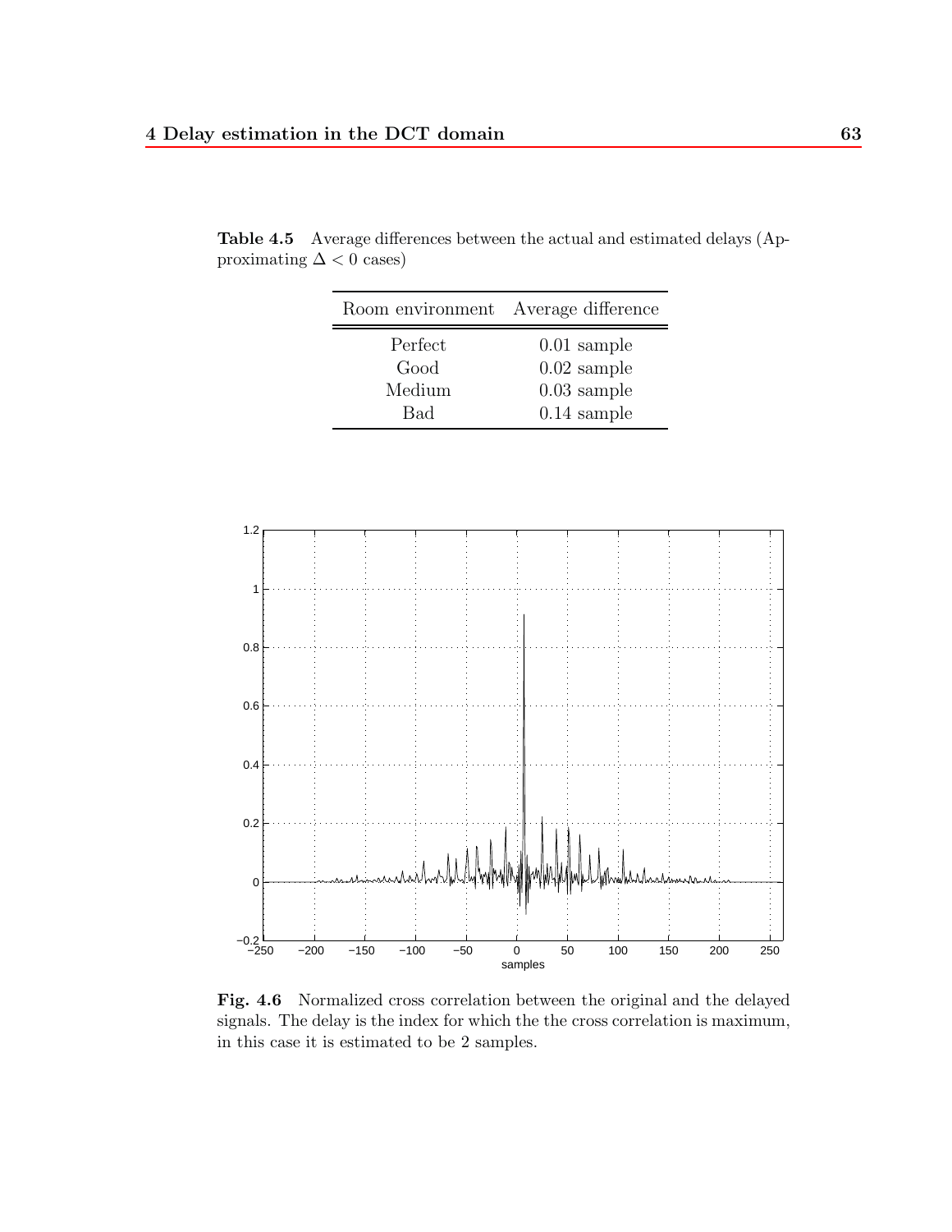**Table 4.5** Average differences between the actual and estimated delays (Approximating $\Delta < 0$ cases)

| Room environment | Average difference |
|---|---|
| Perfect | 0.01 sample |
| Good | 0.02 sample |
| Medium | 0.03 sample |
| Bad | 0.14 sample |

**Fig. 4.6** Normalized cross correlation between the original and the delayed signals. The delay is the index for which the the cross correlation is maximum, in this case it is estimated to be 2 samples.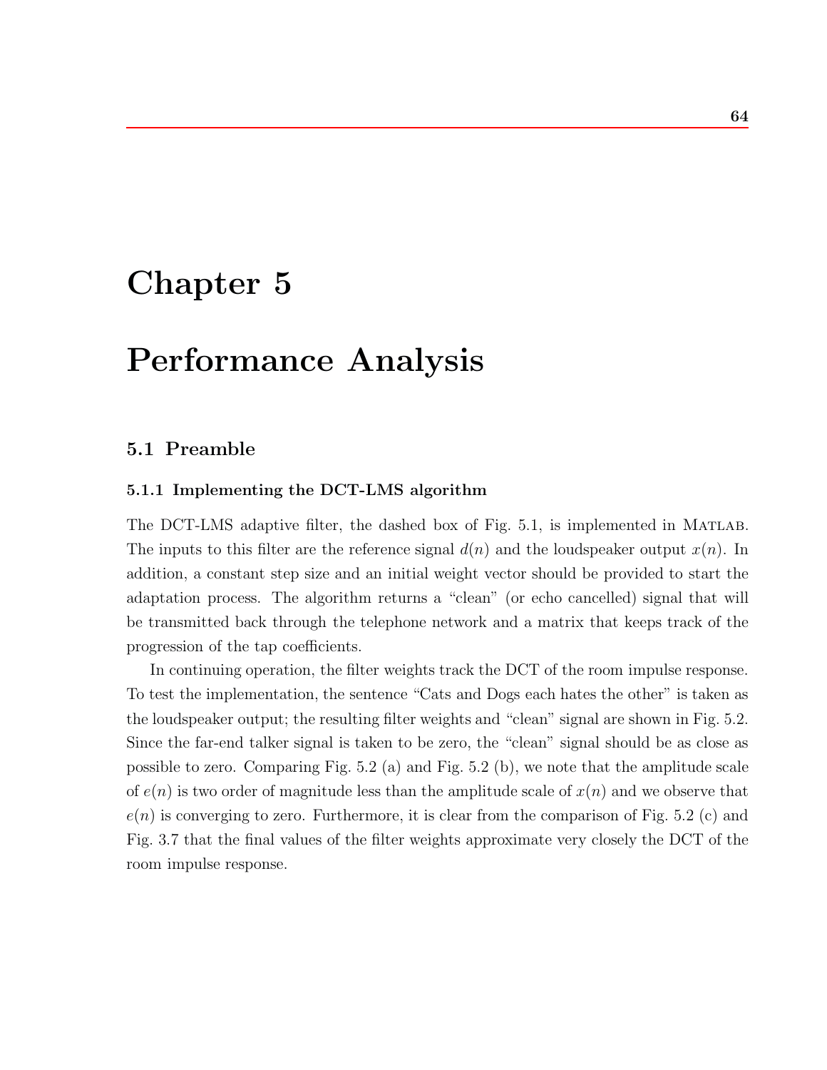# Chapter 5

# Performance Analysis

## 5.1 Preamble

### 5.1.1 Implementing the DCT-LMS algorithm

The DCT-LMS adaptive filter, the dashed box of Fig. 5.1, is implemented in MATLAB. The inputs to this filter are the reference signal $d(n)$ and the loudspeaker output $x(n)$. In addition, a constant step size and an initial weight vector should be provided to start the adaptation process. The algorithm returns a "clean" (or echo cancelled) signal that will be transmitted back through the telephone network and a matrix that keeps track of the progression of the tap coefficients.

In continuing operation, the filter weights track the DCT of the room impulse response. To test the implementation, the sentence "Cats and Dogs each hates the other" is taken as the loudspeaker output; the resulting filter weights and "clean" signal are shown in Fig. 5.2. Since the far-end talker signal is taken to be zero, the "clean" signal should be as close as possible to zero. Comparing Fig. 5.2 (a) and Fig. 5.2 (b), we note that the amplitude scale of $e(n)$ is two order of magnitude less than the amplitude scale of $x(n)$ and we observe that $e(n)$ is converging to zero. Furthermore, it is clear from the comparison of Fig. 5.2 (c) and Fig. 3.7 that the final values of the filter weights approximate very closely the DCT of the room impulse response.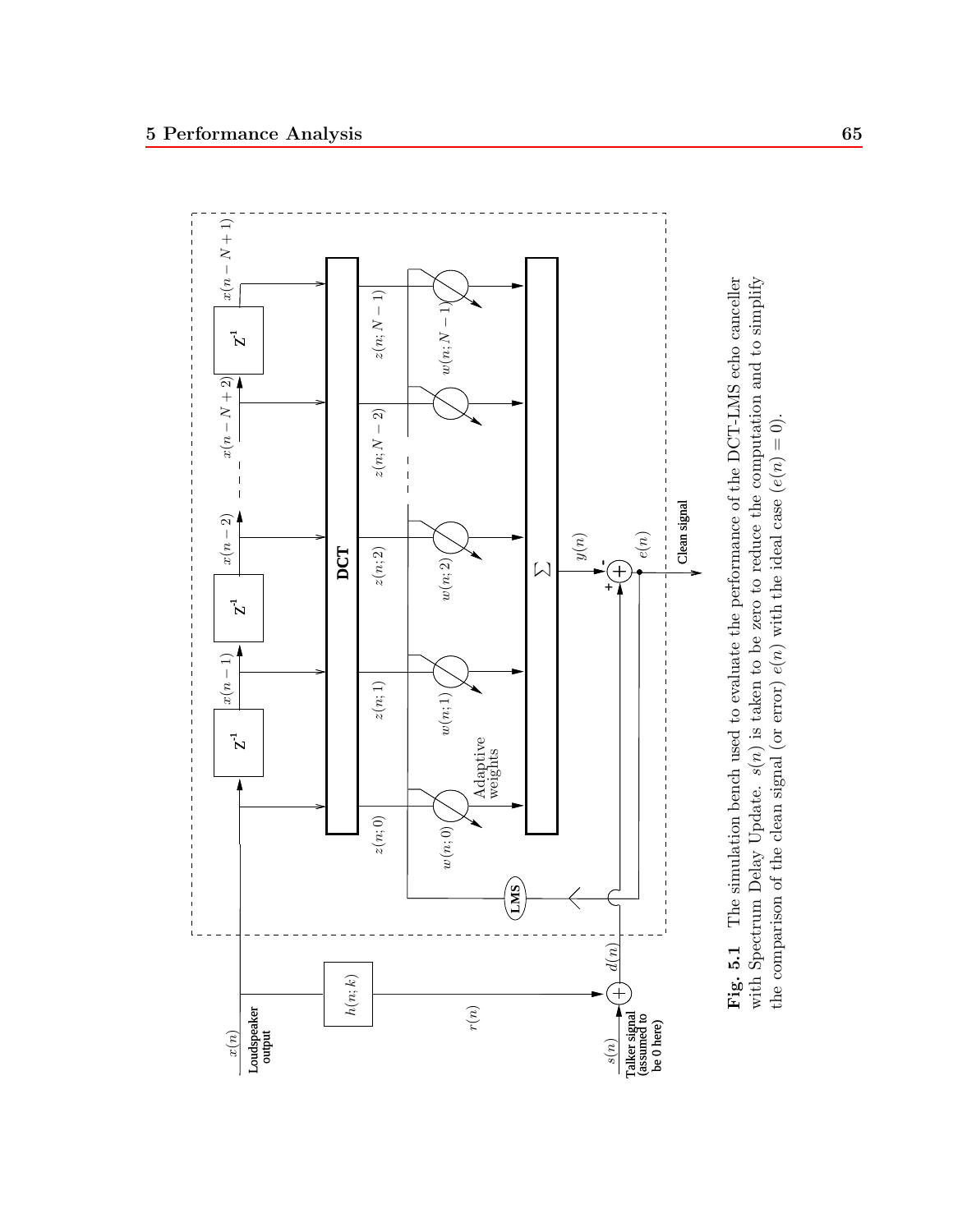**Fig. 5.1** The simulation bench used to evaluate the performance of the DCT-LMS echo canceller with Spectrum Delay Update. $s(n)$ is taken to be zero to reduce the computation and to simplify the comparison of the clean signal (or error) $e(n)$ with the ideal case ($e(n) = 0$).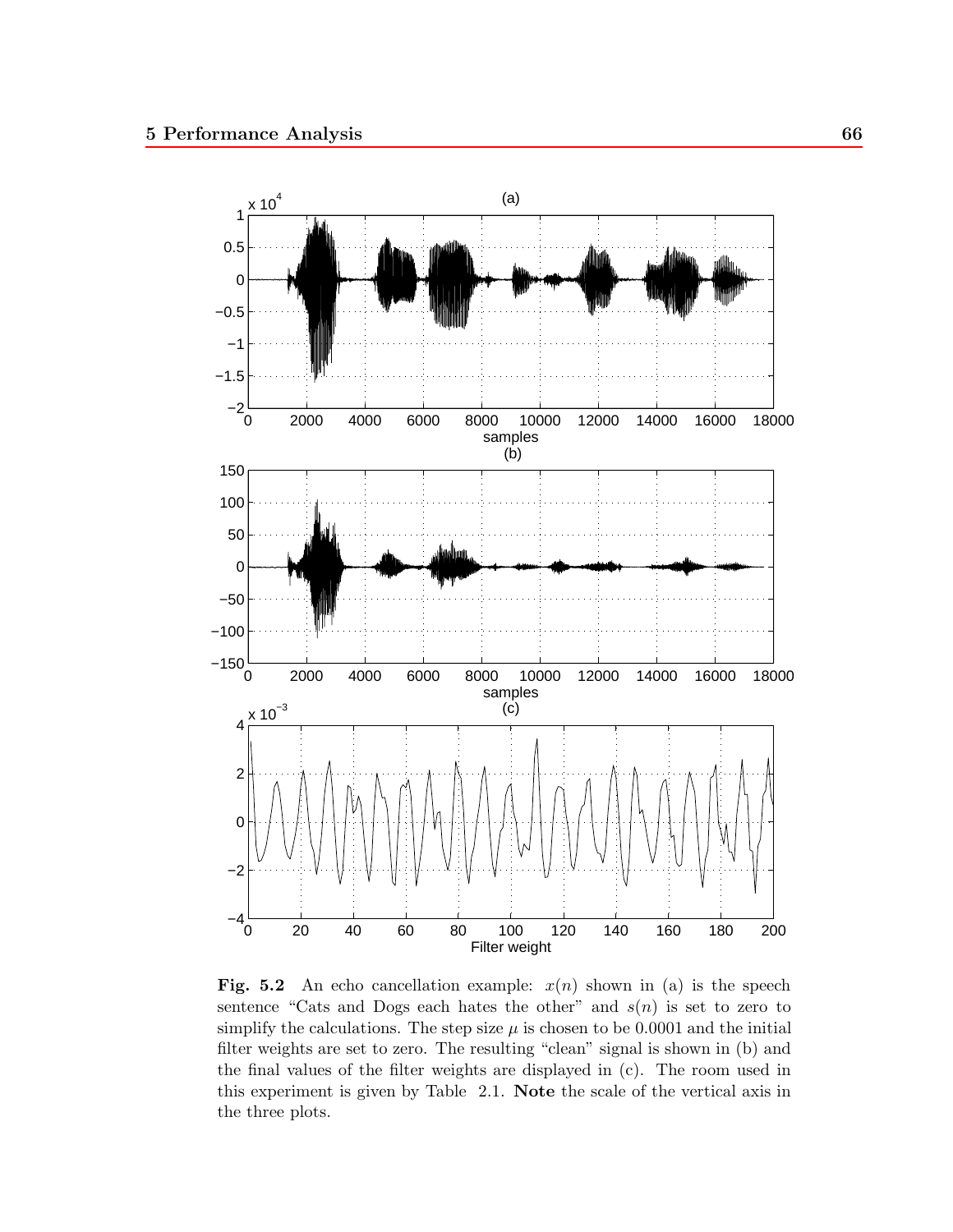**Fig. 5.2** An echo cancellation example: $x(n)$ shown in (a) is the speech sentence "Cats and Dogs each hates the other" and $s(n)$ is set to zero to simplify the calculations. The step size $\mu$ is chosen to be 0.0001 and the initial filter weights are set to zero. The resulting "clean" signal is shown in (b) and the final values of the filter weights are displayed in (c). The room used in this experiment is given by Table 2.1. **Note** the scale of the vertical axis in the three plots.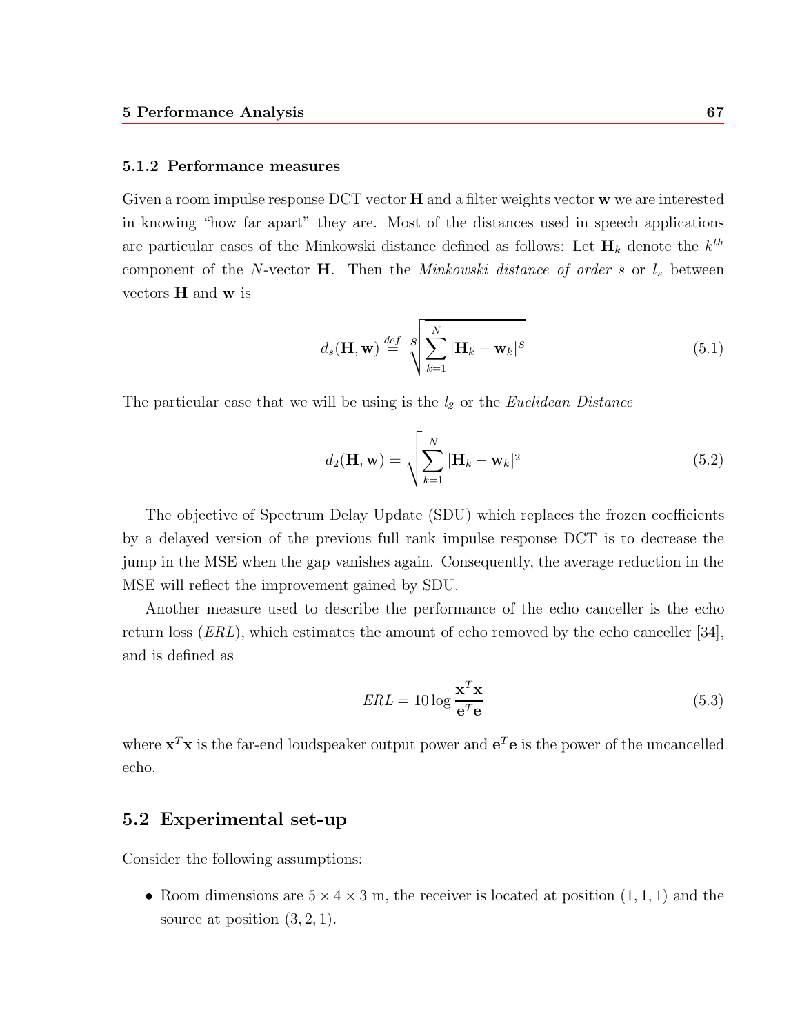### 5.1.2 Performance measures

Given a room impulse response DCT vector $\mathbf{H}$ and a filter weights vector $\mathbf{w}$ we are interested in knowing "how far apart" they are. Most of the distances used in speech applications are particular cases of the Minkowski distance defined as follows: Let $\mathbf{H}_k$ denote the $k^{th}$ component of the $N$-vector $\mathbf{H}$. Then the *Minkowski distance of order $s$* or $l_s$ between vectors $\mathbf{H}$ and $\mathbf{w}$ is

$$d_s(\mathbf{H}, \mathbf{w}) \stackrel{def}{=} \sqrt[s]{\sum_{k=1}^{N} |\mathbf{H}_k - \mathbf{w}_k|^s} \tag{5.1}$$

The particular case that we will be using is the $l_2$ or the *Euclidean Distance*

$$d_2(\mathbf{H}, \mathbf{w}) = \sqrt{\sum_{k=1}^{N} |\mathbf{H}_k - \mathbf{w}_k|^2} \tag{5.2}$$

The objective of Spectrum Delay Update (SDU) which replaces the frozen coefficients by a delayed version of the previous full rank impulse response DCT is to decrease the jump in the MSE when the gap vanishes again. Consequently, the average reduction in the MSE will reflect the improvement gained by SDU.

Another measure used to describe the performance of the echo canceller is the echo return loss (*ERL*), which estimates the amount of echo removed by the echo canceller [34], and is defined as

$$ERL = 10 \log \frac{\mathbf{x}^T \mathbf{x}}{\mathbf{e}^T \mathbf{e}} \tag{5.3}$$

where $\mathbf{x}^T \mathbf{x}$ is the far-end loudspeaker output power and $\mathbf{e}^T \mathbf{e}$ is the power of the uncancelled echo.

## 5.2 Experimental set-up

Consider the following assumptions:

- Room dimensions are $5 \times 4 \times 3$ m, the receiver is located at position $(1, 1, 1)$ and the source at position $(3, 2, 1)$.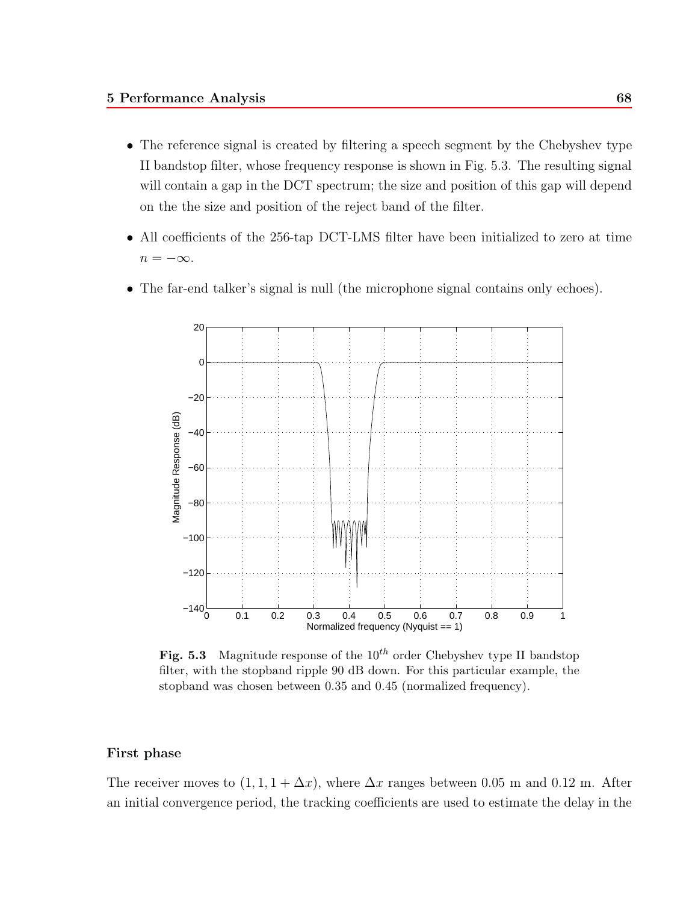- The reference signal is created by filtering a speech segment by the Chebyshev type II bandstop filter, whose frequency response is shown in Fig. 5.3. The resulting signal will contain a gap in the DCT spectrum; the size and position of this gap will depend on the the size and position of the reject band of the filter.
- All coefficients of the 256-tap DCT-LMS filter have been initialized to zero at time $n = -\infty$.
- The far-end talker's signal is null (the microphone signal contains only echoes).

**Fig. 5.3** Magnitude response of the $10^{th}$ order Chebyshev type II bandstop filter, with the stopband ripple 90 dB down. For this particular example, the stopband was chosen between 0.35 and 0.45 (normalized frequency).

### First phase

The receiver moves to $(1, 1, 1 + \Delta x)$, where $\Delta x$ ranges between 0.05 m and 0.12 m. After an initial convergence period, the tracking coefficients are used to estimate the delay in the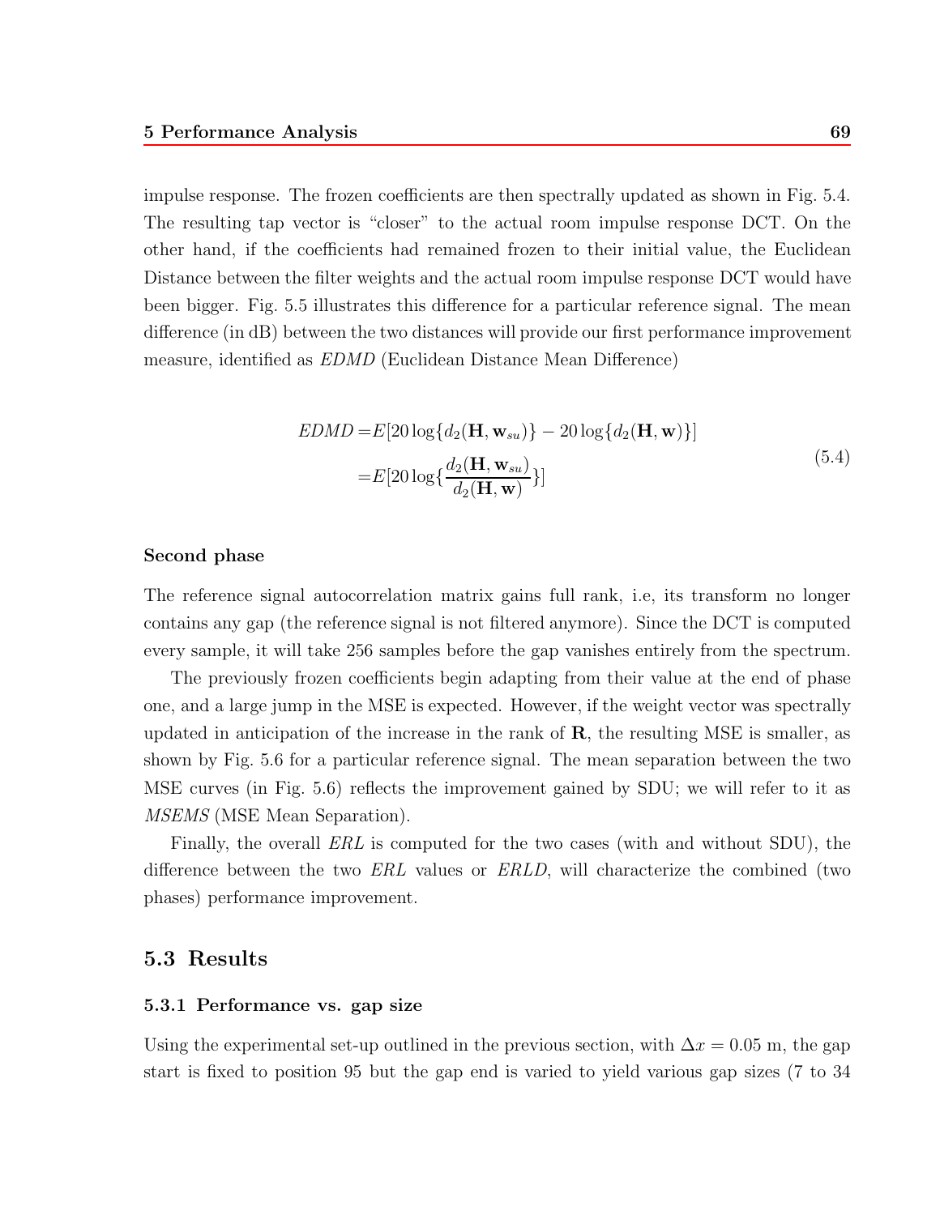impulse response. The frozen coefficients are then spectrally updated as shown in Fig. 5.4. The resulting tap vector is "closer" to the actual room impulse response DCT. On the other hand, if the coefficients had remained frozen to their initial value, the Euclidean Distance between the filter weights and the actual room impulse response DCT would have been bigger. Fig. 5.5 illustrates this difference for a particular reference signal. The mean difference (in dB) between the two distances will provide our first performance improvement measure, identified as *EDMD* (Euclidean Distance Mean Difference)

$$
\begin{aligned}
EDMD =& E[20\log\{d_2(\mathbf{H}, \mathbf{w}_{su})\} - 20\log\{d_2(\mathbf{H}, \mathbf{w})\}] \\
=& E[20\log\{\frac{d_2(\mathbf{H}, \mathbf{w}_{su})}{d_2(\mathbf{H}, \mathbf{w})}\}]
\end{aligned}
\tag{5.4}
$$

#### Second phase

The reference signal autocorrelation matrix gains full rank, i.e, its transform no longer contains any gap (the reference signal is not filtered anymore). Since the DCT is computed every sample, it will take 256 samples before the gap vanishes entirely from the spectrum.

The previously frozen coefficients begin adapting from their value at the end of phase one, and a large jump in the MSE is expected. However, if the weight vector was spectrally updated in anticipation of the increase in the rank of $\mathbf{R}$, the resulting MSE is smaller, as shown by Fig. 5.6 for a particular reference signal. The mean separation between the two MSE curves (in Fig. 5.6) reflects the improvement gained by SDU; we will refer to it as *MSEMS* (MSE Mean Separation).

Finally, the overall *ERL* is computed for the two cases (with and without SDU), the difference between the two *ERL* values or *ERLD*, will characterize the combined (two phases) performance improvement.

## 5.3 Results

### 5.3.1 Performance vs. gap size

Using the experimental set-up outlined in the previous section, with $\Delta x = 0.05$ m, the gap start is fixed to position 95 but the gap end is varied to yield various gap sizes (7 to 34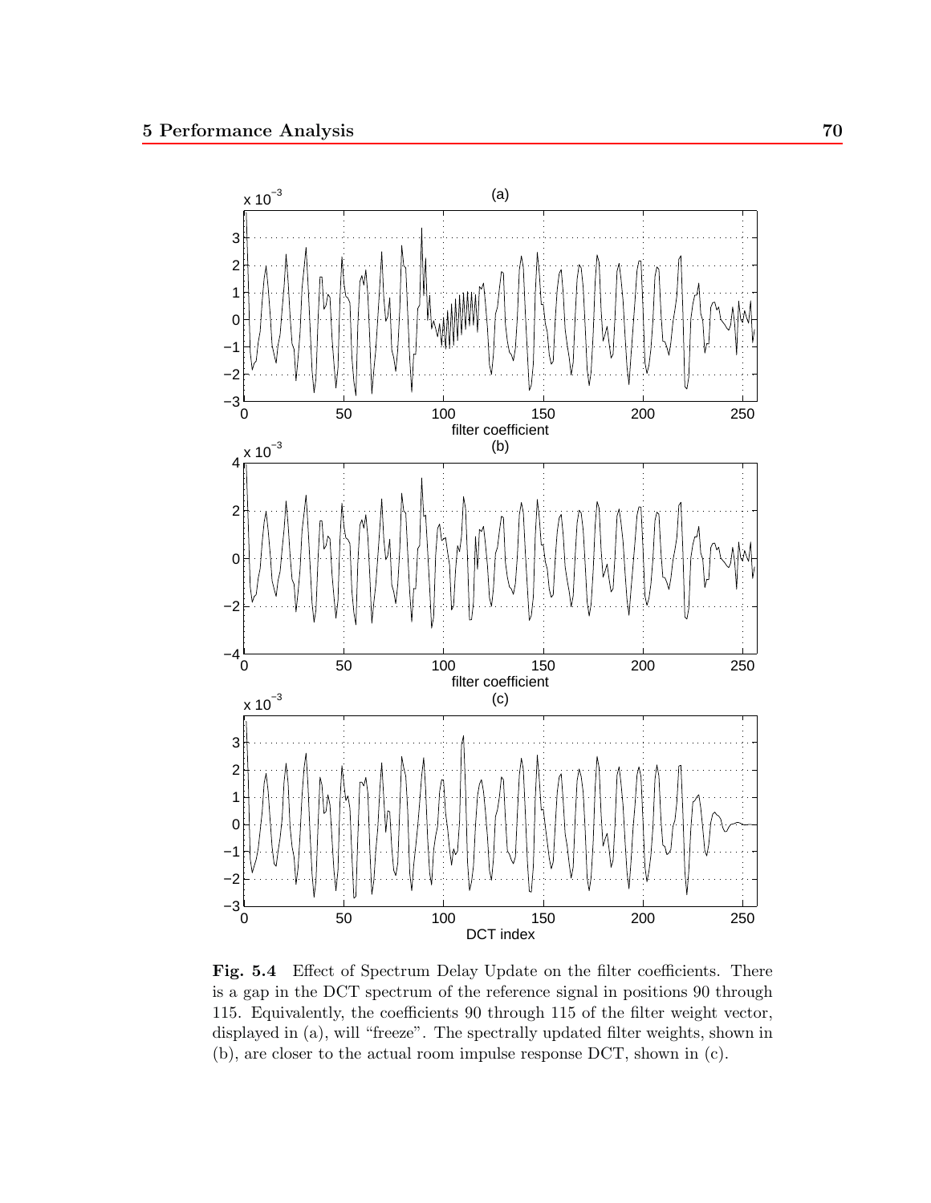**Fig. 5.4** Effect of Spectrum Delay Update on the filter coefficients. There is a gap in the DCT spectrum of the reference signal in positions 90 through 115. Equivalently, the coefficients 90 through 115 of the filter weight vector, displayed in (a), will "freeze". The spectrally updated filter weights, shown in (b), are closer to the actual room impulse response DCT, shown in (c).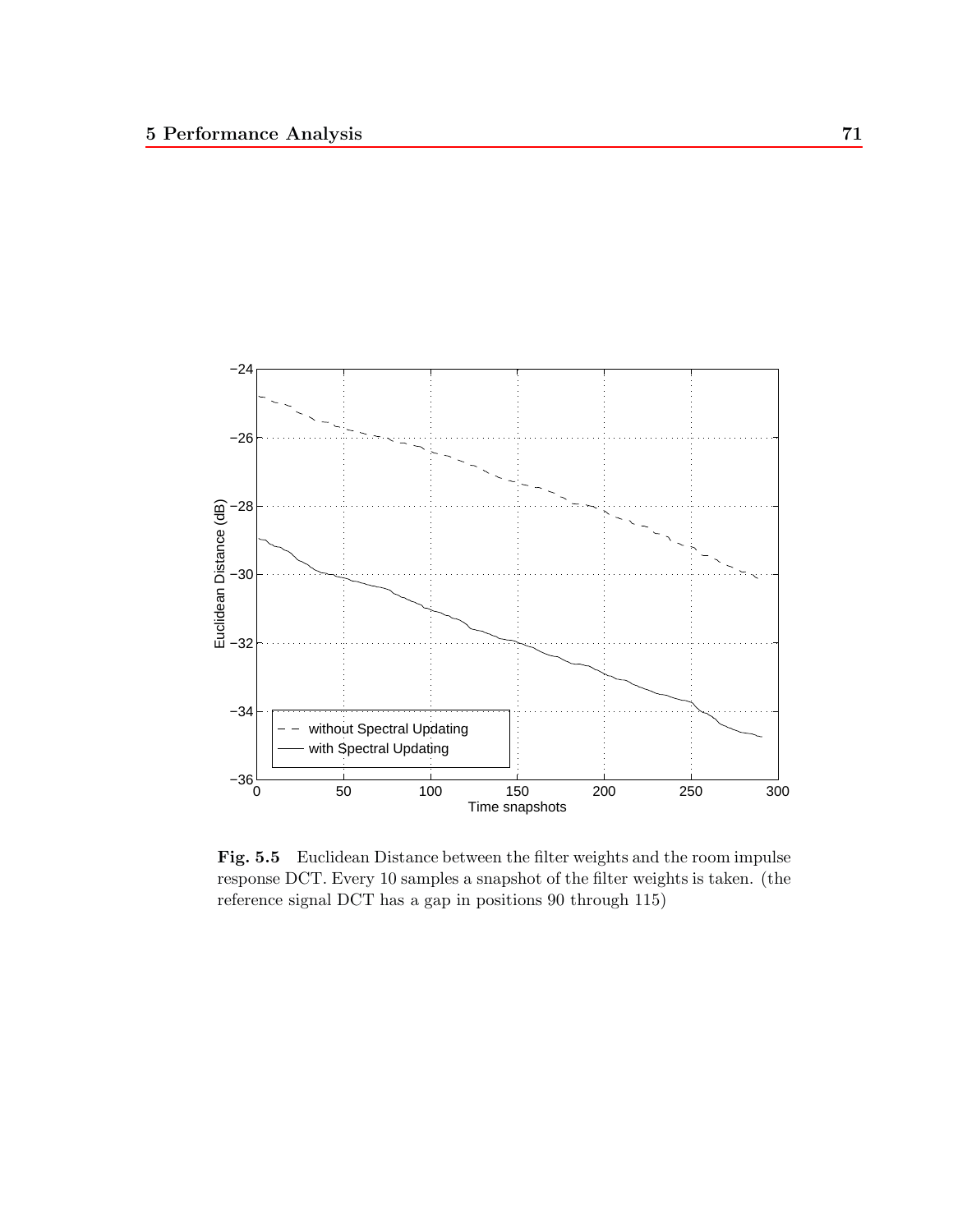**Fig. 5.5** Euclidean Distance between the filter weights and the room impulse response DCT. Every 10 samples a snapshot of the filter weights is taken. (the reference signal DCT has a gap in positions 90 through 115)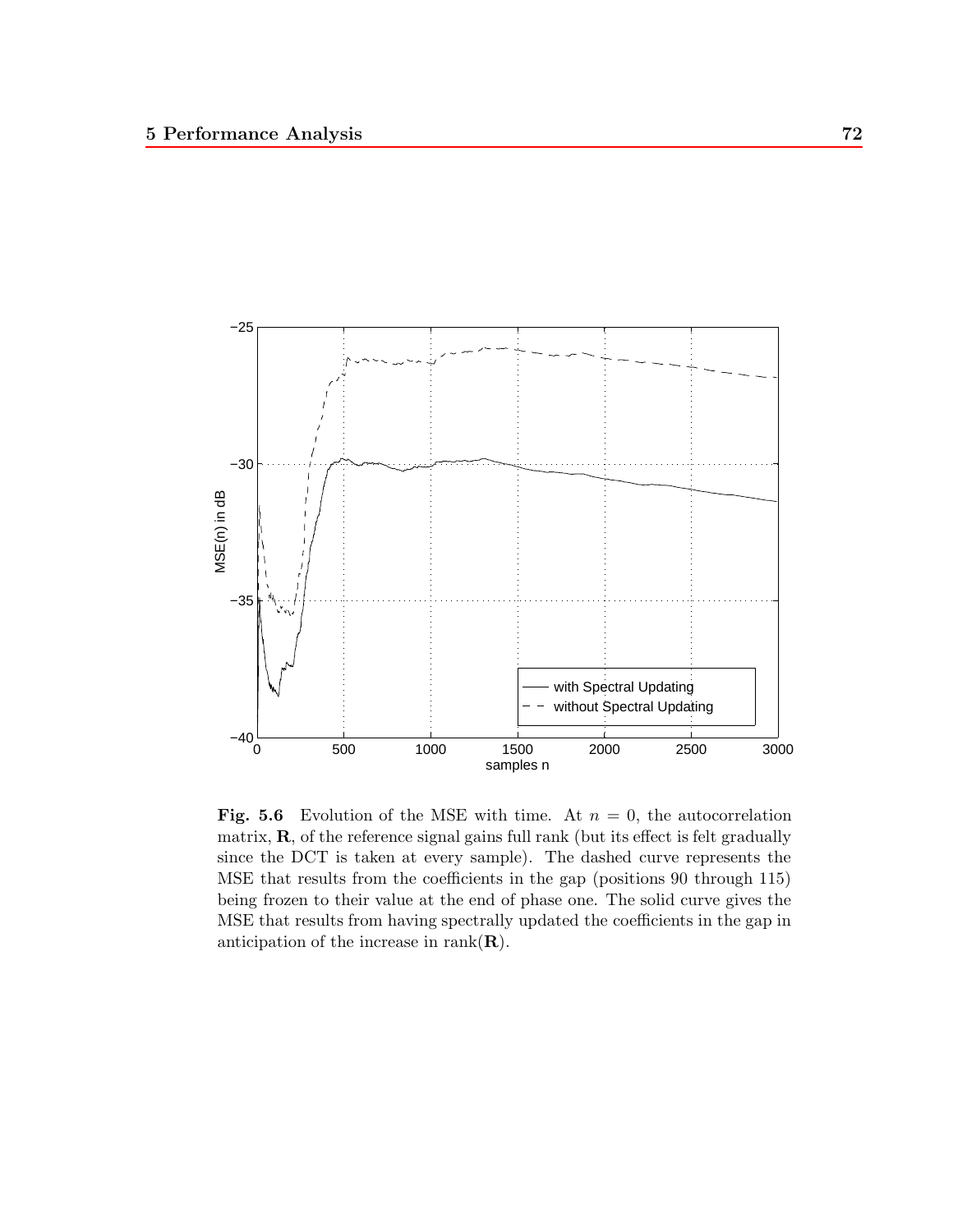**Fig. 5.6** Evolution of the MSE with time. At $n = 0$, the autocorrelation matrix, $\mathbf{R}$, of the reference signal gains full rank (but its effect is felt gradually since the DCT is taken at every sample). The dashed curve represents the MSE that results from the coefficients in the gap (positions 90 through 115) being frozen to their value at the end of phase one. The solid curve gives the MSE that results from having spectrally updated the coefficients in the gap in anticipation of the increase in rank($\mathbf{R}$).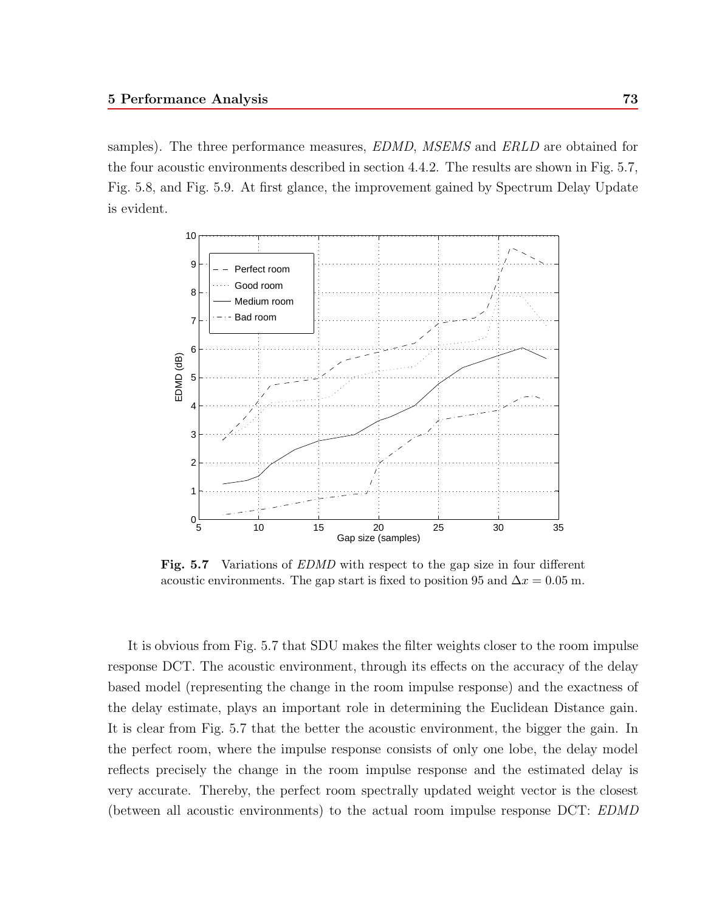samples). The three performance measures, *EDMD*, *MSEMS* and *ERLD* are obtained for the four acoustic environments described in section 4.4.2. The results are shown in Fig. 5.7, Fig. 5.8, and Fig. 5.9. At first glance, the improvement gained by Spectrum Delay Update is evident.

**Fig. 5.7** Variations of *EDMD* with respect to the gap size in four different acoustic environments. The gap start is fixed to position 95 and $\Delta x = 0.05$ m.

It is obvious from Fig. 5.7 that SDU makes the filter weights closer to the room impulse response DCT. The acoustic environment, through its effects on the accuracy of the delay based model (representing the change in the room impulse response) and the exactness of the delay estimate, plays an important role in determining the Euclidean Distance gain. It is clear from Fig. 5.7 that the better the acoustic environment, the bigger the gain. In the perfect room, where the impulse response consists of only one lobe, the delay model reflects precisely the change in the room impulse response and the estimated delay is very accurate. Thereby, the perfect room spectrally updated weight vector is the closest (between all acoustic environments) to the actual room impulse response DCT: *EDMD*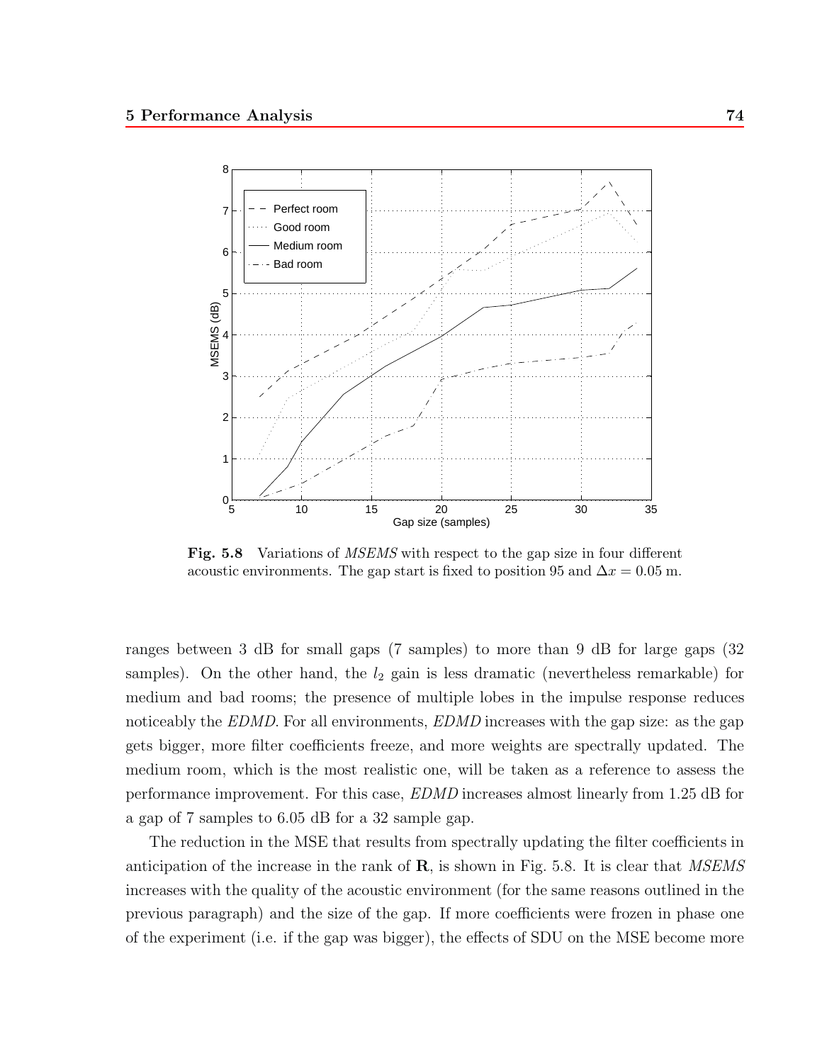**Fig. 5.8** Variations of *MSEMS* with respect to the gap size in four different acoustic environments. The gap start is fixed to position 95 and $\Delta x = 0.05$ m.

ranges between 3 dB for small gaps (7 samples) to more than 9 dB for large gaps (32 samples). On the other hand, the $l_2$ gain is less dramatic (nevertheless remarkable) for medium and bad rooms; the presence of multiple lobes in the impulse response reduces noticeably the *EDMD*. For all environments, *EDMD* increases with the gap size: as the gap gets bigger, more filter coefficients freeze, and more weights are spectrally updated. The medium room, which is the most realistic one, will be taken as a reference to assess the performance improvement. For this case, *EDMD* increases almost linearly from 1.25 dB for a gap of 7 samples to 6.05 dB for a 32 sample gap.

The reduction in the MSE that results from spectrally updating the filter coefficients in anticipation of the increase in the rank of $\mathbf{R}$, is shown in Fig. 5.8. It is clear that *MSEMS* increases with the quality of the acoustic environment (for the same reasons outlined in the previous paragraph) and the size of the gap. If more coefficients were frozen in phase one of the experiment (i.e. if the gap was bigger), the effects of SDU on the MSE become more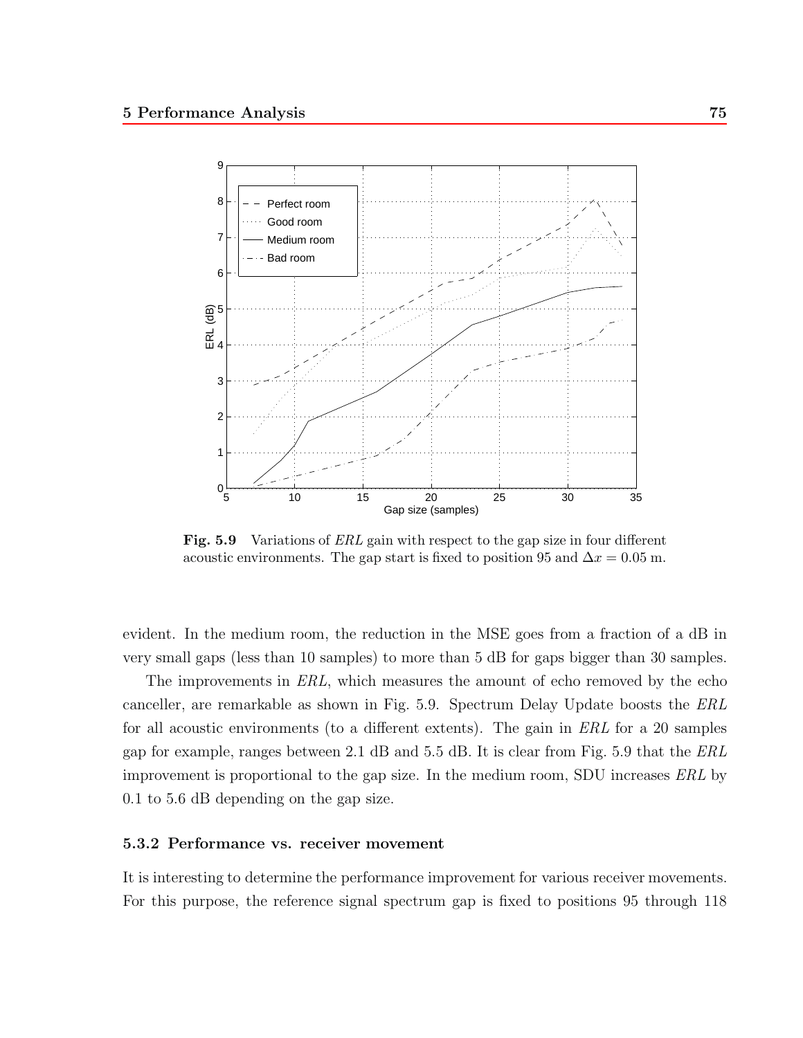**Fig. 5.9** Variations of *ERL* gain with respect to the gap size in four different acoustic environments. The gap start is fixed to position 95 and $\Delta x = 0.05$ m.

evident. In the medium room, the reduction in the MSE goes from a fraction of a dB in very small gaps (less than 10 samples) to more than 5 dB for gaps bigger than 30 samples.

The improvements in *ERL*, which measures the amount of echo removed by the echo canceller, are remarkable as shown in Fig. 5.9. Spectrum Delay Update boosts the *ERL* for all acoustic environments (to a different extents). The gain in *ERL* for a 20 samples gap for example, ranges between 2.1 dB and 5.5 dB. It is clear from Fig. 5.9 that the *ERL* improvement is proportional to the gap size. In the medium room, SDU increases *ERL* by 0.1 to 5.6 dB depending on the gap size.

### 5.3.2 Performance vs. receiver movement

It is interesting to determine the performance improvement for various receiver movements. For this purpose, the reference signal spectrum gap is fixed to positions 95 through 118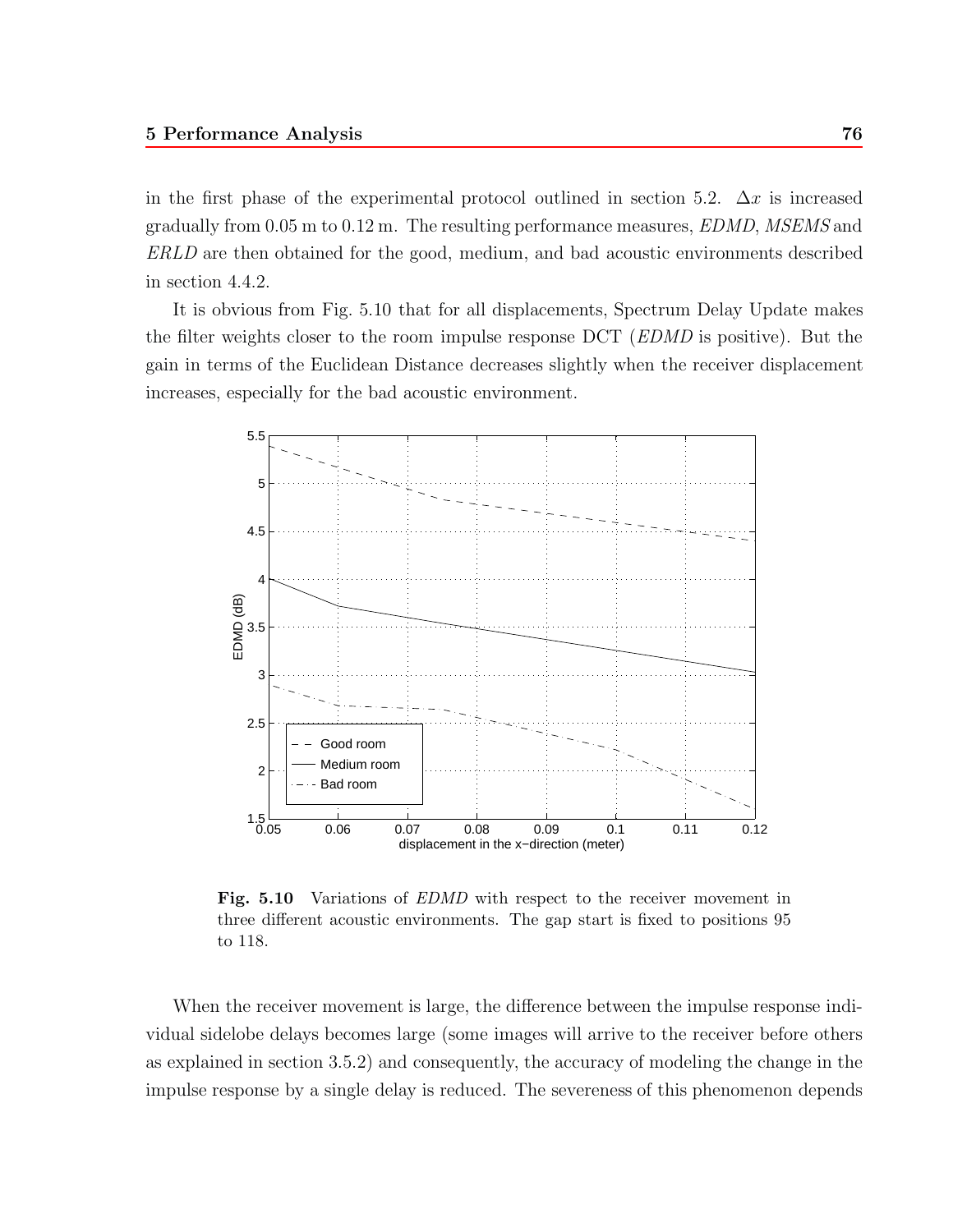in the first phase of the experimental protocol outlined in section 5.2. $\Delta x$ is increased gradually from 0.05 m to 0.12 m. The resulting performance measures, *EDMD*, *MSEMS* and *ERLD* are then obtained for the good, medium, and bad acoustic environments described in section 4.4.2.

It is obvious from Fig. 5.10 that for all displacements, Spectrum Delay Update makes the filter weights closer to the room impulse response DCT (*EDMD* is positive). But the gain in terms of the Euclidean Distance decreases slightly when the receiver displacement increases, especially for the bad acoustic environment.

**Fig. 5.10** Variations of *EDMD* with respect to the receiver movement in three different acoustic environments. The gap start is fixed to positions 95 to 118.

When the receiver movement is large, the difference between the impulse response individual sidelobe delays becomes large (some images will arrive to the receiver before others as explained in section 3.5.2) and consequently, the accuracy of modeling the change in the impulse response by a single delay is reduced. The severeness of this phenomenon depends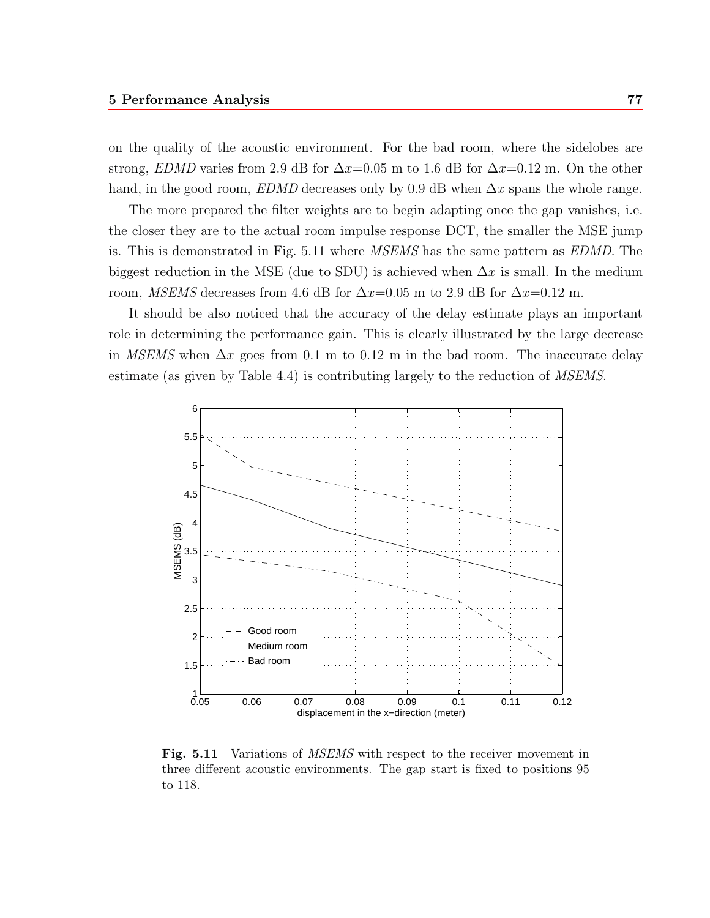on the quality of the acoustic environment. For the bad room, where the sidelobes are strong, *EDMD* varies from 2.9 dB for $\Delta x$=0.05 m to 1.6 dB for $\Delta x$=0.12 m. On the other hand, in the good room, *EDMD* decreases only by 0.9 dB when $\Delta x$ spans the whole range.

The more prepared the filter weights are to begin adapting once the gap vanishes, i.e. the closer they are to the actual room impulse response DCT, the smaller the MSE jump is. This is demonstrated in Fig. 5.11 where *MSEMS* has the same pattern as *EDMD*. The biggest reduction in the MSE (due to SDU) is achieved when $\Delta x$ is small. In the medium room, *MSEMS* decreases from 4.6 dB for $\Delta x$=0.05 m to 2.9 dB for $\Delta x$=0.12 m.

It should be also noticed that the accuracy of the delay estimate plays an important role in determining the performance gain. This is clearly illustrated by the large decrease in *MSEMS* when $\Delta x$ goes from 0.1 m to 0.12 m in the bad room. The inaccurate delay estimate (as given by Table 4.4) is contributing largely to the reduction of *MSEMS*.

**Fig. 5.11** Variations of *MSEMS* with respect to the receiver movement in three different acoustic environments. The gap start is fixed to positions 95 to 118.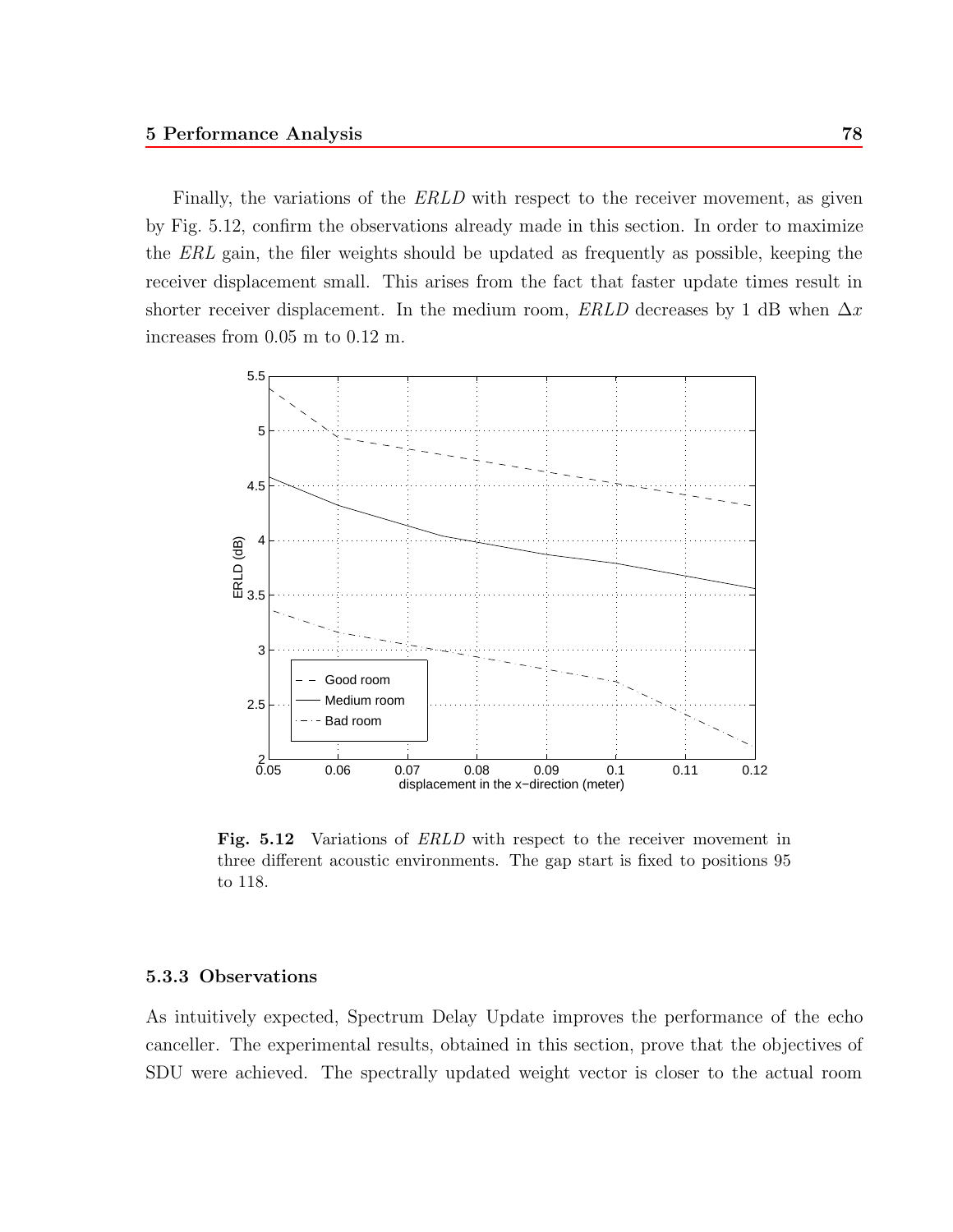Finally, the variations of the *ERLD* with respect to the receiver movement, as given by Fig. 5.12, confirm the observations already made in this section. In order to maximize the *ERL* gain, the filer weights should be updated as frequently as possible, keeping the receiver displacement small. This arises from the fact that faster update times result in shorter receiver displacement. In the medium room, *ERLD* decreases by 1 dB when $\Delta x$ increases from 0.05 m to 0.12 m.

**Fig. 5.12** Variations of *ERLD* with respect to the receiver movement in three different acoustic environments. The gap start is fixed to positions 95 to 118.

### 5.3.3 Observations

As intuitively expected, Spectrum Delay Update improves the performance of the echo canceller. The experimental results, obtained in this section, prove that the objectives of SDU were achieved. The spectrally updated weight vector is closer to the actual room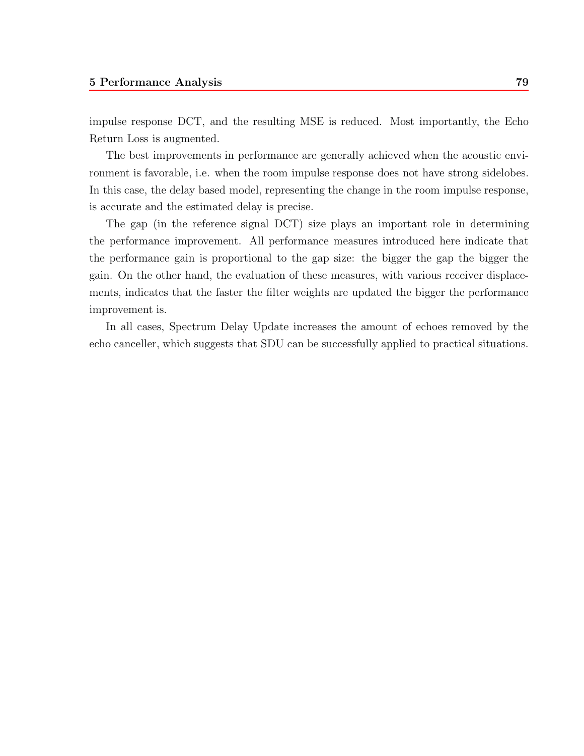impulse response DCT, and the resulting MSE is reduced. Most importantly, the Echo Return Loss is augmented.

The best improvements in performance are generally achieved when the acoustic environment is favorable, i.e. when the room impulse response does not have strong sidelobes. In this case, the delay based model, representing the change in the room impulse response, is accurate and the estimated delay is precise.

The gap (in the reference signal DCT) size plays an important role in determining the performance improvement. All performance measures introduced here indicate that the performance gain is proportional to the gap size: the bigger the gap the bigger the gain. On the other hand, the evaluation of these measures, with various receiver displacements, indicates that the faster the filter weights are updated the bigger the performance improvement is.

In all cases, Spectrum Delay Update increases the amount of echoes removed by the echo canceller, which suggests that SDU can be successfully applied to practical situations.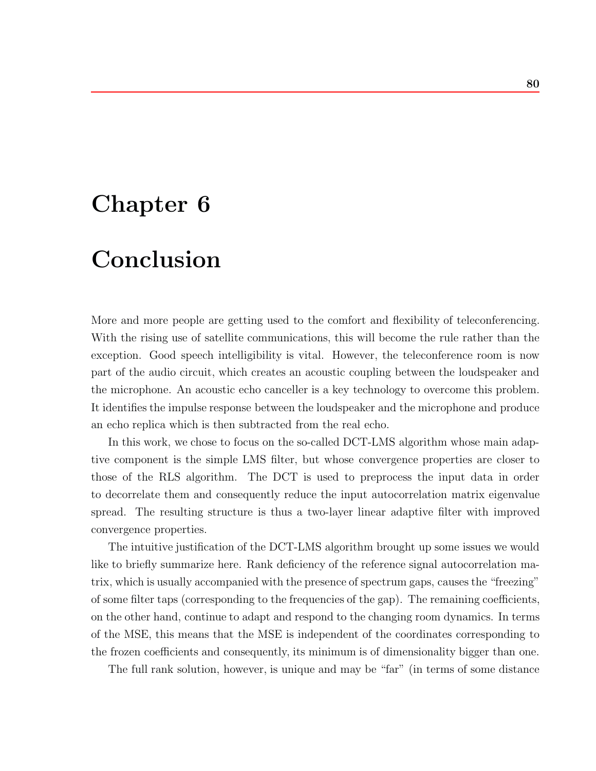# Chapter 6

# Conclusion

More and more people are getting used to the comfort and flexibility of teleconferencing. With the rising use of satellite communications, this will become the rule rather than the exception. Good speech intelligibility is vital. However, the teleconference room is now part of the audio circuit, which creates an acoustic coupling between the loudspeaker and the microphone. An acoustic echo canceller is a key technology to overcome this problem. It identifies the impulse response between the loudspeaker and the microphone and produce an echo replica which is then subtracted from the real echo.

In this work, we chose to focus on the so-called DCT-LMS algorithm whose main adaptive component is the simple LMS filter, but whose convergence properties are closer to those of the RLS algorithm. The DCT is used to preprocess the input data in order to decorrelate them and consequently reduce the input autocorrelation matrix eigenvalue spread. The resulting structure is thus a two-layer linear adaptive filter with improved convergence properties.

The intuitive justification of the DCT-LMS algorithm brought up some issues we would like to briefly summarize here. Rank deficiency of the reference signal autocorrelation matrix, which is usually accompanied with the presence of spectrum gaps, causes the "freezing" of some filter taps (corresponding to the frequencies of the gap). The remaining coefficients, on the other hand, continue to adapt and respond to the changing room dynamics. In terms of the MSE, this means that the MSE is independent of the coordinates corresponding to the frozen coefficients and consequently, its minimum is of dimensionality bigger than one.

The full rank solution, however, is unique and may be "far" (in terms of some distance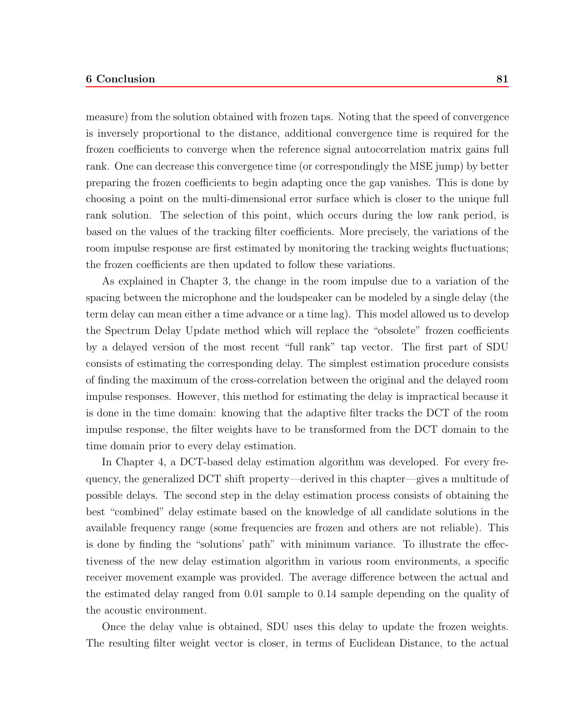measure) from the solution obtained with frozen taps. Noting that the speed of convergence is inversely proportional to the distance, additional convergence time is required for the frozen coefficients to converge when the reference signal autocorrelation matrix gains full rank. One can decrease this convergence time (or correspondingly the MSE jump) by better preparing the frozen coefficients to begin adapting once the gap vanishes. This is done by choosing a point on the multi-dimensional error surface which is closer to the unique full rank solution. The selection of this point, which occurs during the low rank period, is based on the values of the tracking filter coefficients. More precisely, the variations of the room impulse response are first estimated by monitoring the tracking weights fluctuations; the frozen coefficients are then updated to follow these variations.

As explained in Chapter 3, the change in the room impulse due to a variation of the spacing between the microphone and the loudspeaker can be modeled by a single delay (the term delay can mean either a time advance or a time lag). This model allowed us to develop the Spectrum Delay Update method which will replace the "obsolete" frozen coefficients by a delayed version of the most recent "full rank" tap vector. The first part of SDU consists of estimating the corresponding delay. The simplest estimation procedure consists of finding the maximum of the cross-correlation between the original and the delayed room impulse responses. However, this method for estimating the delay is impractical because it is done in the time domain: knowing that the adaptive filter tracks the DCT of the room impulse response, the filter weights have to be transformed from the DCT domain to the time domain prior to every delay estimation.

In Chapter 4, a DCT-based delay estimation algorithm was developed. For every frequency, the generalized DCT shift property—derived in this chapter—gives a multitude of possible delays. The second step in the delay estimation process consists of obtaining the best "combined" delay estimate based on the knowledge of all candidate solutions in the available frequency range (some frequencies are frozen and others are not reliable). This is done by finding the "solutions' path" with minimum variance. To illustrate the effectiveness of the new delay estimation algorithm in various room environments, a specific receiver movement example was provided. The average difference between the actual and the estimated delay ranged from 0.01 sample to 0.14 sample depending on the quality of the acoustic environment.

Once the delay value is obtained, SDU uses this delay to update the frozen weights. The resulting filter weight vector is closer, in terms of Euclidean Distance, to the actual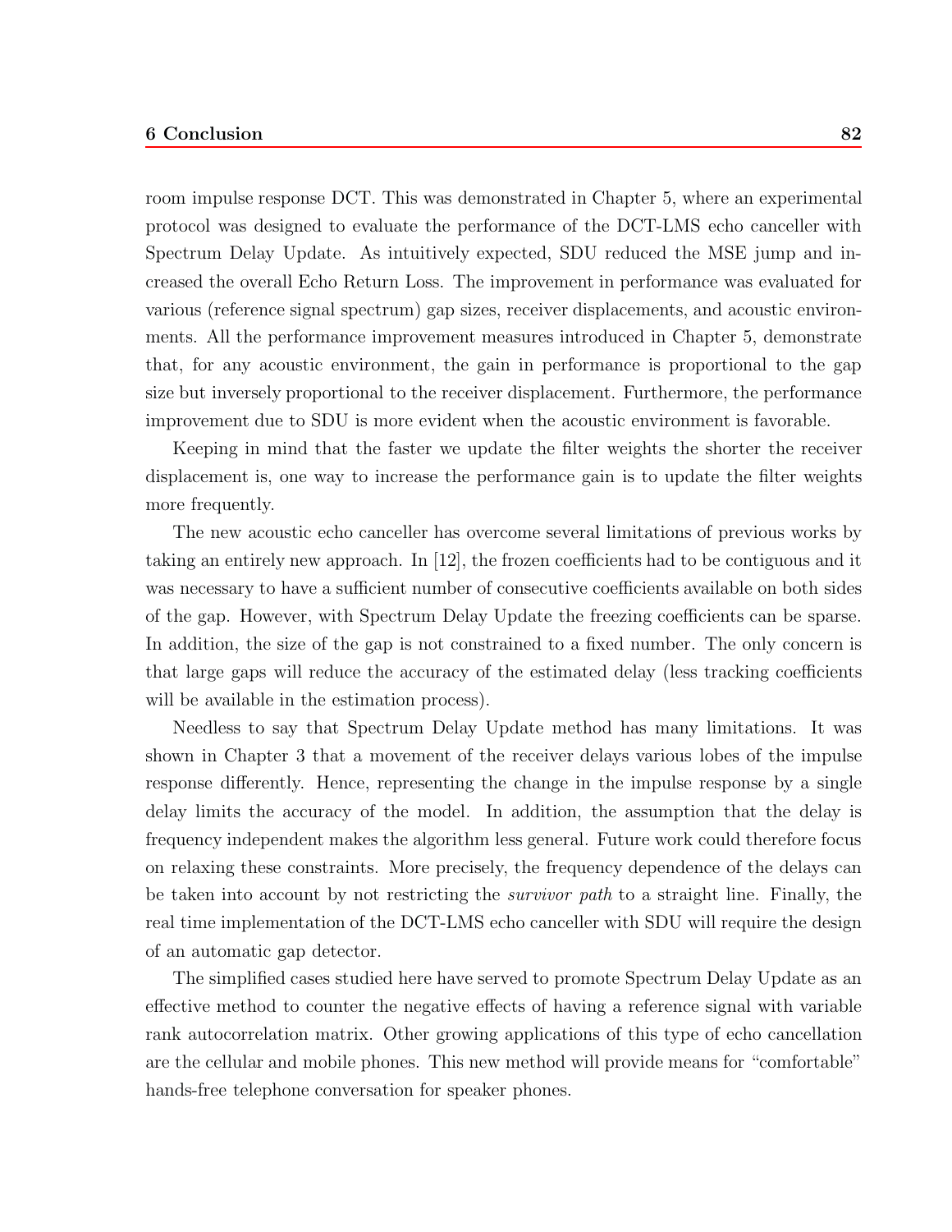room impulse response DCT. This was demonstrated in Chapter 5, where an experimental protocol was designed to evaluate the performance of the DCT-LMS echo canceller with Spectrum Delay Update. As intuitively expected, SDU reduced the MSE jump and increased the overall Echo Return Loss. The improvement in performance was evaluated for various (reference signal spectrum) gap sizes, receiver displacements, and acoustic environments. All the performance improvement measures introduced in Chapter 5, demonstrate that, for any acoustic environment, the gain in performance is proportional to the gap size but inversely proportional to the receiver displacement. Furthermore, the performance improvement due to SDU is more evident when the acoustic environment is favorable.

Keeping in mind that the faster we update the filter weights the shorter the receiver displacement is, one way to increase the performance gain is to update the filter weights more frequently.

The new acoustic echo canceller has overcome several limitations of previous works by taking an entirely new approach. In [12], the frozen coefficients had to be contiguous and it was necessary to have a sufficient number of consecutive coefficients available on both sides of the gap. However, with Spectrum Delay Update the freezing coefficients can be sparse. In addition, the size of the gap is not constrained to a fixed number. The only concern is that large gaps will reduce the accuracy of the estimated delay (less tracking coefficients will be available in the estimation process).

Needless to say that Spectrum Delay Update method has many limitations. It was shown in Chapter 3 that a movement of the receiver delays various lobes of the impulse response differently. Hence, representing the change in the impulse response by a single delay limits the accuracy of the model. In addition, the assumption that the delay is frequency independent makes the algorithm less general. Future work could therefore focus on relaxing these constraints. More precisely, the frequency dependence of the delays can be taken into account by not restricting the *survivor path* to a straight line. Finally, the real time implementation of the DCT-LMS echo canceller with SDU will require the design of an automatic gap detector.

The simplified cases studied here have served to promote Spectrum Delay Update as an effective method to counter the negative effects of having a reference signal with variable rank autocorrelation matrix. Other growing applications of this type of echo cancellation are the cellular and mobile phones. This new method will provide means for "comfortable" hands-free telephone conversation for speaker phones.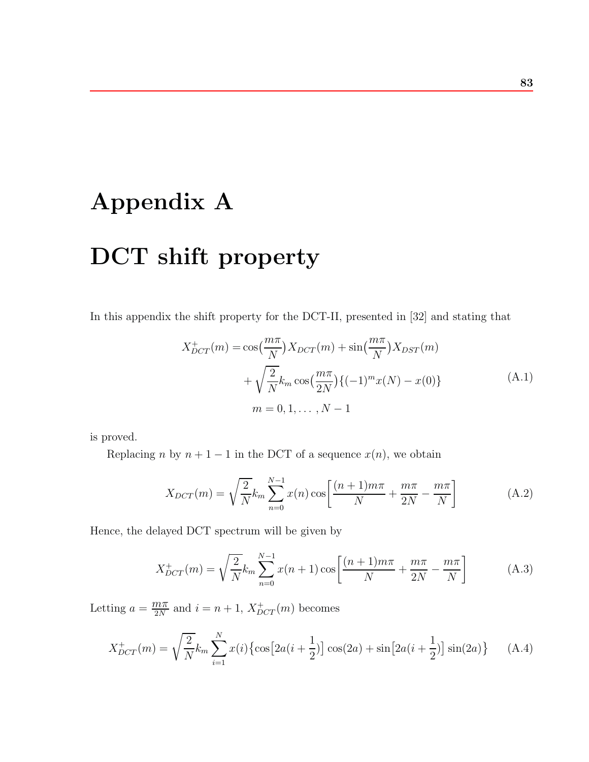# Appendix A

# DCT shift property

In this appendix the shift property for the DCT-II, presented in [32] and stating that

$$
\begin{aligned}
X_{DCT}^{+}(m) = & \cos\big(\frac{m\pi}{N}\big) X_{DCT}(m) + \sin\big(\frac{m\pi}{N}\big) X_{DST}(m) \\
& + \sqrt{\frac{2}{N}} k_m \cos\big(\frac{m\pi}{2N}\big) \{(-1)^m x(N) - x(0)\} \\
& m = 0, 1, \ldots, N-1
\end{aligned}
\tag{A.1}
$$

is proved.

Replacing $n$ by $n+1-1$ in the DCT of a sequence $x(n)$, we obtain

$$
X_{DCT}(m) = \sqrt{\frac{2}{N}} k_m \sum_{n=0}^{N-1} x(n) \cos\Big[\frac{(n+1)m\pi}{N} + \frac{m\pi}{2N} - \frac{m\pi}{N}\Big]
\tag{A.2}
$$

Hence, the delayed DCT spectrum will be given by

$$
X_{DCT}^{+}(m) = \sqrt{\frac{2}{N}} k_m \sum_{n=0}^{N-1} x(n+1) \cos\Big[\frac{(n+1)m\pi}{N} + \frac{m\pi}{2N} - \frac{m\pi}{N}\Big]
\tag{A.3}
$$

Letting $a = \frac{m\pi}{2N}$ and $i = n+1$, $X_{DCT}^{+}(m)$ becomes

$$
X_{DCT}^{+}(m) = \sqrt{\frac{2}{N}} k_m \sum_{i=1}^{N} x(i) \big\{ \cos\big[2a(i+\frac{1}{2})\big] \cos(2a) + \sin\big[2a(i+\frac{1}{2})\big] \sin(2a) \big\}
\tag{A.4}
$$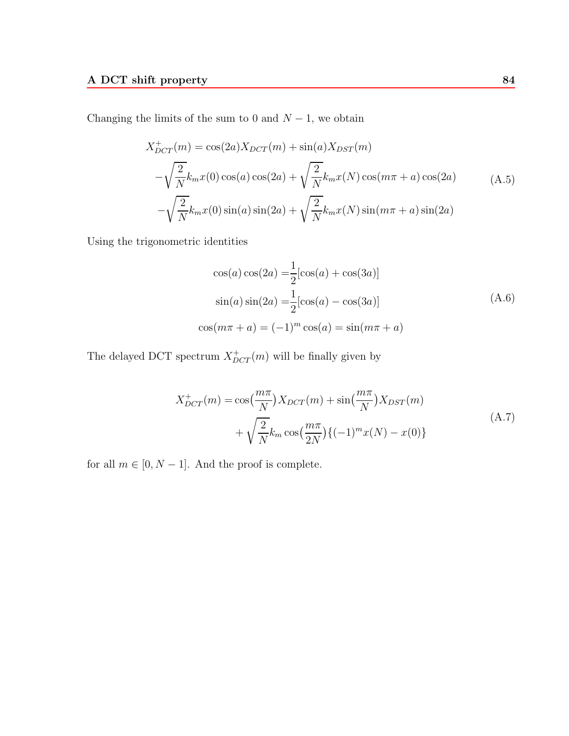Changing the limits of the sum to 0 and $N-1$, we obtain

$$
\begin{aligned}
X^{+}_{DCT}(m) = & \cos(2a) X_{DCT}(m) + \sin(a) X_{DST}(m) \\
& -\sqrt{\frac{2}{N}} k_m x(0) \cos(a)\cos(2a) + \sqrt{\frac{2}{N}} k_m x(N) \cos(m\pi + a)\cos(2a) \\
& -\sqrt{\frac{2}{N}} k_m x(0) \sin(a)\sin(2a) + \sqrt{\frac{2}{N}} k_m x(N) \sin(m\pi + a)\sin(2a)
\end{aligned}
\tag{A.5}
$$

Using the trigonometric identities

$$
\begin{aligned}
\cos(a)\cos(2a) =& \frac{1}{2}[\cos(a) + \cos(3a)] \\
\sin(a)\sin(2a) =& \frac{1}{2}[\cos(a) - \cos(3a)] \\
\cos(m\pi + a) = (-1)^m & \cos(a) = \sin(m\pi + a)
\end{aligned}
\tag{A.6}
$$

The delayed DCT spectrum $X^{+}_{DCT}(m)$ will be finally given by

$$
\begin{aligned}
X^{+}_{DCT}(m) = & \cos\big(\frac{m\pi}{N}\big) X_{DCT}(m) + \sin\big(\frac{m\pi}{N}\big) X_{DST}(m) \\
& + \sqrt{\frac{2}{N}} k_m \cos\big(\frac{m\pi}{2N}\big)\{(-1)^m x(N) - x(0)\}
\end{aligned}
\tag{A.7}
$$

for all $m \in [0, N-1]$. And the proof is complete.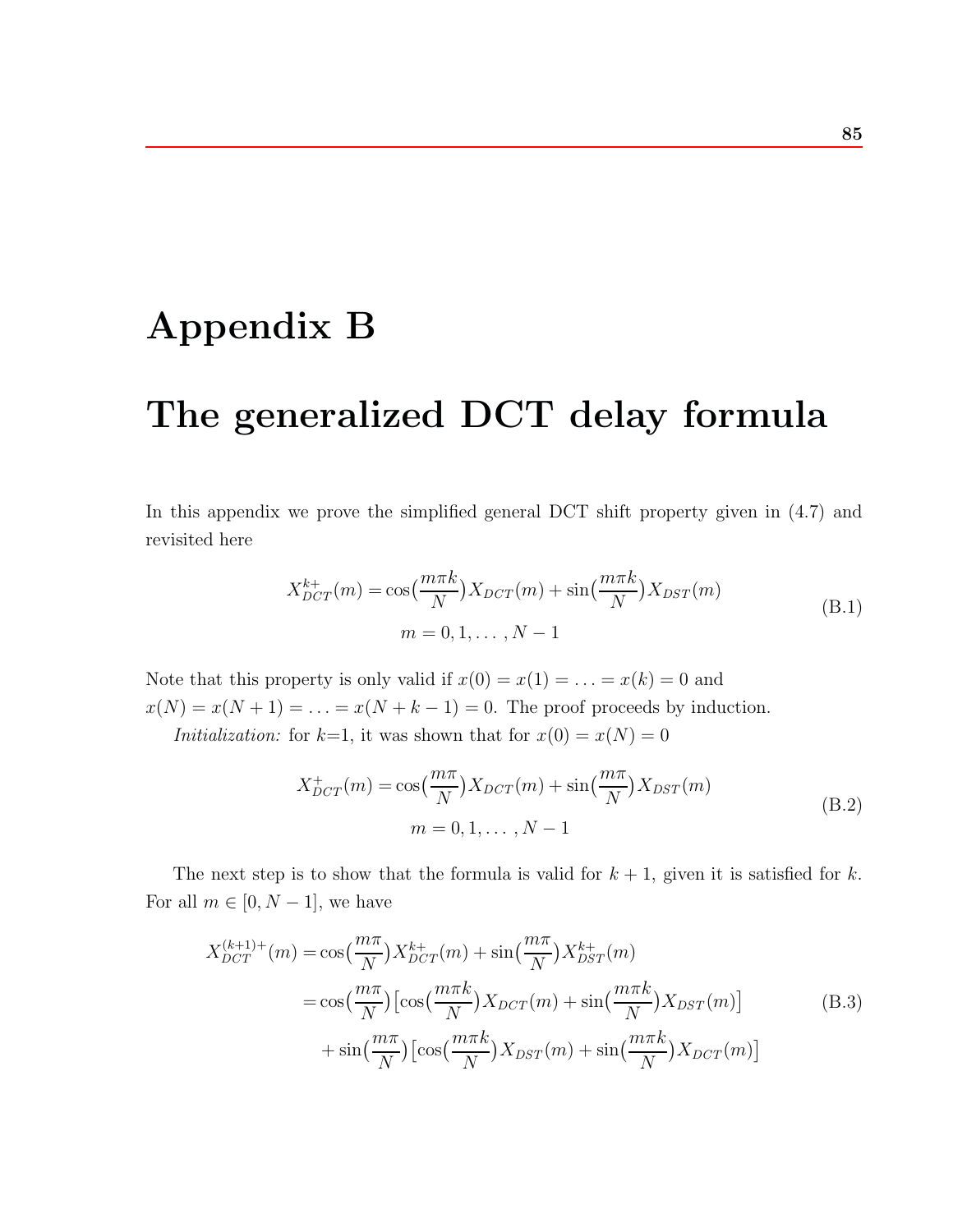// Appendix B

# The generalized DCT delay formula

In this appendix we prove the simplified general DCT shift property given in (4.7) and revisited here

$$
\begin{aligned}
X_{DCT}^{k+}(m) &= \cos\big(\frac{m\pi k}{N}\big)X_{DCT}(m) + \sin\big(\frac{m\pi k}{N}\big)X_{DST}(m) \\
m &= 0, 1, \ldots, N-1
\end{aligned}
\tag{B.1}
$$

Note that this property is only valid if $x(0) = x(1) = \ldots = x(k) = 0$ and $x(N) = x(N+1) = \ldots = x(N+k-1) = 0$. The proof proceeds by induction.

*Initialization:* for $k$=1, it was shown that for $x(0) = x(N) = 0$

$$
\begin{aligned}
X_{DCT}^{+}(m) &= \cos\big(\frac{m\pi}{N}\big)X_{DCT}(m) + \sin\big(\frac{m\pi}{N}\big)X_{DST}(m) \\
m &= 0, 1, \ldots, N-1
\end{aligned}
\tag{B.2}
$$

The next step is to show that the formula is valid for $k+1$, given it is satisfied for $k$. For all $m \in [0, N-1]$, we have

$$
\begin{aligned}
X_{DCT}^{(k+1)+}(m) &= \cos\big(\frac{m\pi}{N}\big)X_{DCT}^{k+}(m) + \sin\big(\frac{m\pi}{N}\big)X_{DST}^{k+}(m) \\
&= \cos\big(\frac{m\pi}{N}\big)\big[\cos\big(\frac{m\pi k}{N}\big)X_{DCT}(m) + \sin\big(\frac{m\pi k}{N}\big)X_{DST}(m)\big] \\
&\quad + \sin\big(\frac{m\pi}{N}\big)\big[\cos\big(\frac{m\pi k}{N}\big)X_{DST}(m) + \sin\big(\frac{m\pi k}{N}\big)X_{DCT}(m)\big]
\end{aligned}
\tag{B.3}
$$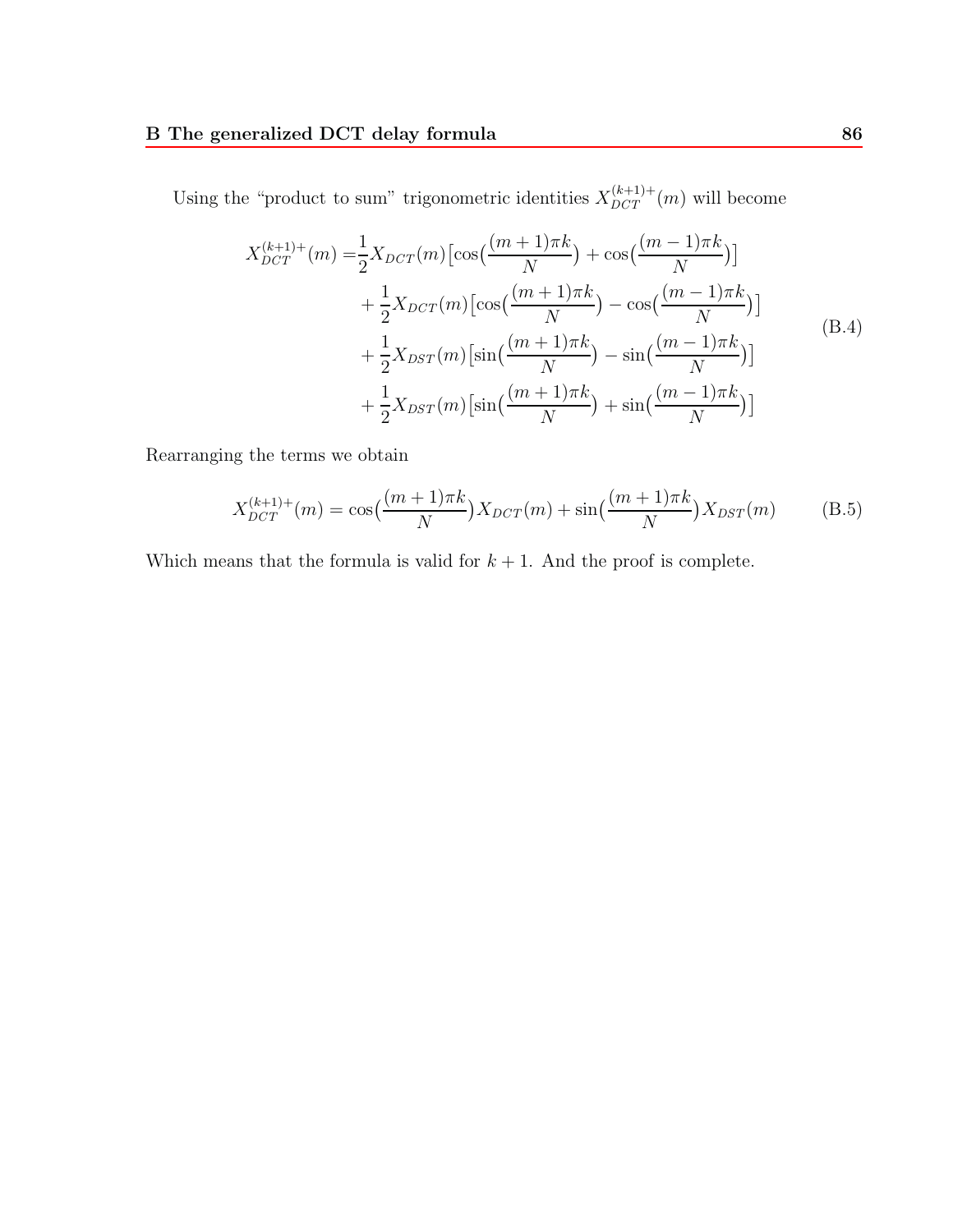Using the "product to sum" trigonometric identities $X_{DCT}^{(k+1)+}(m)$ will become

$$
\begin{aligned}
X_{DCT}^{(k+1)+}(m) =& \frac{1}{2}X_{DCT}(m)\big[\cos\big(\frac{(m+1)\pi k}{N}\big) + \cos\big(\frac{(m-1)\pi k}{N}\big)\big] \\
&+ \frac{1}{2}X_{DCT}(m)\big[\cos\big(\frac{(m+1)\pi k}{N}\big) - \cos\big(\frac{(m-1)\pi k}{N}\big)\big] \\
&+ \frac{1}{2}X_{DST}(m)\big[\sin\big(\frac{(m+1)\pi k}{N}\big) - \sin\big(\frac{(m-1)\pi k}{N}\big)\big] \\
&+ \frac{1}{2}X_{DST}(m)\big[\sin\big(\frac{(m+1)\pi k}{N}\big) + \sin\big(\frac{(m-1)\pi k}{N}\big)\big]
\end{aligned}
\tag{B.4}
$$

Rearranging the terms we obtain

$$
X_{DCT}^{(k+1)+}(m) = \cos\big(\frac{(m+1)\pi k}{N}\big)X_{DCT}(m) + \sin\big(\frac{(m+1)\pi k}{N}\big)X_{DST}(m) \tag{B.5}
$$

Which means that the formula is valid for $k+1$. And the proof is complete.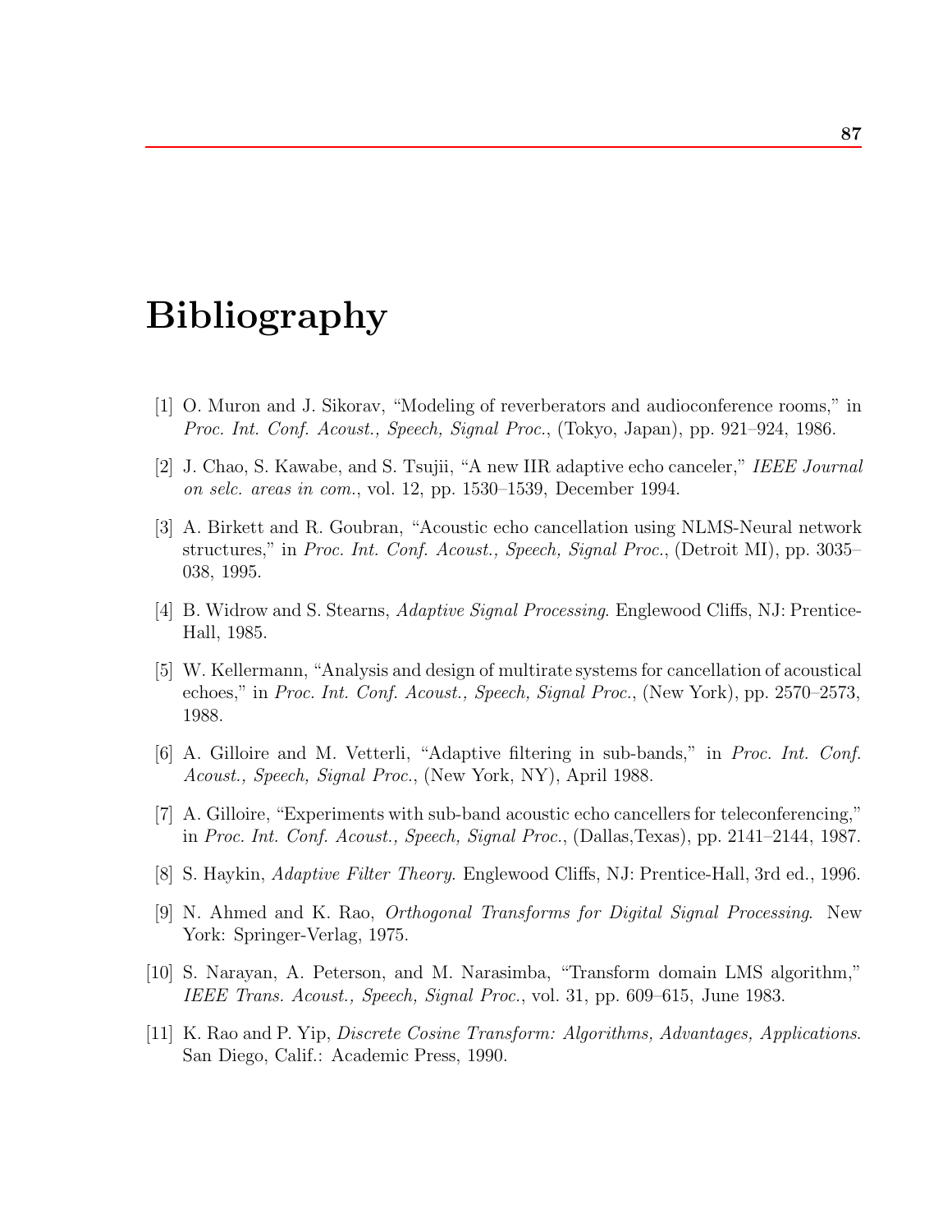# Bibliography

[1] O. Muron and J. Sikorav, "Modeling of reverberators and audioconference rooms," in *Proc. Int. Conf. Acoust., Speech, Signal Proc.*, (Tokyo, Japan), pp. 921–924, 1986.

[2] J. Chao, S. Kawabe, and S. Tsujii, "A new IIR adaptive echo canceler," *IEEE Journal on selc. areas in com.*, vol. 12, pp. 1530–1539, December 1994.

[3] A. Birkett and R. Goubran, "Acoustic echo cancellation using NLMS-Neural network structures," in *Proc. Int. Conf. Acoust., Speech, Signal Proc.*, (Detroit MI), pp. 3035–038, 1995.

[4] B. Widrow and S. Stearns, *Adaptive Signal Processing*. Englewood Cliffs, NJ: Prentice-Hall, 1985.

[5] W. Kellermann, "Analysis and design of multirate systems for cancellation of acoustical echoes," in *Proc. Int. Conf. Acoust., Speech, Signal Proc.*, (New York), pp. 2570–2573, 1988.

[6] A. Gilloire and M. Vetterli, "Adaptive filtering in sub-bands," in *Proc. Int. Conf. Acoust., Speech, Signal Proc.*, (New York, NY), April 1988.

[7] A. Gilloire, "Experiments with sub-band acoustic echo cancellers for teleconferencing," in *Proc. Int. Conf. Acoust., Speech, Signal Proc.*, (Dallas,Texas), pp. 2141–2144, 1987.

[8] S. Haykin, *Adaptive Filter Theory*. Englewood Cliffs, NJ: Prentice-Hall, 3rd ed., 1996.

[9] N. Ahmed and K. Rao, *Orthogonal Transforms for Digital Signal Processing*. New York: Springer-Verlag, 1975.

[10] S. Narayan, A. Peterson, and M. Narasimba, "Transform domain LMS algorithm," *IEEE Trans. Acoust., Speech, Signal Proc.*, vol. 31, pp. 609–615, June 1983.

[11] K. Rao and P. Yip, *Discrete Cosine Transform: Algorithms, Advantages, Applications*. San Diego, Calif.: Academic Press, 1990.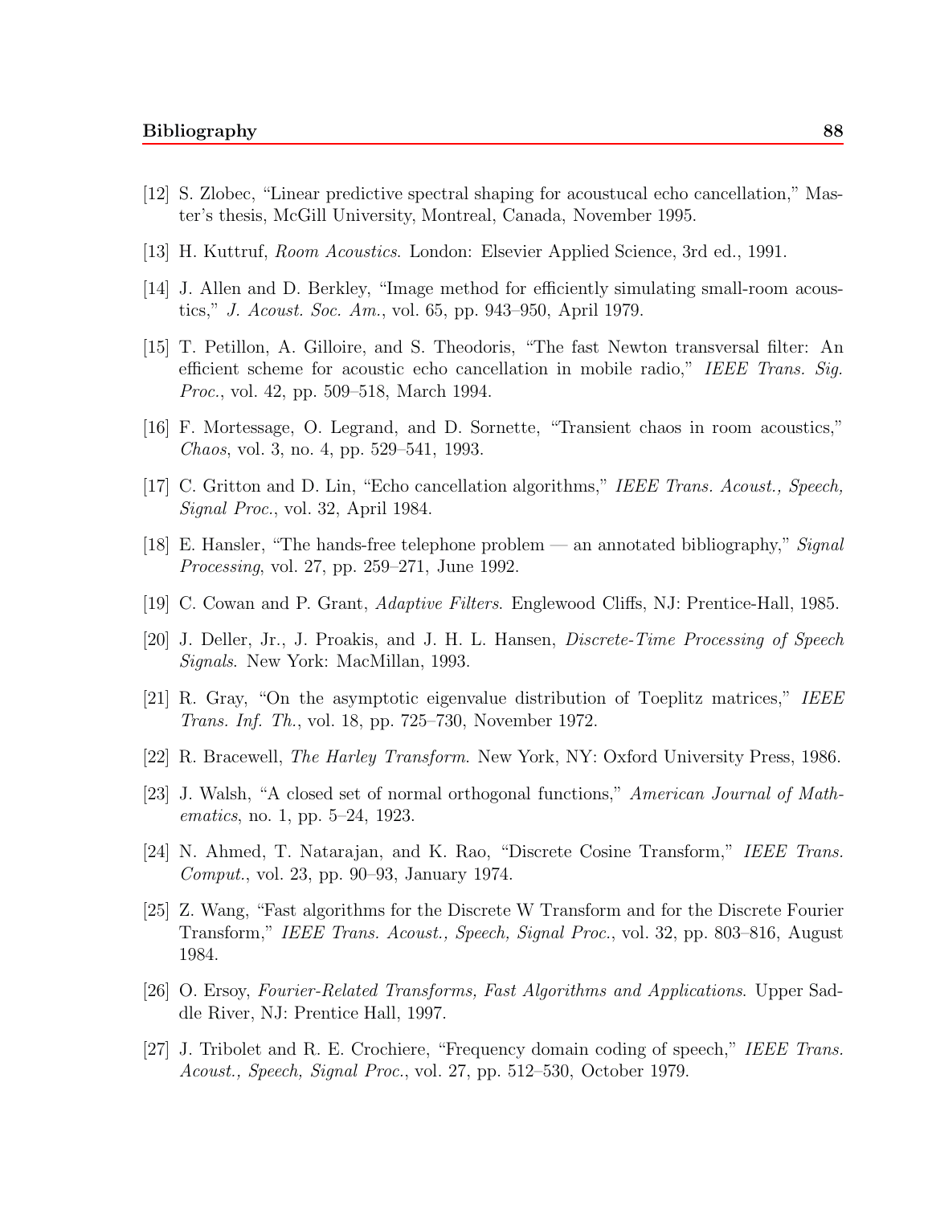[12] S. Zlobec, "Linear predictive spectral shaping for acoustucal echo cancellation," Master's thesis, McGill University, Montreal, Canada, November 1995.

[13] H. Kuttruf, *Room Acoustics*. London: Elsevier Applied Science, 3rd ed., 1991.

[14] J. Allen and D. Berkley, "Image method for efficiently simulating small-room acoustics," *J. Acoust. Soc. Am.*, vol. 65, pp. 943–950, April 1979.

[15] T. Petillon, A. Gilloire, and S. Theodoris, "The fast Newton transversal filter: An efficient scheme for acoustic echo cancellation in mobile radio," *IEEE Trans. Sig. Proc.*, vol. 42, pp. 509–518, March 1994.

[16] F. Mortessage, O. Legrand, and D. Sornette, "Transient chaos in room acoustics," *Chaos*, vol. 3, no. 4, pp. 529–541, 1993.

[17] C. Gritton and D. Lin, "Echo cancellation algorithms," *IEEE Trans. Acoust., Speech, Signal Proc.*, vol. 32, April 1984.

[18] E. Hansler, "The hands-free telephone problem — an annotated bibliography," *Signal Processing*, vol. 27, pp. 259–271, June 1992.

[19] C. Cowan and P. Grant, *Adaptive Filters*. Englewood Cliffs, NJ: Prentice-Hall, 1985.

[20] J. Deller, Jr., J. Proakis, and J. H. L. Hansen, *Discrete-Time Processing of Speech Signals*. New York: MacMillan, 1993.

[21] R. Gray, "On the asymptotic eigenvalue distribution of Toeplitz matrices," *IEEE Trans. Inf. Th.*, vol. 18, pp. 725–730, November 1972.

[22] R. Bracewell, *The Harley Transform*. New York, NY: Oxford University Press, 1986.

[23] J. Walsh, "A closed set of normal orthogonal functions," *American Journal of Mathematics*, no. 1, pp. 5–24, 1923.

[24] N. Ahmed, T. Natarajan, and K. Rao, "Discrete Cosine Transform," *IEEE Trans. Comput.*, vol. 23, pp. 90–93, January 1974.

[25] Z. Wang, "Fast algorithms for the Discrete W Transform and for the Discrete Fourier Transform," *IEEE Trans. Acoust., Speech, Signal Proc.*, vol. 32, pp. 803–816, August 1984.

[26] O. Ersoy, *Fourier-Related Transforms, Fast Algorithms and Applications*. Upper Saddle River, NJ: Prentice Hall, 1997.

[27] J. Tribolet and R. E. Crochiere, "Frequency domain coding of speech," *IEEE Trans. Acoust., Speech, Signal Proc.*, vol. 27, pp. 512–530, October 1979.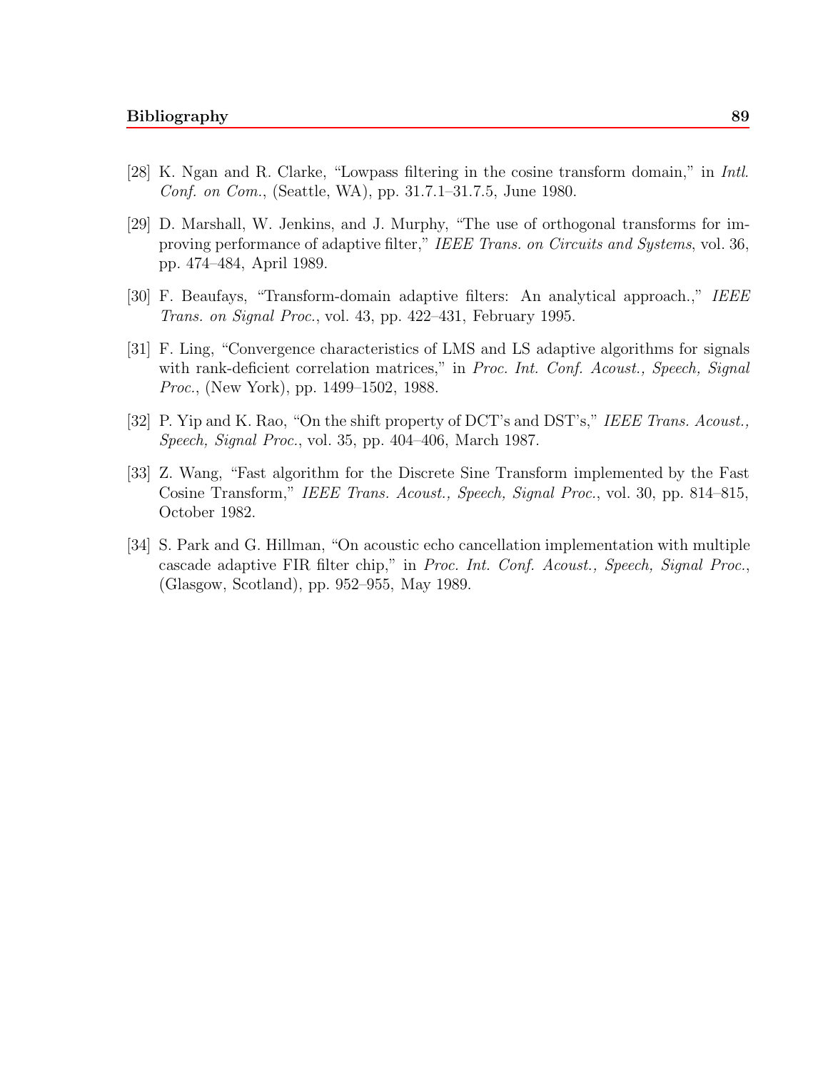[28] K. Ngan and R. Clarke, “Lowpass filtering in the cosine transform domain,” in *Intl. Conf. on Com.*, (Seattle, WA), pp. 31.7.1–31.7.5, June 1980.

[29] D. Marshall, W. Jenkins, and J. Murphy, “The use of orthogonal transforms for improving performance of adaptive filter,” *IEEE Trans. on Circuits and Systems*, vol. 36, pp. 474–484, April 1989.

[30] F. Beaufays, “Transform-domain adaptive filters: An analytical approach.,” *IEEE Trans. on Signal Proc.*, vol. 43, pp. 422–431, February 1995.

[31] F. Ling, “Convergence characteristics of LMS and LS adaptive algorithms for signals with rank-deficient correlation matrices,” in *Proc. Int. Conf. Acoust., Speech, Signal Proc.*, (New York), pp. 1499–1502, 1988.

[32] P. Yip and K. Rao, “On the shift property of DCT’s and DST’s,” *IEEE Trans. Acoust., Speech, Signal Proc.*, vol. 35, pp. 404–406, March 1987.

[33] Z. Wang, “Fast algorithm for the Discrete Sine Transform implemented by the Fast Cosine Transform,” *IEEE Trans. Acoust., Speech, Signal Proc.*, vol. 30, pp. 814–815, October 1982.

[34] S. Park and G. Hillman, “On acoustic echo cancellation implementation with multiple cascade adaptive FIR filter chip,” in *Proc. Int. Conf. Acoust., Speech, Signal Proc.*, (Glasgow, Scotland), pp. 952–955, May 1989.